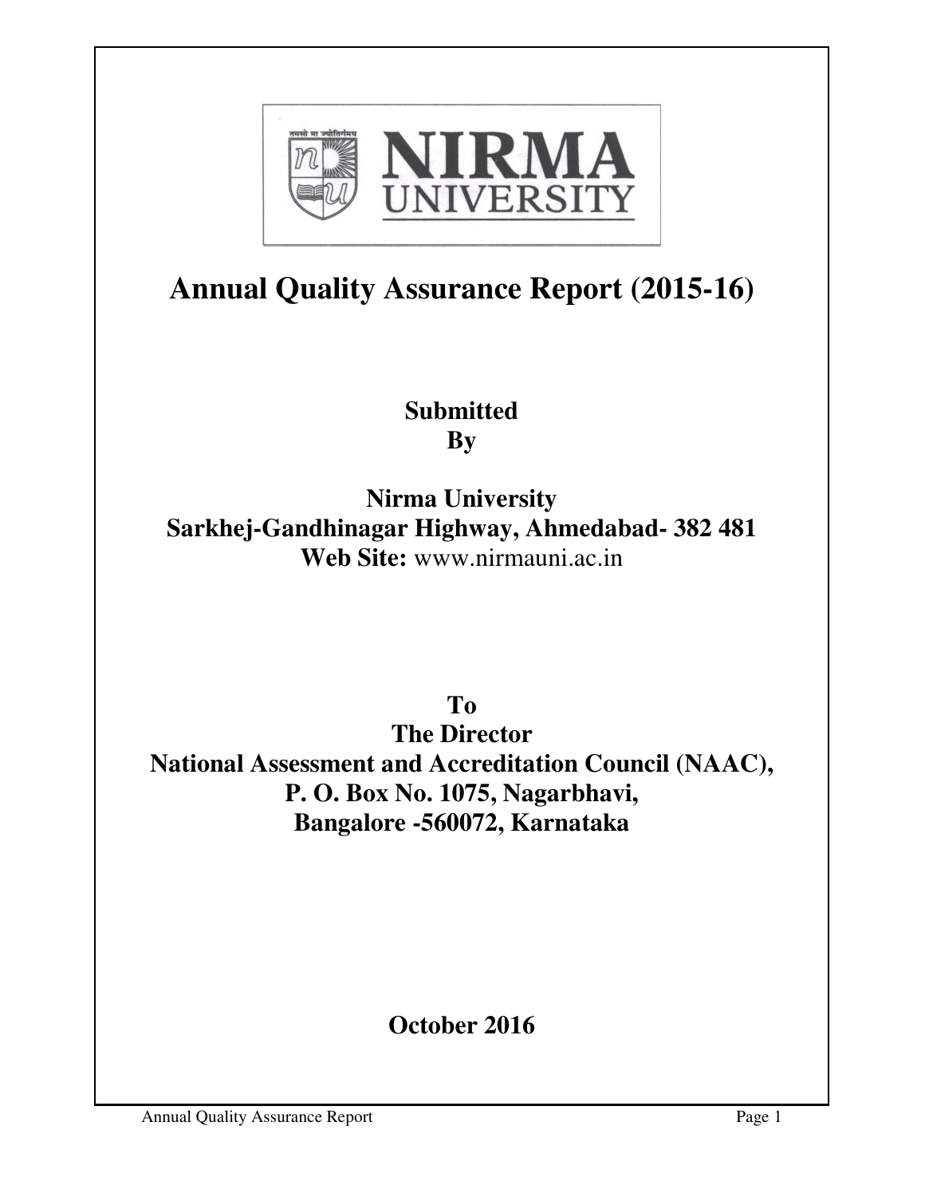# Annual Quality Assurance Report (2015-16)

**Submitted**
**By**

**Nirma University**
**Sarkhej-Gandhinagar Highway, Ahmedabad- 382 481**
**Web Site:** www.nirmauni.ac.in

**To**
**The Director**
**National Assessment and Accreditation Council (NAAC),**
**P. O. Box No. 1075, Nagarbhavi,**
**Bangalore -560072, Karnataka**

**October 2016**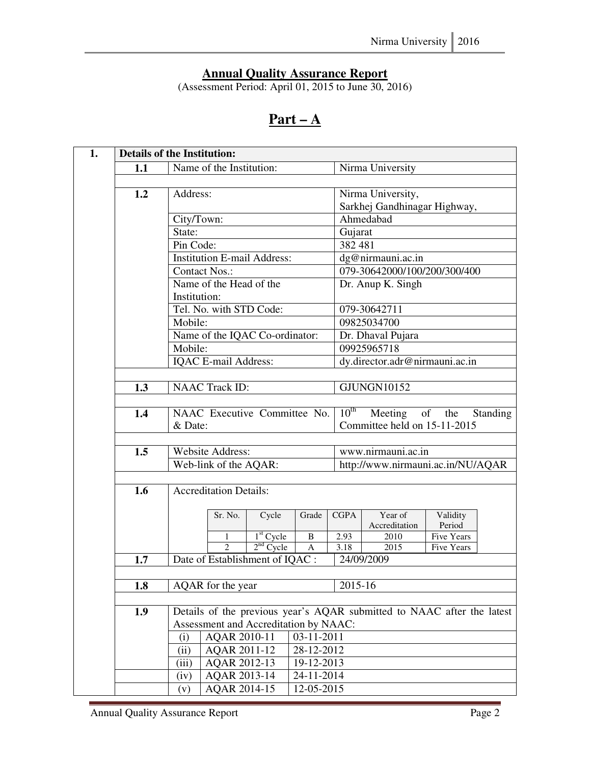# Annual Quality Assurance Report

(Assessment Period: April 01, 2015 to June 30, 2016)

# Part – A

| 1. | Details of the Institution: | | |
|---|---|---|---|
| | 1.1 | Name of the Institution: | Nirma University |
| | 1.2 | Address: | Nirma University, Sarkhej Gandhinagar Highway, |
| | | City/Town: | Ahmedabad |
| | | State: | Gujarat |
| | | Pin Code: | 382 481 |
| | | Institution E-mail Address: | dg@nirmauni.ac.in |
| | | Contact Nos.: | 079-30642000/100/200/300/400 |
| | | Name of the Head of the Institution: | Dr. Anup K. Singh |
| | | Tel. No. with STD Code: | 079-30642711 |
| | | Mobile: | 09825034700 |
| | | Name of the IQAC Co-ordinator: | Dr. Dhaval Pujara |
| | | Mobile: | 09925965718 |
| | | IQAC E-mail Address: | dy.director.adr@nirmauni.ac.in |
| | 1.3 | NAAC Track ID: | GJUNGN10152 |
| | 1.4 | NAAC Executive Committee No. & Date: | 10th Meeting of the Standing Committee held on 15-11-2015 |
| | 1.5 | Website Address: | www.nirmauni.ac.in |
| | | Web-link of the AQAR: | http://www.nirmauni.ac.in/NU/AQAR |
| | 1.6 | Accreditation Details: | |

| Sr. No. | Cycle | Grade | CGPA | Year of Accreditation | Validity Period |
|---|---|---|---|---|---|
| 1 | 1st Cycle | B | 2.93 | 2010 | Five Years |
| 2 | 2nd Cycle | A | 3.18 | 2015 | Five Years |

| | | | |
|---|---|---|---|
| | 1.7 | Date of Establishment of IQAC : | 24/09/2009 |
| | 1.8 | AQAR for the year | 2015-16 |
| | 1.9 | Details of the previous year's AQAR submitted to NAAC after the latest Assessment and Accreditation by NAAC: | |

| | | |
|---|---|---|
| (i) | AQAR 2010-11 | 03-11-2011 |
| (ii) | AQAR 2011-12 | 28-12-2012 |
| (iii) | AQAR 2012-13 | 19-12-2013 |
| (iv) | AQAR 2013-14 | 24-11-2014 |
| (v) | AQAR 2014-15 | 12-05-2015 |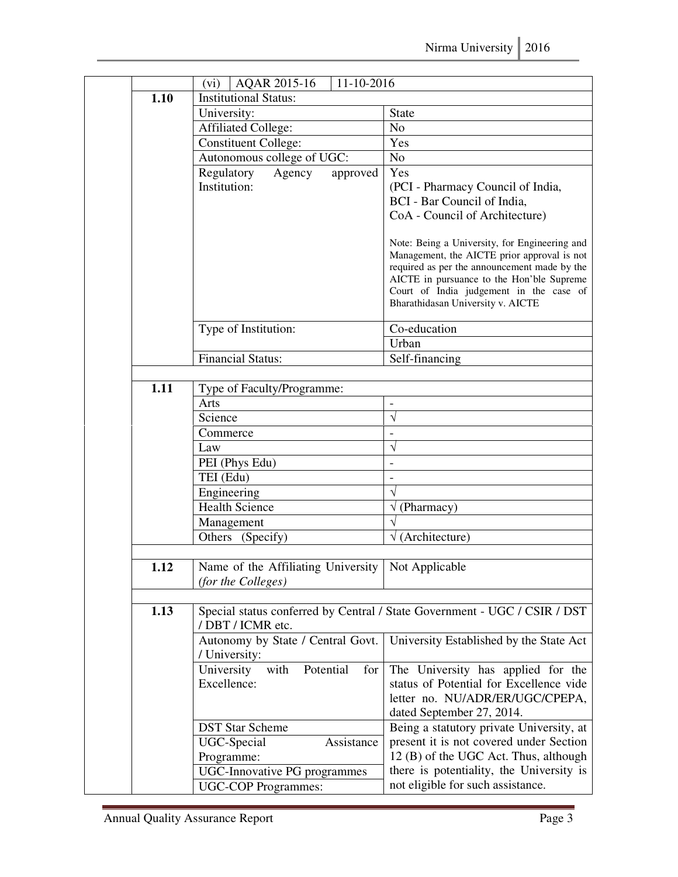| | | |
|---|---|---|
| | (vi) AQAR 2015-16 | 11-10-2016 |
| **1.10** | Institutional Status: | |
| | University: | State |
| | Affiliated College: | No |
| | Constituent College: | Yes |
| | Autonomous college of UGC: | No |
| | Regulatory Agency approved Institution: | Yes<br>(PCI - Pharmacy Council of India,<br>BCI - Bar Council of India,<br>CoA - Council of Architecture)<br><br>Note: Being a University, for Engineering and Management, the AICTE prior approval is not required as per the announcement made by the AICTE in pursuance to the Hon'ble Supreme Court of India judgement in the case of Bharathidasan University v. AICTE |
| | Type of Institution: | Co-education |
| | | Urban |
| | Financial Status: | Self-financing |
| | | |
| **1.11** | Type of Faculty/Programme: | |
| | Arts | - |
| | Science | √ |
| | Commerce | - |
| | Law | √ |
| | PEI (Phys Edu) | - |
| | TEI (Edu) | - |
| | Engineering | √ |
| | Health Science | √ (Pharmacy) |
| | Management | √ |
| | Others (Specify) | √ (Architecture) |
| | | |
| **1.12** | Name of the Affiliating University *(for the Colleges)* | Not Applicable |
| | | |
| **1.13** | Special status conferred by Central / State Government - UGC / CSIR / DST / DBT / ICMR etc. | |
| | Autonomy by State / Central Govt. / University: | University Established by the State Act |
| | University with Potential for Excellence: | The University has applied for the status of Potential for Excellence vide letter no. NU/ADR/ER/UGC/CPEPA, dated September 27, 2014. |
| | DST Star Scheme | Being a statutory private University, at present it is not covered under Section 12 (B) of the UGC Act. Thus, although there is potentiality, the University is not eligible for such assistance. |
| | UGC-Special Assistance Programme: | |
| | UGC-Innovative PG programmes | |
| | UGC-COP Programmes: | |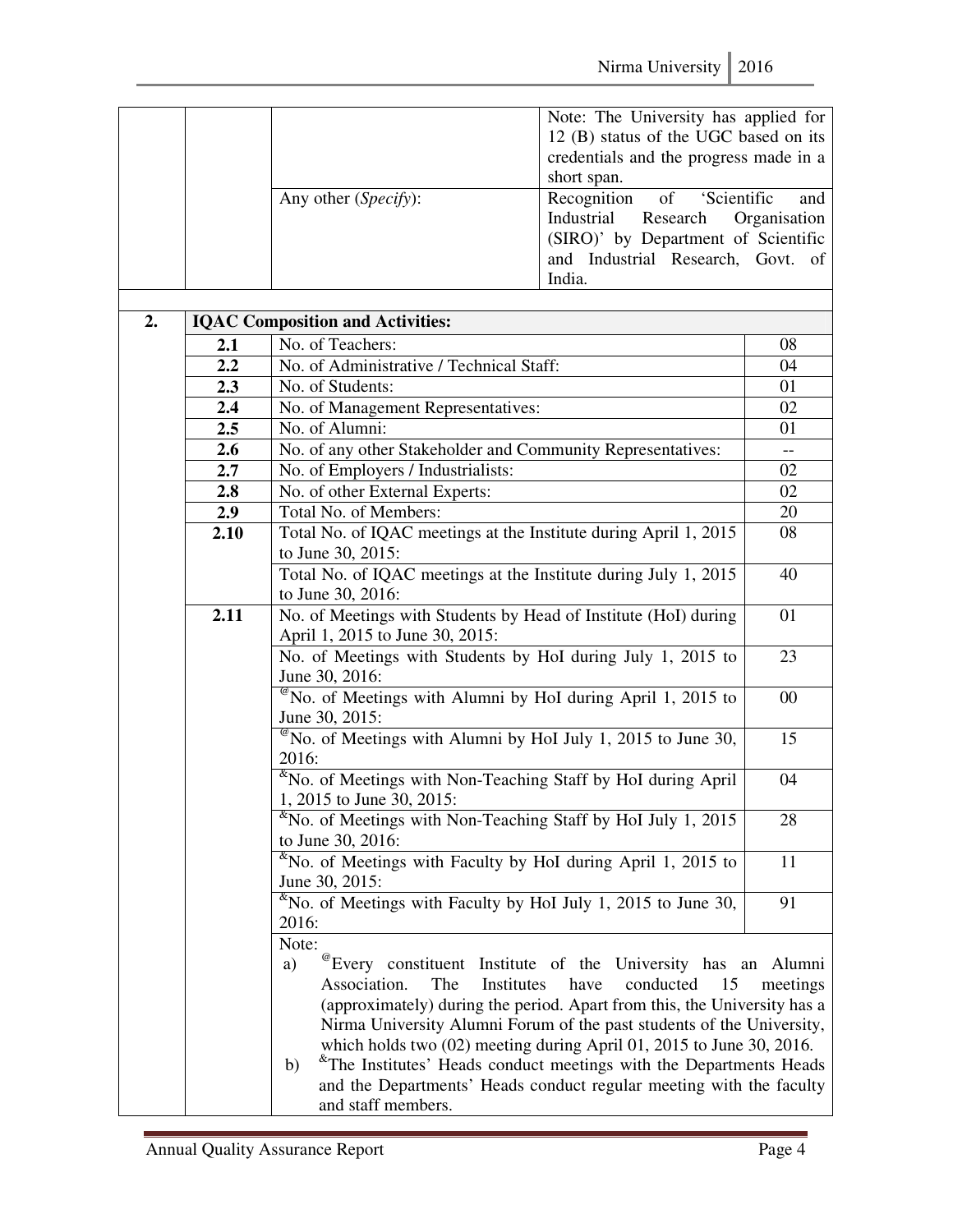| | | | |
|---|---|---|---|
| | | | Note: The University has applied for 12 (B) status of the UGC based on its credentials and the progress made in a short span. |
| | | Any other (*Specify*): | Recognition of 'Scientific and Industrial Research Organisation (SIRO)' by Department of Scientific and Industrial Research, Govt. of India. |

| | | | |
|---|---|---|---|
| **2.** | **IQAC Composition and Activities:** | | |
| | **2.1** | No. of Teachers: | 08 |
| | **2.2** | No. of Administrative / Technical Staff: | 04 |
| | **2.3** | No. of Students: | 01 |
| | **2.4** | No. of Management Representatives: | 02 |
| | **2.5** | No. of Alumni: | 01 |
| | **2.6** | No. of any other Stakeholder and Community Representatives: | -- |
| | **2.7** | No. of Employers / Industrialists: | 02 |
| | **2.8** | No. of other External Experts: | 02 |
| | **2.9** | Total No. of Members: | 20 |
| | **2.10** | Total No. of IQAC meetings at the Institute during April 1, 2015 to June 30, 2015: | 08 |
| | | Total No. of IQAC meetings at the Institute during July 1, 2015 to June 30, 2016: | 40 |
| | **2.11** | No. of Meetings with Students by Head of Institute (HoI) during April 1, 2015 to June 30, 2015: | 01 |
| | | No. of Meetings with Students by HoI during July 1, 2015 to June 30, 2016: | 23 |
| | | [@]No. of Meetings with Alumni by HoI during April 1, 2015 to June 30, 2015: | 00 |
| | | [@]No. of Meetings with Alumni by HoI July 1, 2015 to June 30, 2016: | 15 |
| | | [&]No. of Meetings with Non-Teaching Staff by HoI during April 1, 2015 to June 30, 2015: | 04 |
| | | [&]No. of Meetings with Non-Teaching Staff by HoI July 1, 2015 to June 30, 2016: | 28 |
| | | [&]No. of Meetings with Faculty by HoI during April 1, 2015 to June 30, 2015: | 11 |
| | | [&]No. of Meetings with Faculty by HoI July 1, 2015 to June 30, 2016: | 91 |
| | | Note: a) [@]Every constituent Institute of the University has an Alumni Association. The Institutes have conducted 15 meetings (approximately) during the period. Apart from this, the University has a Nirma University Alumni Forum of the past students of the University, which holds two (02) meeting during April 01, 2015 to June 30, 2016. b) [&]The Institutes' Heads conduct meetings with the Departments Heads and the Departments' Heads conduct regular meeting with the faculty and staff members. | |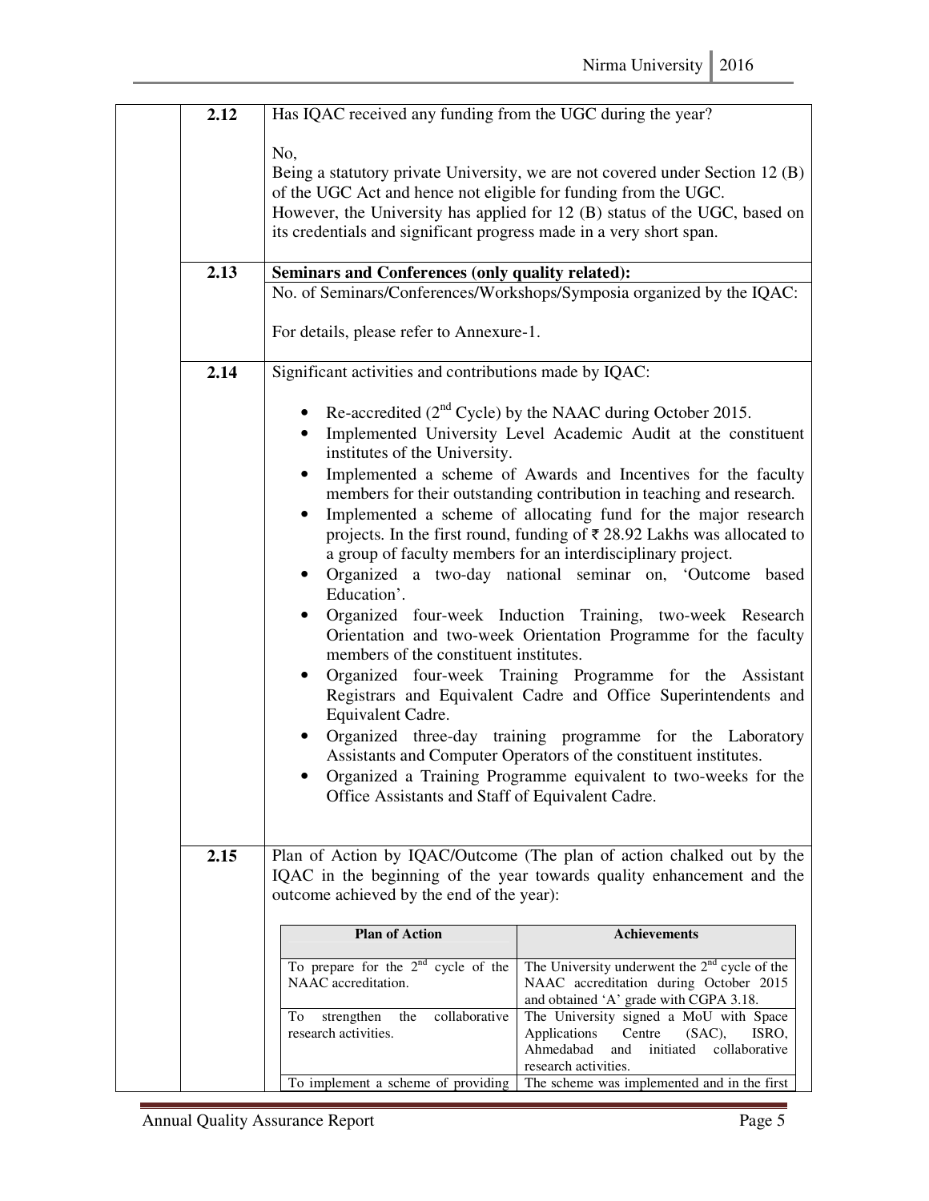**2.12** Has IQAC received any funding from the UGC during the year?

No,
Being a statutory private University, we are not covered under Section 12 (B) of the UGC Act and hence not eligible for funding from the UGC.
However, the University has applied for 12 (B) status of the UGC, based on its credentials and significant progress made in a very short span.

**2.13** **Seminars and Conferences (only quality related):**

No. of Seminars/Conferences/Workshops/Symposia organized by the IQAC:

For details, please refer to Annexure-1.

**2.14** Significant activities and contributions made by IQAC:

- Re-accredited (2nd Cycle) by the NAAC during October 2015.
- Implemented University Level Academic Audit at the constituent institutes of the University.
- Implemented a scheme of Awards and Incentives for the faculty members for their outstanding contribution in teaching and research.
- Implemented a scheme of allocating fund for the major research projects. In the first round, funding of ₹ 28.92 Lakhs was allocated to a group of faculty members for an interdisciplinary project.
- Organized a two-day national seminar on, 'Outcome based Education'.
- Organized four-week Induction Training, two-week Research Orientation and two-week Orientation Programme for the faculty members of the constituent institutes.
- Organized four-week Training Programme for the Assistant Registrars and Equivalent Cadre and Office Superintendents and Equivalent Cadre.
- Organized three-day training programme for the Laboratory Assistants and Computer Operators of the constituent institutes.
- Organized a Training Programme equivalent to two-weeks for the Office Assistants and Staff of Equivalent Cadre.

**2.15** Plan of Action by IQAC/Outcome (The plan of action chalked out by the IQAC in the beginning of the year towards quality enhancement and the outcome achieved by the end of the year):

| Plan of Action | Achievements |
|---|---|
| To prepare for the 2nd cycle of the NAAC accreditation. | The University underwent the 2nd cycle of the NAAC accreditation during October 2015 and obtained 'A' grade with CGPA 3.18. |
| To strengthen the collaborative research activities. | The University signed a MoU with Space Applications Centre (SAC), ISRO, Ahmedabad and initiated collaborative research activities. |
| To implement a scheme of providing | The scheme was implemented and in the first |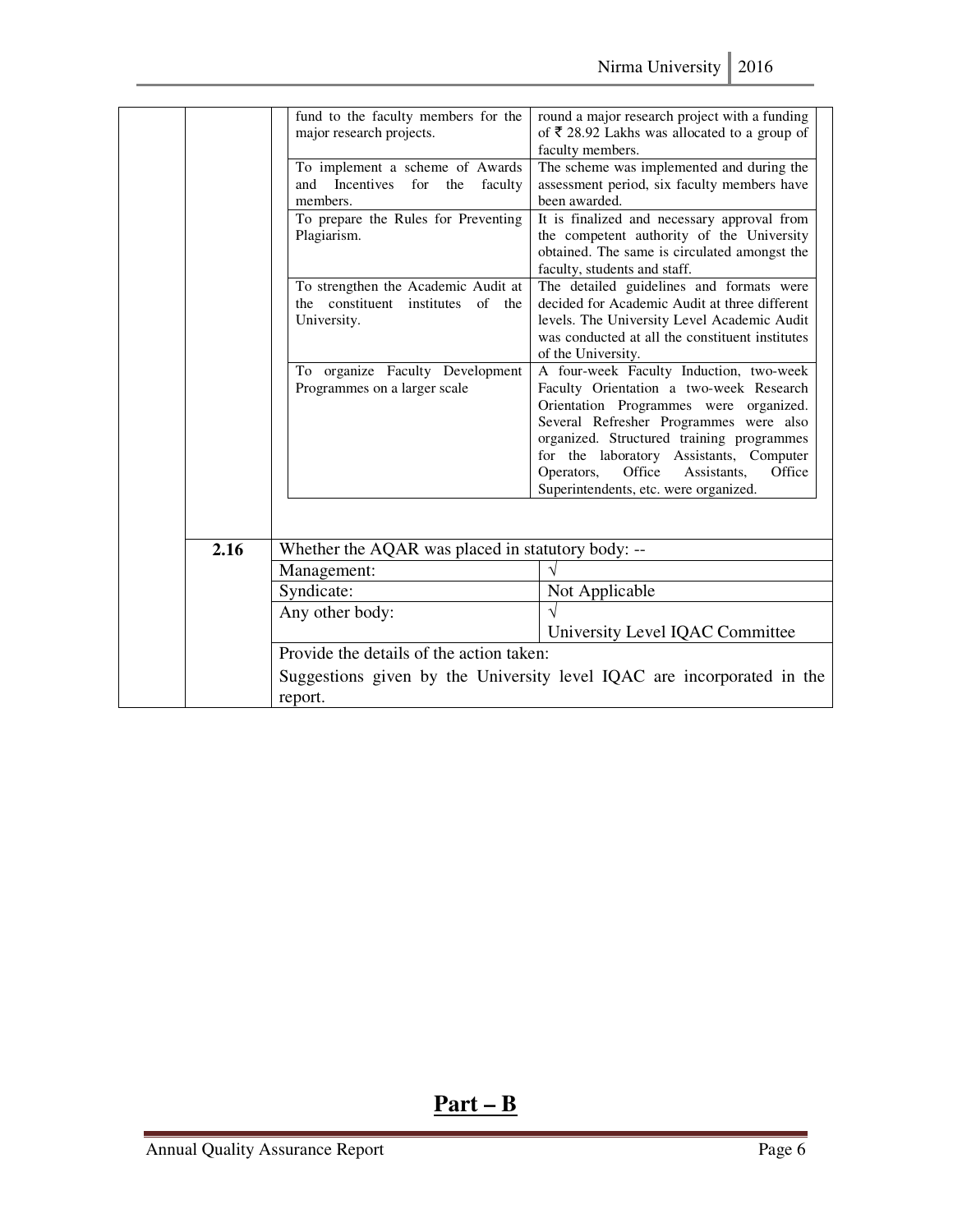| Plan of Action | Outcome |
| --- | --- |
| fund to the faculty members for the major research projects. | round a major research project with a funding of ₹ 28.92 Lakhs was allocated to a group of faculty members. |
| To implement a scheme of Awards and Incentives for the faculty members. | The scheme was implemented and during the assessment period, six faculty members have been awarded. |
| To prepare the Rules for Preventing Plagiarism. | It is finalized and necessary approval from the competent authority of the University obtained. The same is circulated amongst the faculty, students and staff. |
| To strengthen the Academic Audit at the constituent institutes of the University. | The detailed guidelines and formats were decided for Academic Audit at three different levels. The University Level Academic Audit was conducted at all the constituent institutes of the University. |
| To organize Faculty Development Programmes on a larger scale | A four-week Faculty Induction, two-week Faculty Orientation a two-week Research Orientation Programmes were organized. Several Refresher Programmes were also organized. Structured training programmes for the laboratory Assistants, Computer Operators, Office Assistants, Office Superintendents, etc. were organized. |

| 2.16 | Whether the AQAR was placed in statutory body: -- | |
| --- | --- | --- |
| | Management: | √ |
| | Syndicate: | Not Applicable |
| | Any other body: | √<br>University Level IQAC Committee |
| | Provide the details of the action taken:<br>Suggestions given by the University level IQAC are incorporated in the report. | |

## Part – B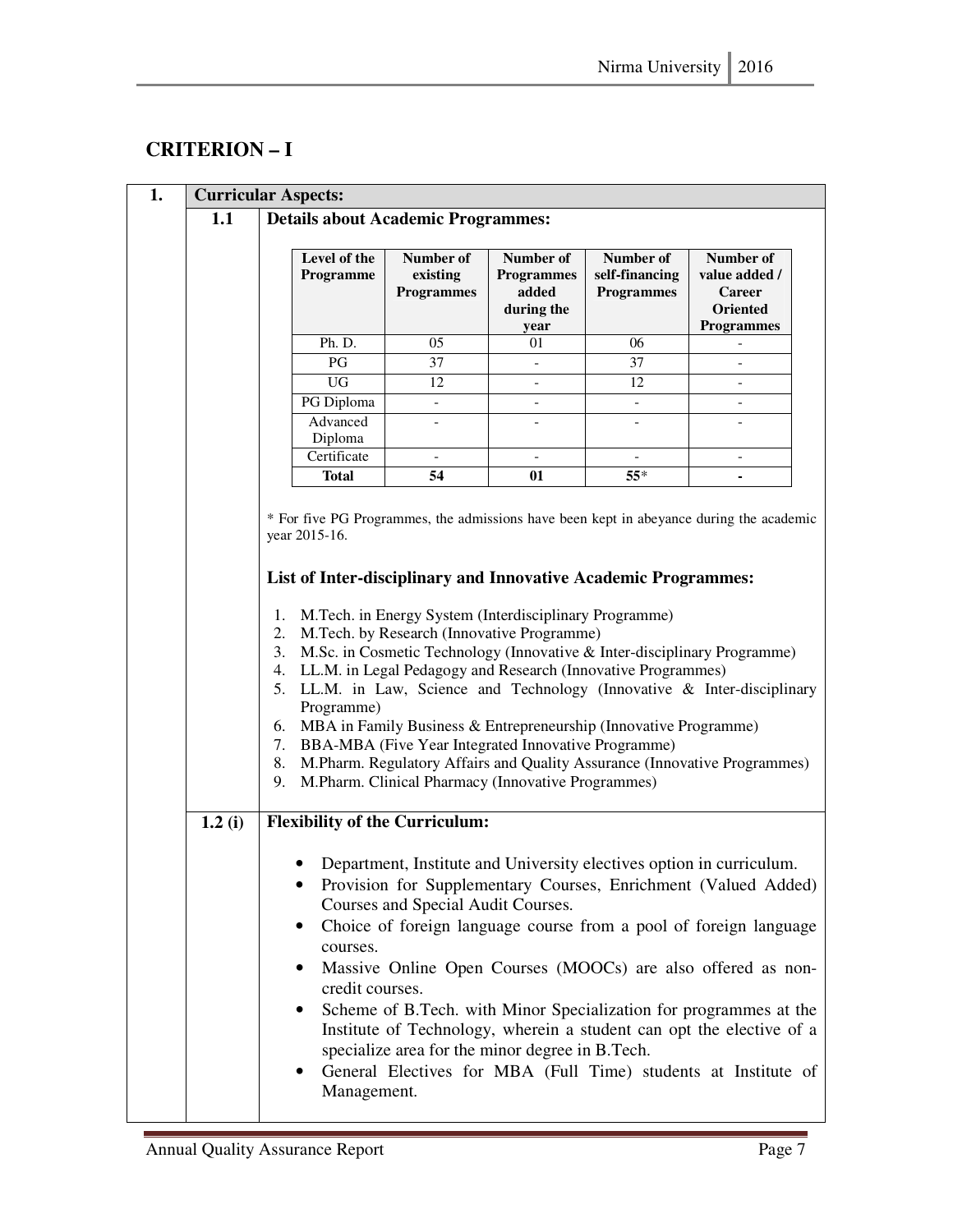# CRITERION – I

## 1. Curricular Aspects:

### 1.1 Details about Academic Programmes:

| Level of the Programme | Number of existing Programmes | Number of Programmes added during the year | Number of self-financing Programmes | Number of value added / Career Oriented Programmes |
|---|---|---|---|---|
| Ph. D. | 05 | 01 | 06 | - |
| PG | 37 | - | 37 | - |
| UG | 12 | - | 12 | - |
| PG Diploma | - | - | - | - |
| Advanced Diploma | - | - | - | - |
| Certificate | - | - | - | - |
| **Total** | **54** | **01** | **55*** | **-** |

* For five PG Programmes, the admissions have been kept in abeyance during the academic year 2015-16.

**List of Inter-disciplinary and Innovative Academic Programmes:**

1. M.Tech. in Energy System (Interdisciplinary Programme)
2. M.Tech. by Research (Innovative Programme)
3. M.Sc. in Cosmetic Technology (Innovative & Inter-disciplinary Programme)
4. LL.M. in Legal Pedagogy and Research (Innovative Programmes)
5. LL.M. in Law, Science and Technology (Innovative & Inter-disciplinary Programme)
6. MBA in Family Business & Entrepreneurship (Innovative Programme)
7. BBA-MBA (Five Year Integrated Innovative Programme)
8. M.Pharm. Regulatory Affairs and Quality Assurance (Innovative Programmes)
9. M.Pharm. Clinical Pharmacy (Innovative Programmes)

### 1.2 (i) Flexibility of the Curriculum:

- Department, Institute and University electives option in curriculum.
- Provision for Supplementary Courses, Enrichment (Valued Added) Courses and Special Audit Courses.
- Choice of foreign language course from a pool of foreign language courses.
- Massive Online Open Courses (MOOCs) are also offered as non-credit courses.
- Scheme of B.Tech. with Minor Specialization for programmes at the Institute of Technology, wherein a student can opt the elective of a specialize area for the minor degree in B.Tech.
- General Electives for MBA (Full Time) students at Institute of Management.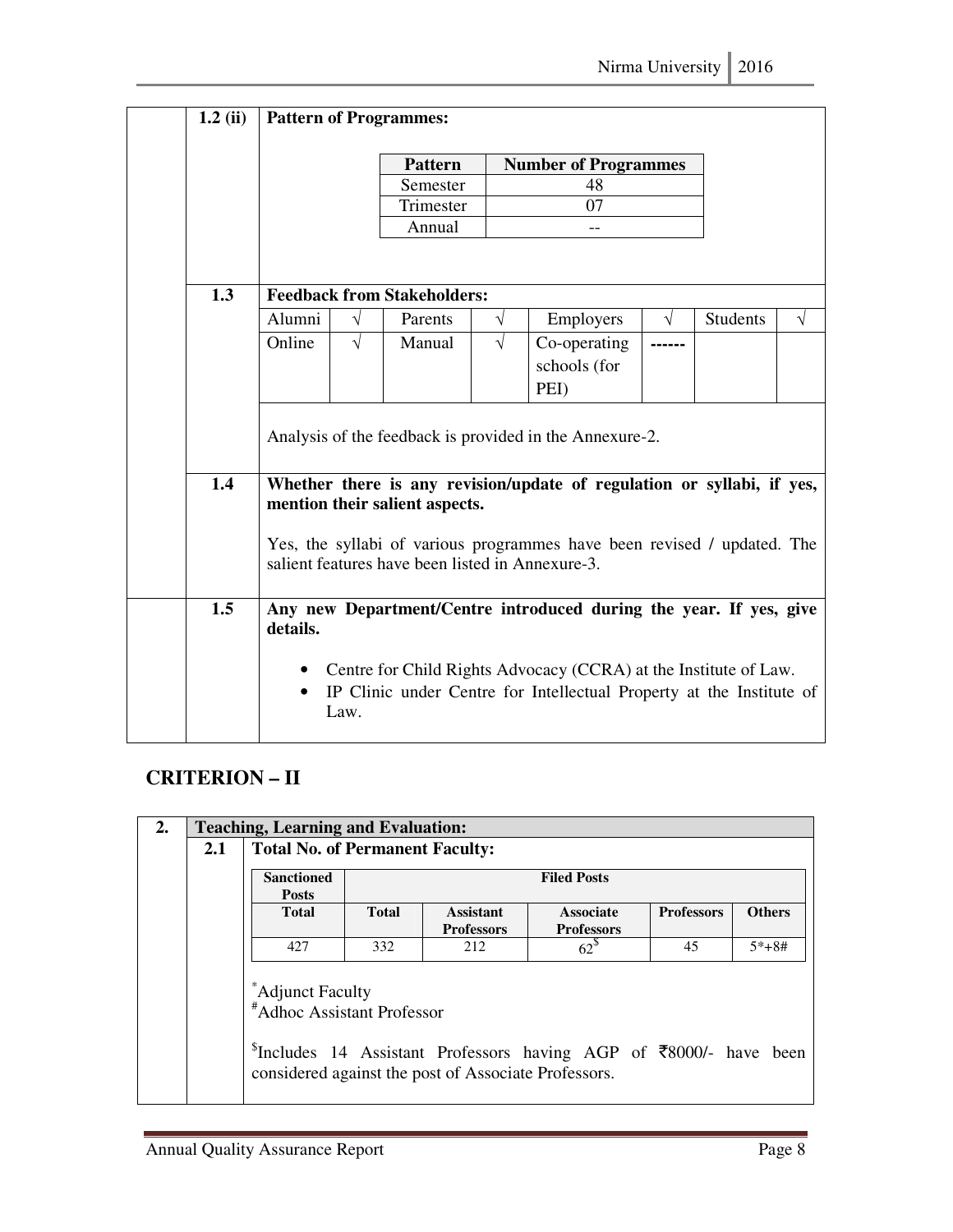**1.2 (ii) Pattern of Programmes:**

| Pattern | Number of Programmes |
|---|---|
| Semester | 48 |
| Trimester | 07 |
| Annual | -- |

**1.3 Feedback from Stakeholders:**

| Alumni | √ | Parents | √ | Employers | √ | Students | √ |
|---|---|---|---|---|---|---|---|
| Online | √ | Manual | √ | Co-operating schools (for PEI) | ------ | | |

Analysis of the feedback is provided in the Annexure-2.

**1.4 Whether there is any revision/update of regulation or syllabi, if yes, mention their salient aspects.**

Yes, the syllabi of various programmes have been revised / updated. The salient features have been listed in Annexure-3.

**1.5 Any new Department/Centre introduced during the year. If yes, give details.**

- Centre for Child Rights Advocacy (CCRA) at the Institute of Law.
- IP Clinic under Centre for Intellectual Property at the Institute of Law.

## CRITERION – II

**2. Teaching, Learning and Evaluation:**

**2.1 Total No. of Permanent Faculty:**

| Sanctioned Posts | Filed Posts | | | | |
|---|---|---|---|---|---|
| Total | Total | Assistant Professors | Associate Professors | Professors | Others |
| 427 | 332 | 212 | 62$ | 45 | 5*+8# |

*Adjunct Faculty

#Adhoc Assistant Professor

$Includes 14 Assistant Professors having AGP of ₹8000/- have been considered against the post of Associate Professors.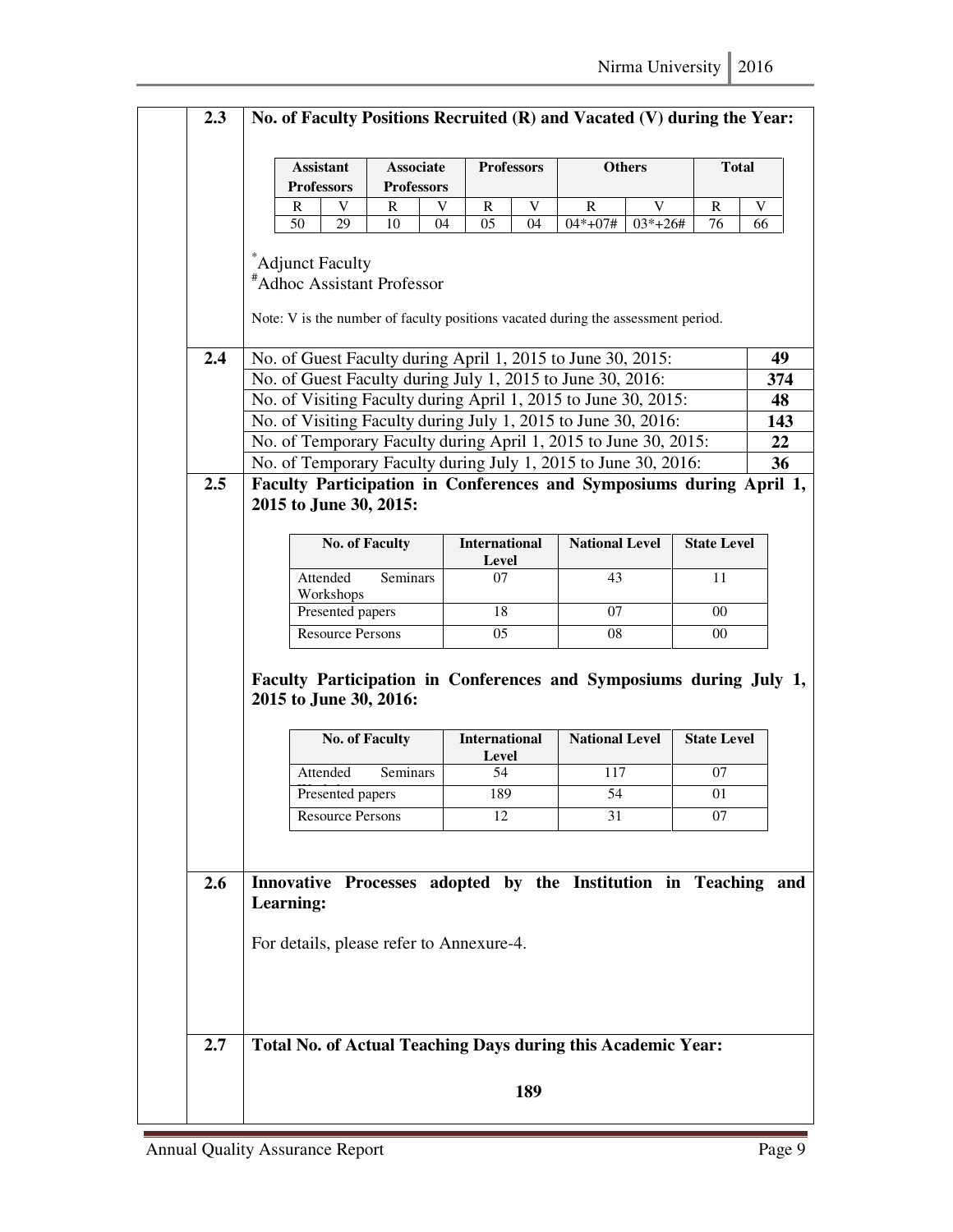**2.3 No. of Faculty Positions Recruited (R) and Vacated (V) during the Year:**

| Assistant Professors | | Associate Professors | | Professors | | Others | | Total | |
|---|---|---|---|---|---|---|---|---|---|
| R | V | R | V | R | V | R | V | R | V |
| 50 | 29 | 10 | 04 | 05 | 04 | 04*+07# | 03*+26# | 76 | 66 |

*Adjunct Faculty
#Adhoc Assistant Professor

Note: V is the number of faculty positions vacated during the assessment period.

**2.4**

| | |
|---|---|
| No. of Guest Faculty during April 1, 2015 to June 30, 2015: | **49** |
| No. of Guest Faculty during July 1, 2015 to June 30, 2016: | **374** |
| No. of Visiting Faculty during April 1, 2015 to June 30, 2015: | **48** |
| No. of Visiting Faculty during July 1, 2015 to June 30, 2016: | **143** |
| No. of Temporary Faculty during April 1, 2015 to June 30, 2015: | **22** |
| No. of Temporary Faculty during July 1, 2015 to June 30, 2016: | **36** |

**2.5 Faculty Participation in Conferences and Symposiums during April 1, 2015 to June 30, 2015:**

| No. of Faculty | International Level | National Level | State Level |
|---|---|---|---|
| Attended Seminars Workshops | 07 | 43 | 11 |
| Presented papers | 18 | 07 | 00 |
| Resource Persons | 05 | 08 | 00 |

**Faculty Participation in Conferences and Symposiums during July 1, 2015 to June 30, 2016:**

| No. of Faculty | International Level | National Level | State Level |
|---|---|---|---|
| Attended Seminars | 54 | 117 | 07 |
| Presented papers | 189 | 54 | 01 |
| Resource Persons | 12 | 31 | 07 |

**2.6 Innovative Processes adopted by the Institution in Teaching and Learning:**

For details, please refer to Annexure-4.

**2.7 Total No. of Actual Teaching Days during this Academic Year:**

**189**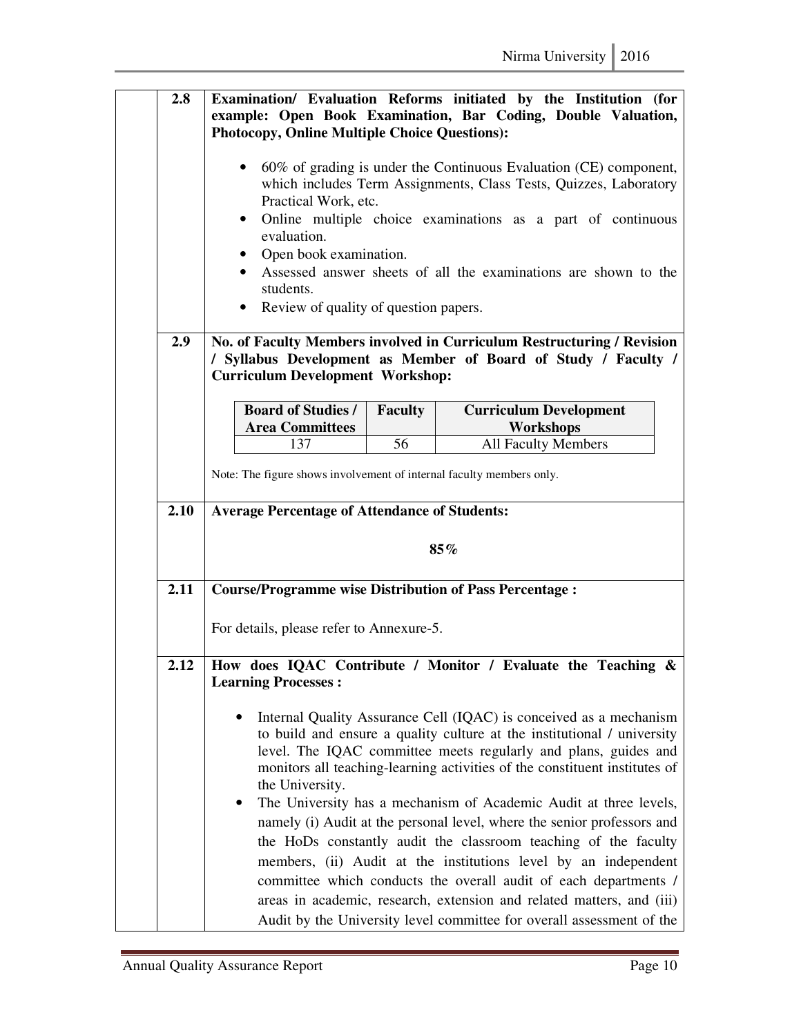| | | |
|---|---|---|
| | **2.8** | **Examination/ Evaluation Reforms initiated by the Institution (for example: Open Book Examination, Bar Coding, Double Valuation, Photocopy, Online Multiple Choice Questions):** |

**2.8 Examination/ Evaluation Reforms initiated by the Institution (for example: Open Book Examination, Bar Coding, Double Valuation, Photocopy, Online Multiple Choice Questions):**

- 60% of grading is under the Continuous Evaluation (CE) component, which includes Term Assignments, Class Tests, Quizzes, Laboratory Practical Work, etc.
- Online multiple choice examinations as a part of continuous evaluation.
- Open book examination.
- Assessed answer sheets of all the examinations are shown to the students.
- Review of quality of question papers.

**2.9 No. of Faculty Members involved in Curriculum Restructuring / Revision / Syllabus Development as Member of Board of Study / Faculty / Curriculum Development Workshop:**

| Board of Studies / Area Committees | Faculty | Curriculum Development Workshops |
|---|---|---|
| 137 | 56 | All Faculty Members |

Note: The figure shows involvement of internal faculty members only.

**2.10 Average Percentage of Attendance of Students:**

**85%**

**2.11 Course/Programme wise Distribution of Pass Percentage :**

For details, please refer to Annexure-5.

**2.12 How does IQAC Contribute / Monitor / Evaluate the Teaching & Learning Processes :**

- Internal Quality Assurance Cell (IQAC) is conceived as a mechanism to build and ensure a quality culture at the institutional / university level. The IQAC committee meets regularly and plans, guides and monitors all teaching-learning activities of the constituent institutes of the University.
- The University has a mechanism of Academic Audit at three levels, namely (i) Audit at the personal level, where the senior professors and the HoDs constantly audit the classroom teaching of the faculty members, (ii) Audit at the institutions level by an independent committee which conducts the overall audit of each departments / areas in academic, research, extension and related matters, and (iii) Audit by the University level committee for overall assessment of the

**2.8 Examination/ Evaluation Reforms initiated by the Institution (for example: Open Book Examination, Bar Coding, Double Valuation, Photocopy, Online Multiple Choice Questions):**

- 60% of grading is under the Continuous Evaluation (CE) component, which includes Term Assignments, Class Tests, Quizzes, Laboratory Practical Work, etc.
- Online multiple choice examinations as a part of continuous evaluation.
- Open book examination.
- Assessed answer sheets of all the examinations are shown to the students.
- Review of quality of question papers.

**2.9 No. of Faculty Members involved in Curriculum Restructuring / Revision / Syllabus Development as Member of Board of Study / Faculty / Curriculum Development Workshop:**

| Board of Studies / Area Committees | Faculty | Curriculum Development Workshops |
|---|---|---|
| 137 | 56 | All Faculty Members |

Note: The figure shows involvement of internal faculty members only.

**2.10 Average Percentage of Attendance of Students:**

**85%**

**2.11 Course/Programme wise Distribution of Pass Percentage :**

For details, please refer to Annexure-5.

**2.12 How does IQAC Contribute / Monitor / Evaluate the Teaching & Learning Processes :**

- Internal Quality Assurance Cell (IQAC) is conceived as a mechanism to build and ensure a quality culture at the institutional / university level. The IQAC committee meets regularly and plans, guides and monitors all teaching-learning activities of the constituent institutes of the University.
- The University has a mechanism of Academic Audit at three levels, namely (i) Audit at the personal level, where the senior professors and the HoDs constantly audit the classroom teaching of the faculty members, (ii) Audit at the institutions level by an independent committee which conducts the overall audit of each departments / areas in academic, research, extension and related matters, and (iii) Audit by the University level committee for overall assessment of the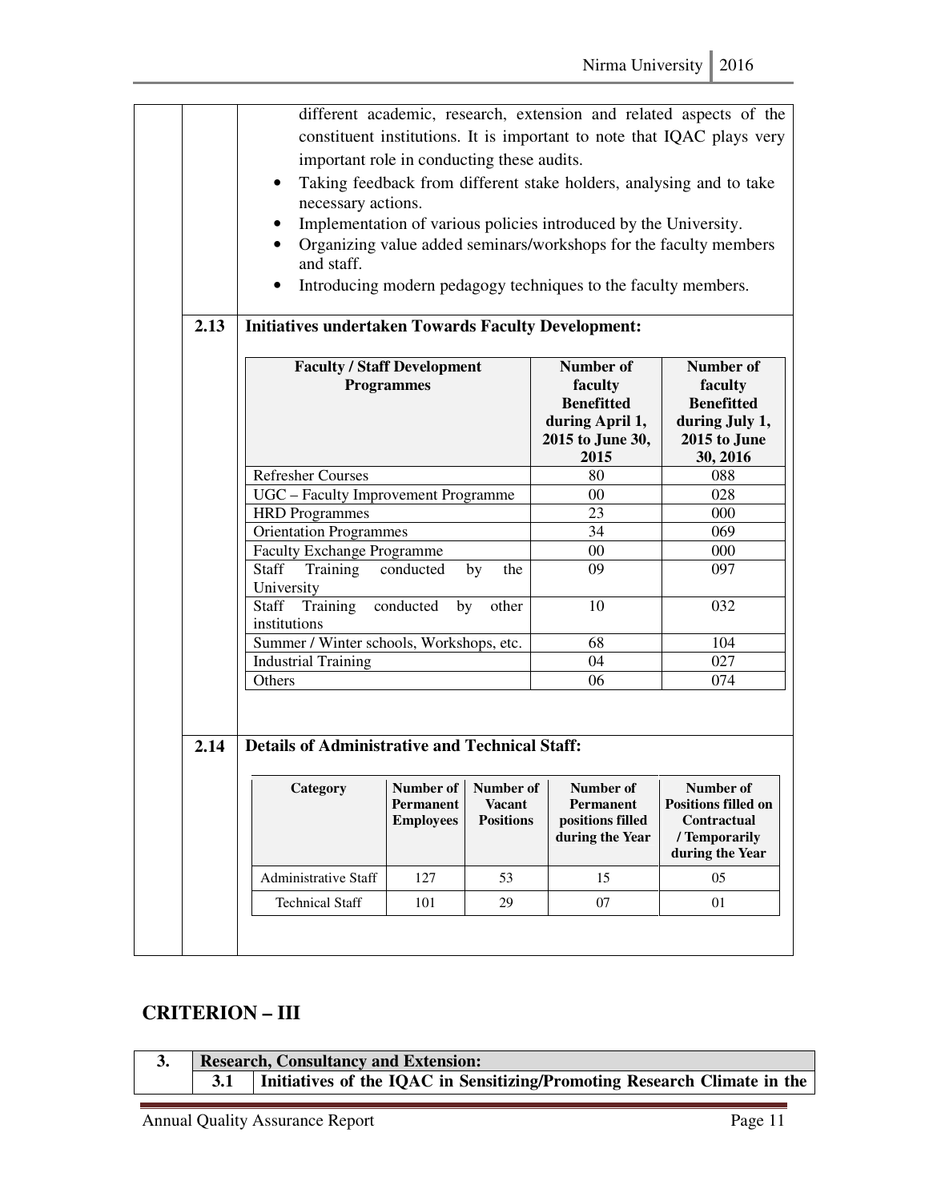different academic, research, extension and related aspects of the constituent institutions. It is important to note that IQAC plays very important role in conducting these audits.

- Taking feedback from different stake holders, analysing and to take necessary actions.
- Implementation of various policies introduced by the University.
- Organizing value added seminars/workshops for the faculty members and staff.
- Introducing modern pedagogy techniques to the faculty members.

**2.13 Initiatives undertaken Towards Faculty Development:**

| Faculty / Staff Development Programmes | Number of faculty Benefitted during April 1, 2015 to June 30, 2015 | Number of faculty Benefitted during July 1, 2015 to June 30, 2016 |
|---|---|---|
| Refresher Courses | 80 | 088 |
| UGC – Faculty Improvement Programme | 00 | 028 |
| HRD Programmes | 23 | 000 |
| Orientation Programmes | 34 | 069 |
| Faculty Exchange Programme | 00 | 000 |
| Staff Training conducted by the University | 09 | 097 |
| Staff Training conducted by other institutions | 10 | 032 |
| Summer / Winter schools, Workshops, etc. | 68 | 104 |
| Industrial Training | 04 | 027 |
| Others | 06 | 074 |

**2.14 Details of Administrative and Technical Staff:**

| Category | Number of Permanent Employees | Number of Vacant Positions | Number of Permanent positions filled during the Year | Number of Positions filled on Contractual / Temporarily during the Year |
|---|---|---|---|---|
| Administrative Staff | 127 | 53 | 15 | 05 |
| Technical Staff | 101 | 29 | 07 | 01 |

## CRITERION – III

| 3. | Research, Consultancy and Extension: |
|---|---|
| 3.1 | Initiatives of the IQAC in Sensitizing/Promoting Research Climate in the |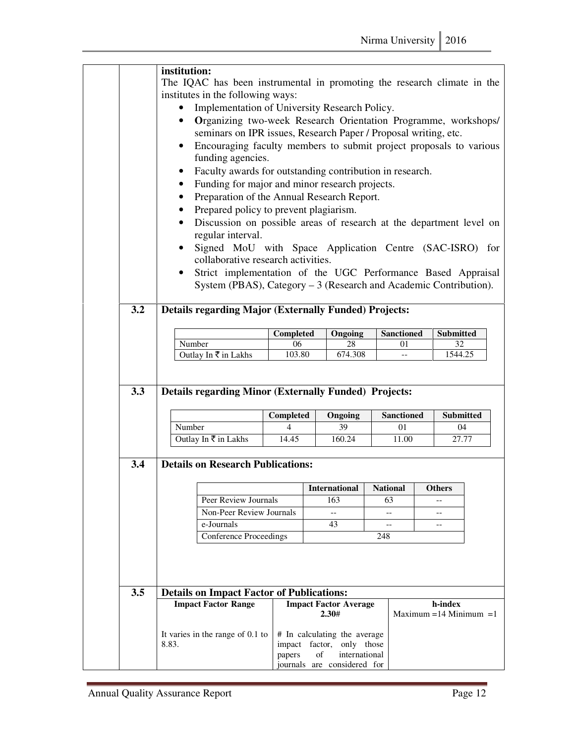**institution:**

The IQAC has been instrumental in promoting the research climate in the institutes in the following ways:

- Implementation of University Research Policy.
- **O**rganizing two-week Research Orientation Programme, workshops/ seminars on IPR issues, Research Paper / Proposal writing, etc.
- Encouraging faculty members to submit project proposals to various funding agencies.
- Faculty awards for outstanding contribution in research.
- Funding for major and minor research projects.
- Preparation of the Annual Research Report.
- Prepared policy to prevent plagiarism.
- Discussion on possible areas of research at the department level on regular interval.
- Signed MoU with Space Application Centre (SAC-ISRO) for collaborative research activities.
- Strict implementation of the UGC Performance Based Appraisal System (PBAS), Category – 3 (Research and Academic Contribution).

**3.2 Details regarding Major (Externally Funded) Projects:**

| | Completed | Ongoing | Sanctioned | Submitted |
|---|---|---|---|---|
| Number | 06 | 28 | 01 | 32 |
| Outlay In ₹ in Lakhs | 103.80 | 674.308 | -- | 1544.25 |

**3.3 Details regarding Minor (Externally Funded) Projects:**

| | Completed | Ongoing | Sanctioned | Submitted |
|---|---|---|---|---|
| Number | 4 | 39 | 01 | 04 |
| Outlay In ₹ in Lakhs | 14.45 | 160.24 | 11.00 | 27.77 |

**3.4 Details on Research Publications:**

| | International | National | Others |
|---|---|---|---|
| Peer Review Journals | 163 | 63 | -- |
| Non-Peer Review Journals | -- | -- | -- |
| e-Journals | 43 | -- | -- |
| Conference Proceedings | 248 | | |

**3.5 Details on Impact Factor of Publications:**

| Impact Factor Range | Impact Factor Average 2.30# | h-index Maximum =14 Minimum =1 |
|---|---|---|
| It varies in the range of 0.1 to 8.83. | # In calculating the average impact factor, only those papers of international journals are considered for | |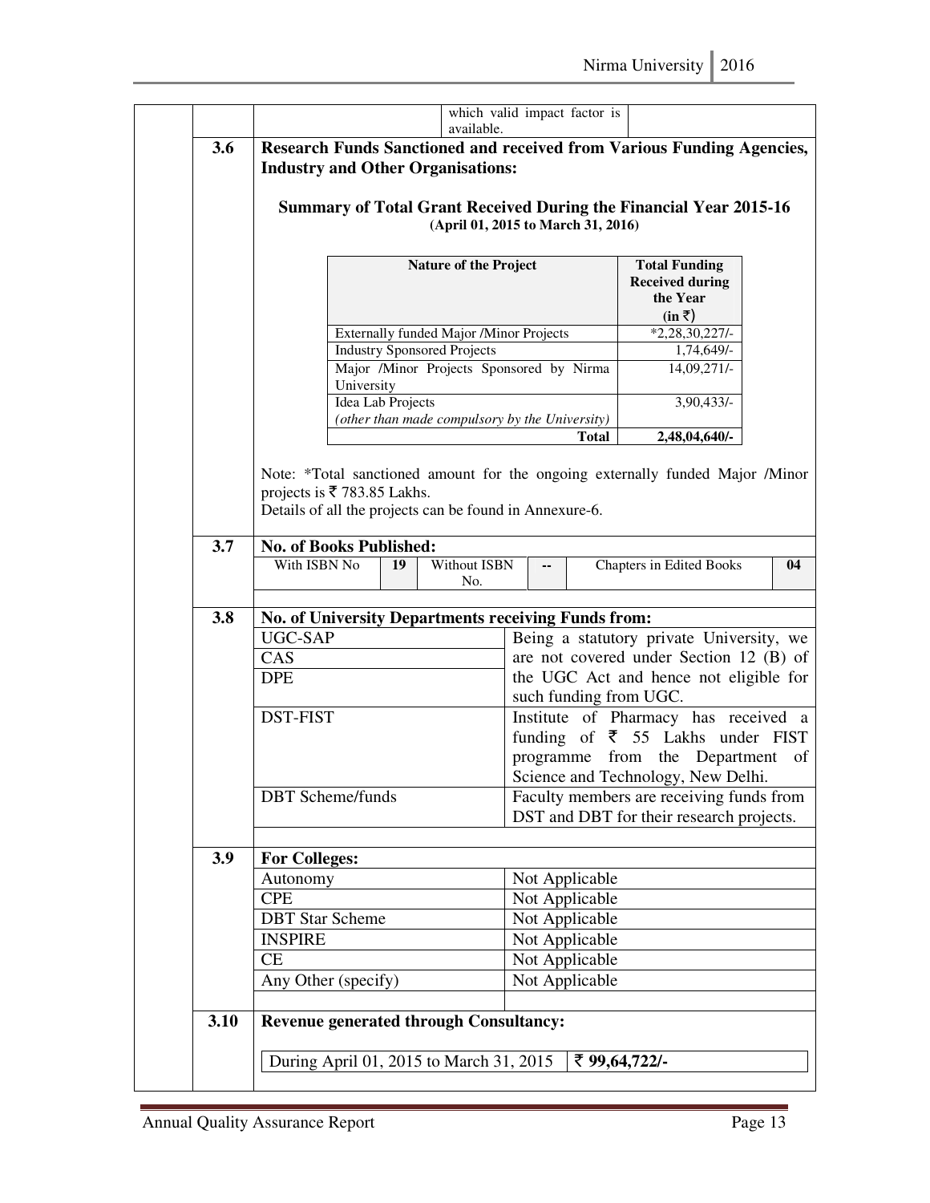which valid impact factor is available.

**3.6 Research Funds Sanctioned and received from Various Funding Agencies, Industry and Other Organisations:**

**Summary of Total Grant Received During the Financial Year 2015-16**
**(April 01, 2015 to March 31, 2016)**

| Nature of the Project | Total Funding Received during the Year (in ₹) |
|---|---|
| Externally funded Major /Minor Projects | *2,28,30,227/- |
| Industry Sponsored Projects | 1,74,649/- |
| Major /Minor Projects Sponsored by Nirma University | 14,09,271/- |
| Idea Lab Projects *(other than made compulsory by the University)* | 3,90,433/- |
| **Total** | **2,48,04,640/-** |

Note: *Total sanctioned amount for the ongoing externally funded Major /Minor projects is ₹ 783.85 Lakhs.
Details of all the projects can be found in Annexure-6.

**3.7 No. of Books Published:**

| With ISBN No | 19 | Without ISBN No. | -- | Chapters in Edited Books | 04 |
|---|---|---|---|---|---|

**3.8 No. of University Departments receiving Funds from:**

| | |
|---|---|
| UGC-SAP | Being a statutory private University, we are not covered under Section 12 (B) of the UGC Act and hence not eligible for such funding from UGC. |
| CAS | |
| DPE | |
| DST-FIST | Institute of Pharmacy has received a funding of ₹ 55 Lakhs under FIST programme from the Department of Science and Technology, New Delhi. |
| DBT Scheme/funds | Faculty members are receiving funds from DST and DBT for their research projects. |

**3.9 For Colleges:**

| | |
|---|---|
| Autonomy | Not Applicable |
| CPE | Not Applicable |
| DBT Star Scheme | Not Applicable |
| INSPIRE | Not Applicable |
| CE | Not Applicable |
| Any Other (specify) | Not Applicable |

**3.10 Revenue generated through Consultancy:**

| During April 01, 2015 to March 31, 2015 | **₹ 99,64,722/-** |
|---|---|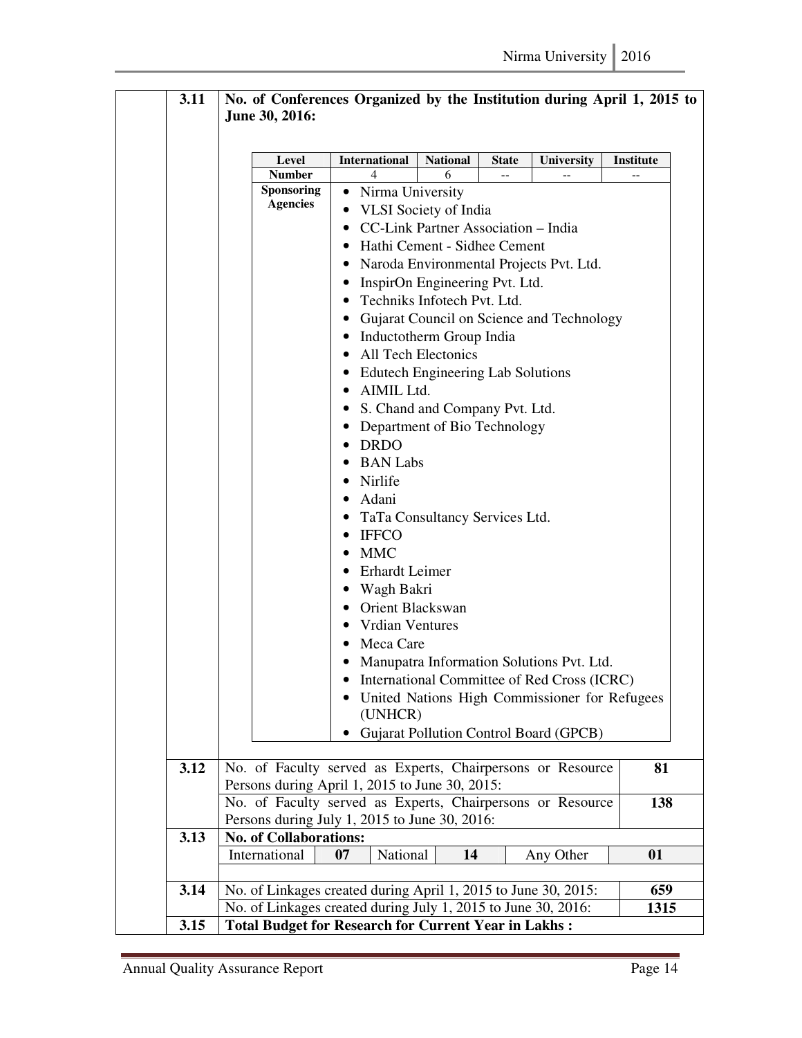| 3.11 | No. of Conferences Organized by the Institution during April 1, 2015 to June 30, 2016: |
|---|---|

| Level | International | National | State | University | Institute |
|---|---|---|---|---|---|
| Number | 4 | 6 | -- | -- | -- |
| Sponsoring Agencies | • Nirma University<br>• VLSI Society of India<br>• CC-Link Partner Association – India<br>• Hathi Cement - Sidhee Cement<br>• Naroda Environmental Projects Pvt. Ltd.<br>• InspirOn Engineering Pvt. Ltd.<br>• Techniks Infotech Pvt. Ltd.<br>• Gujarat Council on Science and Technology<br>• Inductotherm Group India<br>• All Tech Electonics<br>• Edutech Engineering Lab Solutions<br>• AIMIL Ltd.<br>• S. Chand and Company Pvt. Ltd.<br>• Department of Bio Technology<br>• DRDO<br>• BAN Labs<br>• Nirlife<br>• Adani<br>• TaTa Consultancy Services Ltd.<br>• IFFCO<br>• MMC<br>• Erhardt Leimer<br>• Wagh Bakri<br>• Orient Blackswan<br>• Vrdian Ventures<br>• Meca Care<br>• Manupatra Information Solutions Pvt. Ltd.<br>• International Committee of Red Cross (ICRC)<br>• United Nations High Commissioner for Refugees (UNHCR)<br>• Gujarat Pollution Control Board (GPCB) | | | | |

| 3.12 | No. of Faculty served as Experts, Chairpersons or Resource Persons during April 1, 2015 to June 30, 2015: | 81 |
|---|---|---|
| | No. of Faculty served as Experts, Chairpersons or Resource Persons during July 1, 2015 to June 30, 2016: | 138 |

**3.13 No. of Collaborations:**

| International | 07 | National | 14 | Any Other | 01 |
|---|---|---|---|---|---|

| 3.14 | No. of Linkages created during April 1, 2015 to June 30, 2015: | 659 |
|---|---|---|
| | No. of Linkages created during July 1, 2015 to June 30, 2016: | 1315 |

**3.15 Total Budget for Research for Current Year in Lakhs :**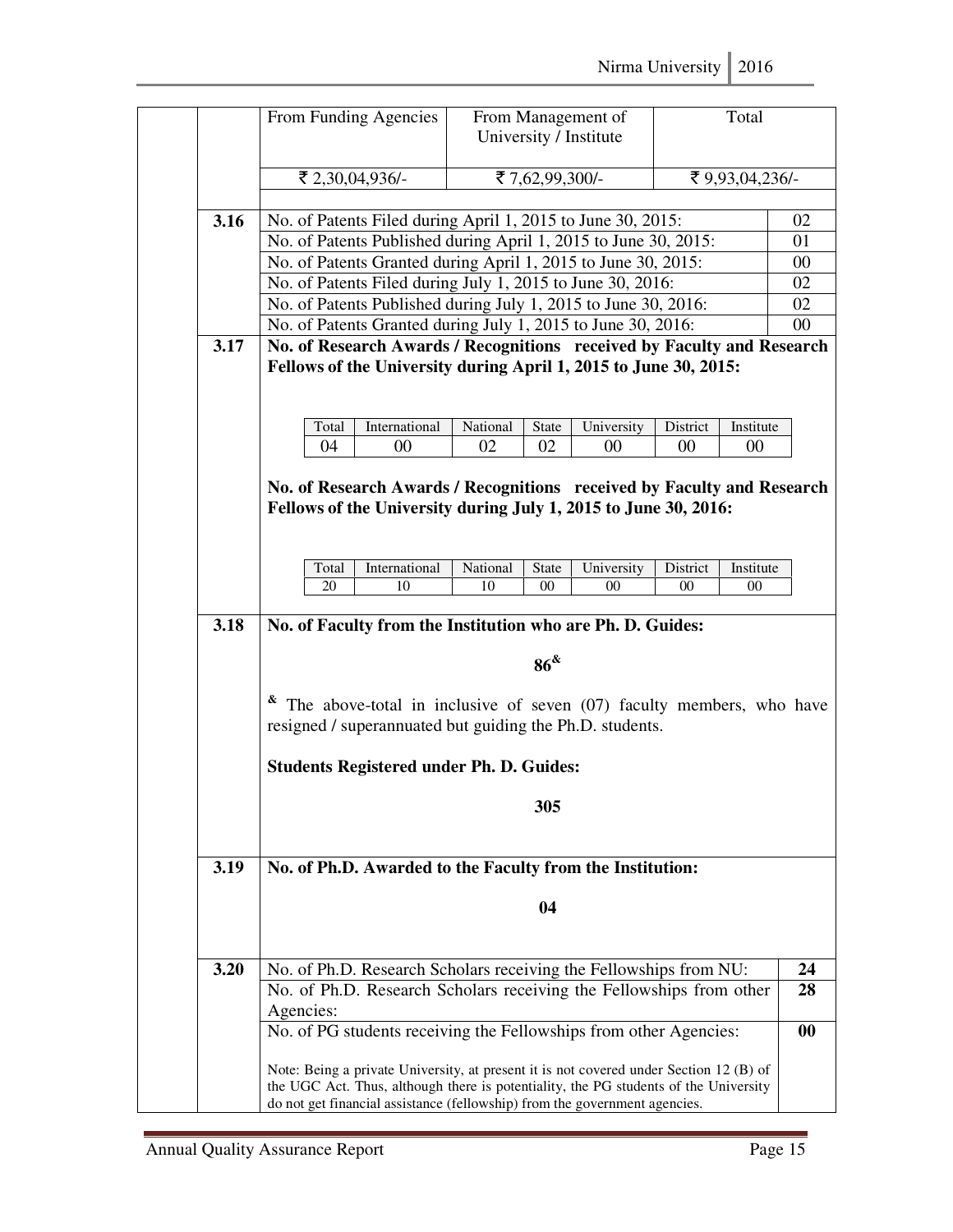| From Funding Agencies | From Management of University / Institute | Total |
|---|---|---|
| ₹ 2,30,04,936/- | ₹ 7,62,99,300/- | ₹ 9,93,04,236/- |

**3.16**

| | |
|---|---|
| No. of Patents Filed during April 1, 2015 to June 30, 2015: | 02 |
| No. of Patents Published during April 1, 2015 to June 30, 2015: | 01 |
| No. of Patents Granted during April 1, 2015 to June 30, 2015: | 00 |
| No. of Patents Filed during July 1, 2015 to June 30, 2016: | 02 |
| No. of Patents Published during July 1, 2015 to June 30, 2016: | 02 |
| No. of Patents Granted during July 1, 2015 to June 30, 2016: | 00 |

**3.17** **No. of Research Awards / Recognitions received by Faculty and Research Fellows of the University during April 1, 2015 to June 30, 2015:**

| Total | International | National | State | University | District | Institute |
|---|---|---|---|---|---|---|
| 04 | 00 | 02 | 02 | 00 | 00 | 00 |

**No. of Research Awards / Recognitions received by Faculty and Research Fellows of the University during July 1, 2015 to June 30, 2016:**

| Total | International | National | State | University | District | Institute |
|---|---|---|---|---|---|---|
| 20 | 10 | 10 | 00 | 00 | 00 | 00 |

**3.18** **No. of Faculty from the Institution who are Ph. D. Guides:**

**86**[&]

[&] The above-total in inclusive of seven (07) faculty members, who have resigned / superannuated but guiding the Ph.D. students.

**Students Registered under Ph. D. Guides:**

**305**

**3.19** **No. of Ph.D. Awarded to the Faculty from the Institution:**

**04**

**3.20**

| | |
|---|---|
| No. of Ph.D. Research Scholars receiving the Fellowships from NU: | **24** |
| No. of Ph.D. Research Scholars receiving the Fellowships from other Agencies: | **28** |
| No. of PG students receiving the Fellowships from other Agencies: | **00** |

Note: Being a private University, at present it is not covered under Section 12 (B) of the UGC Act. Thus, although there is potentiality, the PG students of the University do not get financial assistance (fellowship) from the government agencies.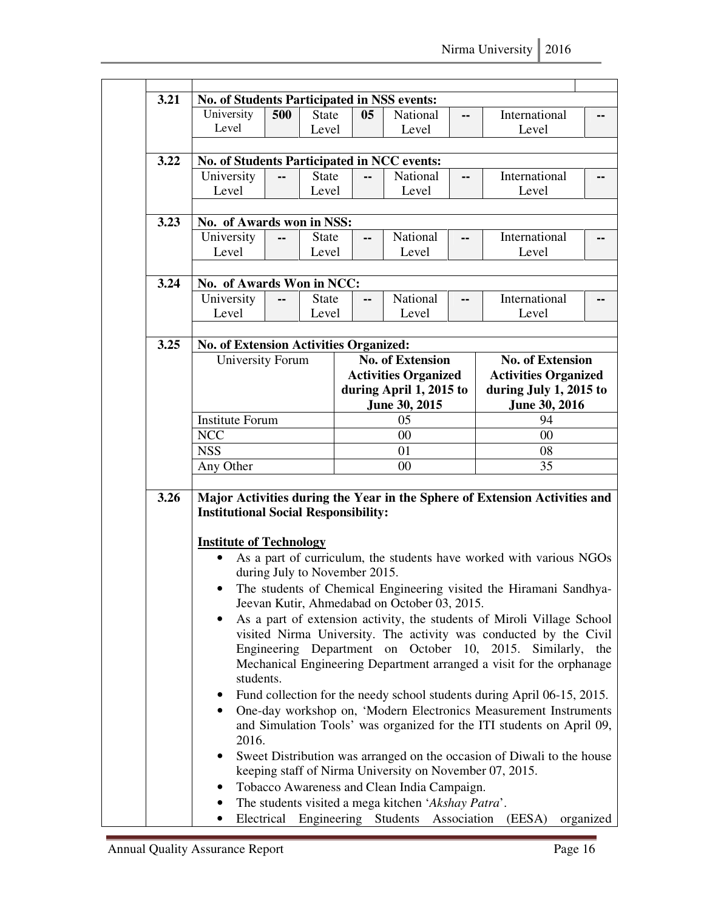**3.21 No. of Students Participated in NSS events:**

| University Level | State Level | National Level | International Level |
|---|---|---|---|
| 500 | 05 | -- | -- |

**3.22 No. of Students Participated in NCC events:**

| University Level | State Level | National Level | International Level |
|---|---|---|---|
| -- | -- | -- | -- |

**3.23 No. of Awards won in NSS:**

| University Level | State Level | National Level | International Level |
|---|---|---|---|
| -- | -- | -- | -- |

**3.24 No. of Awards Won in NCC:**

| University Level | State Level | National Level | International Level |
|---|---|---|---|
| -- | -- | -- | -- |

**3.25 No. of Extension Activities Organized:**

| University Forum | **No. of Extension Activities Organized during April 1, 2015 to June 30, 2015** | **No. of Extension Activities Organized during July 1, 2015 to June 30, 2016** |
|---|---|---|
| Institute Forum | 05 | 94 |
| NCC | 00 | 00 |
| NSS | 01 | 08 |
| Any Other | 00 | 35 |

**3.26 Major Activities during the Year in the Sphere of Extension Activities and Institutional Social Responsibility:**

**Institute of Technology**

- As a part of curriculum, the students have worked with various NGOs during July to November 2015.
- The students of Chemical Engineering visited the Hiramani Sandhya-Jeevan Kutir, Ahmedabad on October 03, 2015.
- As a part of extension activity, the students of Miroli Village School visited Nirma University. The activity was conducted by the Civil Engineering Department on October 10, 2015. Similarly, the Mechanical Engineering Department arranged a visit for the orphanage students.
- Fund collection for the needy school students during April 06-15, 2015.
- One-day workshop on, 'Modern Electronics Measurement Instruments and Simulation Tools' was organized for the ITI students on April 09, 2016.
- Sweet Distribution was arranged on the occasion of Diwali to the house keeping staff of Nirma University on November 07, 2015.
- Tobacco Awareness and Clean India Campaign.
- The students visited a mega kitchen '*Akshay Patra*'.
- Electrical Engineering Students Association (EESA) organized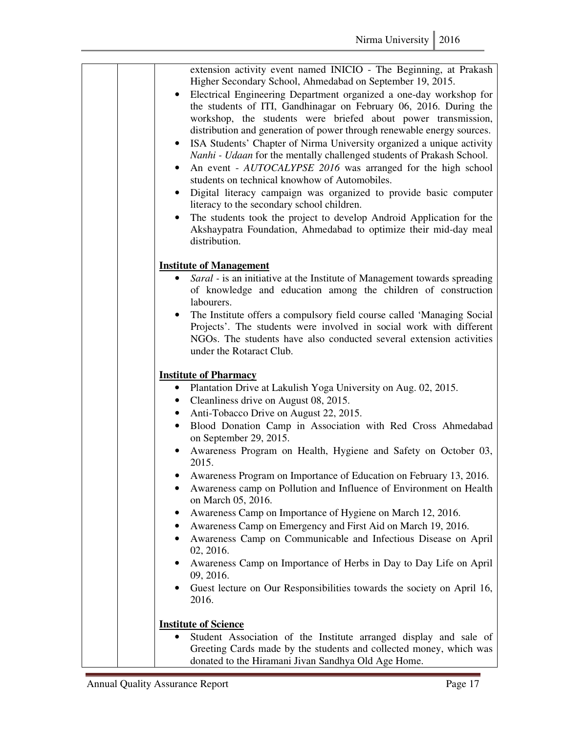|  |  | extension activity event named INICIO - The Beginning, at Prakash Higher Secondary School, Ahmedabad on September 19, 2015.<br>• Electrical Engineering Department organized a one-day workshop for the students of ITI, Gandhinagar on February 06, 2016. During the workshop, the students were briefed about power transmission, distribution and generation of power through renewable energy sources.<br>• ISA Students' Chapter of Nirma University organized a unique activity *Nanhi - Udaan* for the mentally challenged students of Prakash School.<br>• An event - *AUTOCALYPSE 2016* was arranged for the high school students on technical knowhow of Automobiles.<br>• Digital literacy campaign was organized to provide basic computer literacy to the secondary school children.<br>• The students took the project to develop Android Application for the Akshaypatra Foundation, Ahmedabad to optimize their mid-day meal distribution.<br><br>**<u>Institute of Management</u>**<br>• *Saral* - is an initiative at the Institute of Management towards spreading of knowledge and education among the children of construction labourers.<br>• The Institute offers a compulsory field course called 'Managing Social Projects'. The students were involved in social work with different NGOs. The students have also conducted several extension activities under the Rotaract Club.<br><br>**<u>Institute of Pharmacy</u>**<br>• Plantation Drive at Lakulish Yoga University on Aug. 02, 2015.<br>• Cleanliness drive on August 08, 2015.<br>• Anti-Tobacco Drive on August 22, 2015.<br>• Blood Donation Camp in Association with Red Cross Ahmedabad on September 29, 2015.<br>• Awareness Program on Health, Hygiene and Safety on October 03, 2015.<br>• Awareness Program on Importance of Education on February 13, 2016.<br>• Awareness camp on Pollution and Influence of Environment on Health on March 05, 2016.<br>• Awareness Camp on Importance of Hygiene on March 12, 2016.<br>• Awareness Camp on Emergency and First Aid on March 19, 2016.<br>• Awareness Camp on Communicable and Infectious Disease on April 02, 2016.<br>• Awareness Camp on Importance of Herbs in Day to Day Life on April 09, 2016.<br>• Guest lecture on Our Responsibilities towards the society on April 16, 2016.<br><br>**<u>Institute of Science</u>**<br>• Student Association of the Institute arranged display and sale of Greeting Cards made by the students and collected money, which was donated to the Hiramani Jivan Sandhya Old Age Home. |
|---|---|---|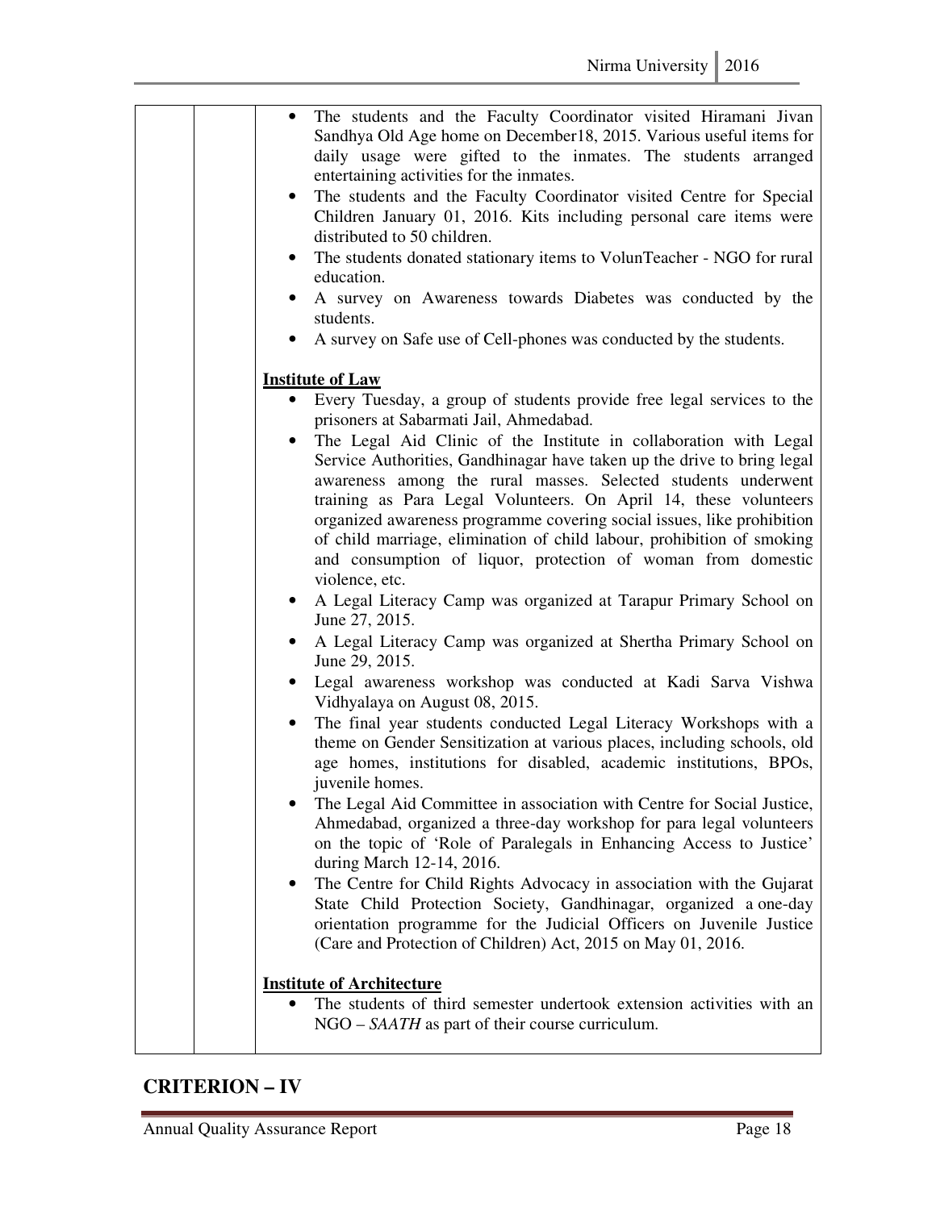| | | • The students and the Faculty Coordinator visited Hiramani Jivan Sandhya Old Age home on December18, 2015. Various useful items for daily usage were gifted to the inmates. The students arranged entertaining activities for the inmates.<br>• The students and the Faculty Coordinator visited Centre for Special Children January 01, 2016. Kits including personal care items were distributed to 50 children.<br>• The students donated stationary items to VolunTeacher - NGO for rural education.<br>• A survey on Awareness towards Diabetes was conducted by the students.<br>• A survey on Safe use of Cell-phones was conducted by the students.<br><br>**Institute of Law**<br>• Every Tuesday, a group of students provide free legal services to the prisoners at Sabarmati Jail, Ahmedabad.<br>• The Legal Aid Clinic of the Institute in collaboration with Legal Service Authorities, Gandhinagar have taken up the drive to bring legal awareness among the rural masses. Selected students underwent training as Para Legal Volunteers. On April 14, these volunteers organized awareness programme covering social issues, like prohibition of child marriage, elimination of child labour, prohibition of smoking and consumption of liquor, protection of woman from domestic violence, etc.<br>• A Legal Literacy Camp was organized at Tarapur Primary School on June 27, 2015.<br>• A Legal Literacy Camp was organized at Shertha Primary School on June 29, 2015.<br>• Legal awareness workshop was conducted at Kadi Sarva Vishwa Vidhyalaya on August 08, 2015.<br>• The final year students conducted Legal Literacy Workshops with a theme on Gender Sensitization at various places, including schools, old age homes, institutions for disabled, academic institutions, BPOs, juvenile homes.<br>• The Legal Aid Committee in association with Centre for Social Justice, Ahmedabad, organized a three-day workshop for para legal volunteers on the topic of 'Role of Paralegals in Enhancing Access to Justice' during March 12-14, 2016.<br>• The Centre for Child Rights Advocacy in association with the Gujarat State Child Protection Society, Gandhinagar, organized a one-day orientation programme for the Judicial Officers on Juvenile Justice (Care and Protection of Children) Act, 2015 on May 01, 2016.<br><br>**Institute of Architecture**<br>• The students of third semester undertook extension activities with an NGO – *SAATH* as part of their course curriculum. |
|---|---|---|

## CRITERION – IV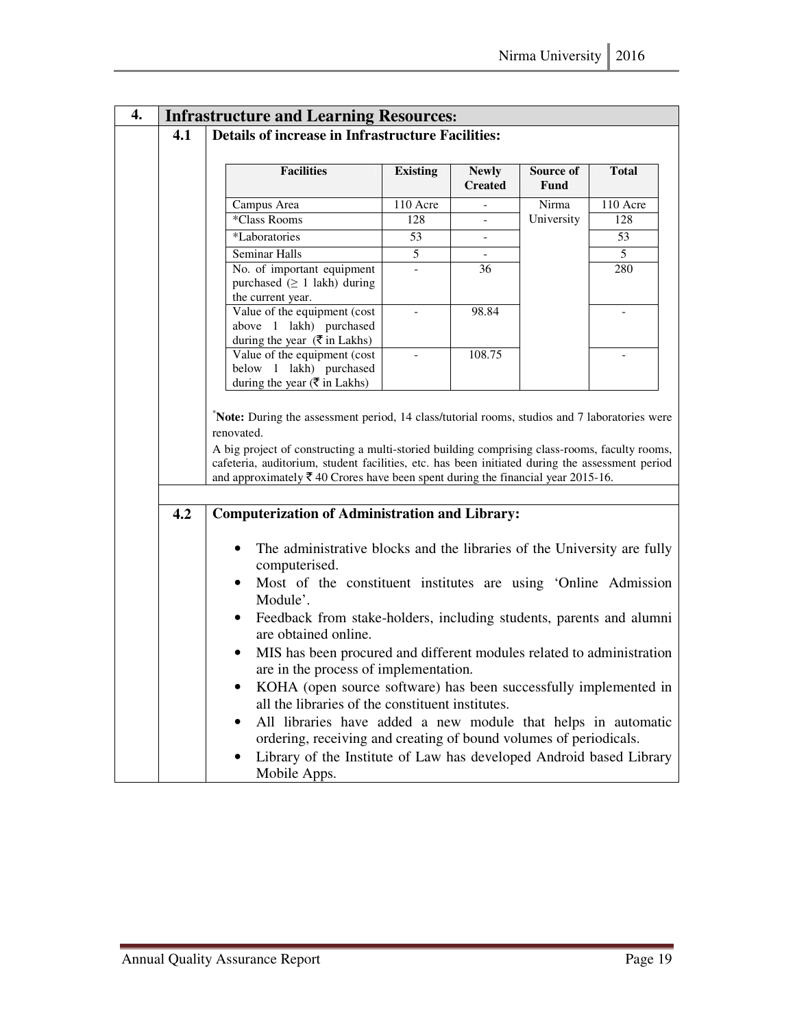## 4. Infrastructure and Learning Resources:

### 4.1 Details of increase in Infrastructure Facilities:

| Facilities | Existing | Newly Created | Source of Fund | Total |
|---|---|---|---|---|
| Campus Area | 110 Acre | - | Nirma University | 110 Acre |
| *Class Rooms | 128 | - | | 128 |
| *Laboratories | 53 | - | | 53 |
| Seminar Halls | 5 | - | | 5 |
| No. of important equipment purchased (≥ 1 lakh) during the current year. | - | 36 | | 280 |
| Value of the equipment (cost above 1 lakh) purchased during the year (₹ in Lakhs) | - | 98.84 | | - |
| Value of the equipment (cost below 1 lakh) purchased during the year (₹ in Lakhs) | - | 108.75 | | - |

*Note: During the assessment period, 14 class/tutorial rooms, studios and 7 laboratories were renovated.

A big project of constructing a multi-storied building comprising class-rooms, faculty rooms, cafeteria, auditorium, student facilities, etc. has been initiated during the assessment period and approximately ₹ 40 Crores have been spent during the financial year 2015-16.

### 4.2 Computerization of Administration and Library:

- The administrative blocks and the libraries of the University are fully computerised.
- Most of the constituent institutes are using 'Online Admission Module'.
- Feedback from stake-holders, including students, parents and alumni are obtained online.
- MIS has been procured and different modules related to administration are in the process of implementation.
- KOHA (open source software) has been successfully implemented in all the libraries of the constituent institutes.
- All libraries have added a new module that helps in automatic ordering, receiving and creating of bound volumes of periodicals.
- Library of the Institute of Law has developed Android based Library Mobile Apps.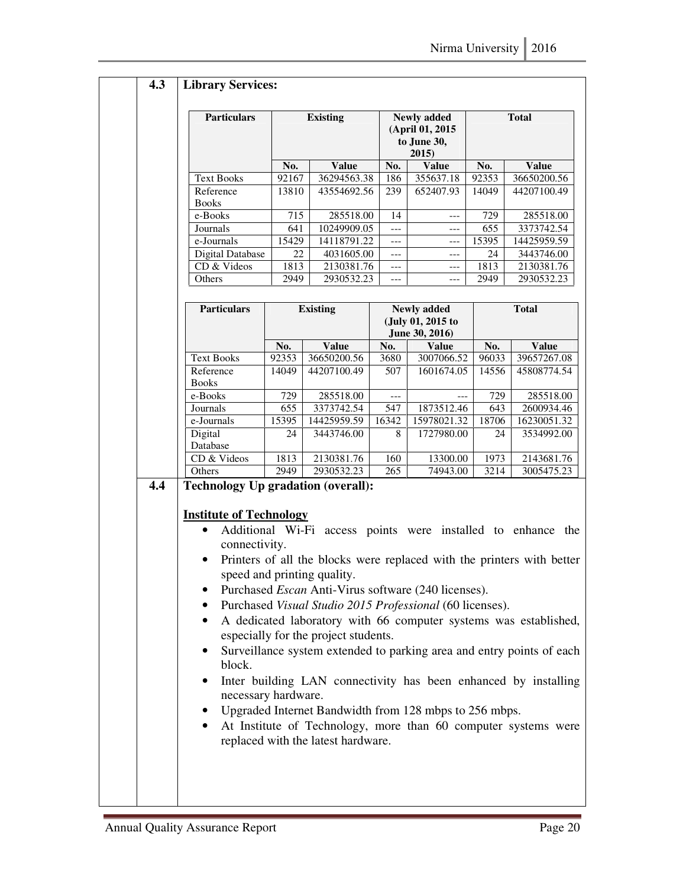## 4.3 Library Services:

| Particulars | Existing | | Newly added (April 01, 2015 to June 30, 2015) | | Total | |
|---|---|---|---|---|---|---|
| | No. | Value | No. | Value | No. | Value |
| Text Books | 92167 | 36294563.38 | 186 | 355637.18 | 92353 | 36650200.56 |
| Reference Books | 13810 | 43554692.56 | 239 | 652407.93 | 14049 | 44207100.49 |
| e-Books | 715 | 285518.00 | 14 | --- | 729 | 285518.00 |
| Journals | 641 | 10249909.05 | --- | --- | 655 | 3373742.54 |
| e-Journals | 15429 | 14118791.22 | --- | --- | 15395 | 14425959.59 |
| Digital Database | 22 | 4031605.00 | --- | --- | 24 | 3443746.00 |
| CD & Videos | 1813 | 2130381.76 | --- | --- | 1813 | 2130381.76 |
| Others | 2949 | 2930532.23 | --- | --- | 2949 | 2930532.23 |

| Particulars | Existing | | Newly added (July 01, 2015 to June 30, 2016) | | Total | |
|---|---|---|---|---|---|---|
| | No. | Value | No. | Value | No. | Value |
| Text Books | 92353 | 36650200.56 | 3680 | 3007066.52 | 96033 | 39657267.08 |
| Reference Books | 14049 | 44207100.49 | 507 | 1601674.05 | 14556 | 45808774.54 |
| e-Books | 729 | 285518.00 | --- | --- | 729 | 285518.00 |
| Journals | 655 | 3373742.54 | 547 | 1873512.46 | 643 | 2600934.46 |
| e-Journals | 15395 | 14425959.59 | 16342 | 15978021.32 | 18706 | 16230051.32 |
| Digital Database | 24 | 3443746.00 | 8 | 1727980.00 | 24 | 3534992.00 |
| CD & Videos | 1813 | 2130381.76 | 160 | 13300.00 | 1973 | 2143681.76 |
| Others | 2949 | 2930532.23 | 265 | 74943.00 | 3214 | 3005475.23 |

## 4.4 Technology Up gradation (overall):

**Institute of Technology**

- Additional Wi-Fi access points were installed to enhance the connectivity.
- Printers of all the blocks were replaced with the printers with better speed and printing quality.
- Purchased *Escan* Anti-Virus software (240 licenses).
- Purchased *Visual Studio 2015 Professional* (60 licenses).
- A dedicated laboratory with 66 computer systems was established, especially for the project students.
- Surveillance system extended to parking area and entry points of each block.
- Inter building LAN connectivity has been enhanced by installing necessary hardware.
- Upgraded Internet Bandwidth from 128 mbps to 256 mbps.
- At Institute of Technology, more than 60 computer systems were replaced with the latest hardware.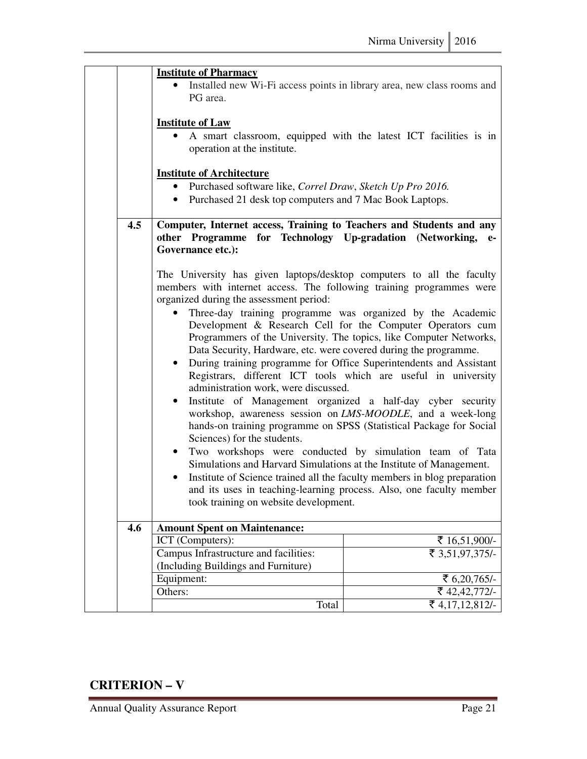**Institute of Pharmacy**

- Installed new Wi-Fi access points in library area, new class rooms and PG area.

**Institute of Law**

- A smart classroom, equipped with the latest ICT facilities is in operation at the institute.

**Institute of Architecture**

- Purchased software like, *Correl Draw*, *Sketch Up Pro 2016.*
- Purchased 21 desk top computers and 7 Mac Book Laptops.

**4.5 Computer, Internet access, Training to Teachers and Students and any other Programme for Technology Up-gradation (Networking, e-Governance etc.):**

The University has given laptops/desktop computers to all the faculty members with internet access. The following training programmes were organized during the assessment period:

- Three-day training programme was organized by the Academic Development & Research Cell for the Computer Operators cum Programmers of the University. The topics, like Computer Networks, Data Security, Hardware, etc. were covered during the programme.
- During training programme for Office Superintendents and Assistant Registrars, different ICT tools which are useful in university administration work, were discussed.
- Institute of Management organized a half-day cyber security workshop, awareness session on *LMS-MOODLE*, and a week-long hands-on training programme on SPSS (Statistical Package for Social Sciences) for the students.
- Two workshops were conducted by simulation team of Tata Simulations and Harvard Simulations at the Institute of Management.
- Institute of Science trained all the faculty members in blog preparation and its uses in teaching-learning process. Also, one faculty member took training on website development.

**4.6 Amount Spent on Maintenance:**

| Item | Amount |
|---|---|
| ICT (Computers): | ₹ 16,51,900/- |
| Campus Infrastructure and facilities: (Including Buildings and Furniture) | ₹ 3,51,97,375/- |
| Equipment: | ₹ 6,20,765/- |
| Others: | ₹ 42,42,772/- |
| Total | ₹ 4,17,12,812/- |

## CRITERION – V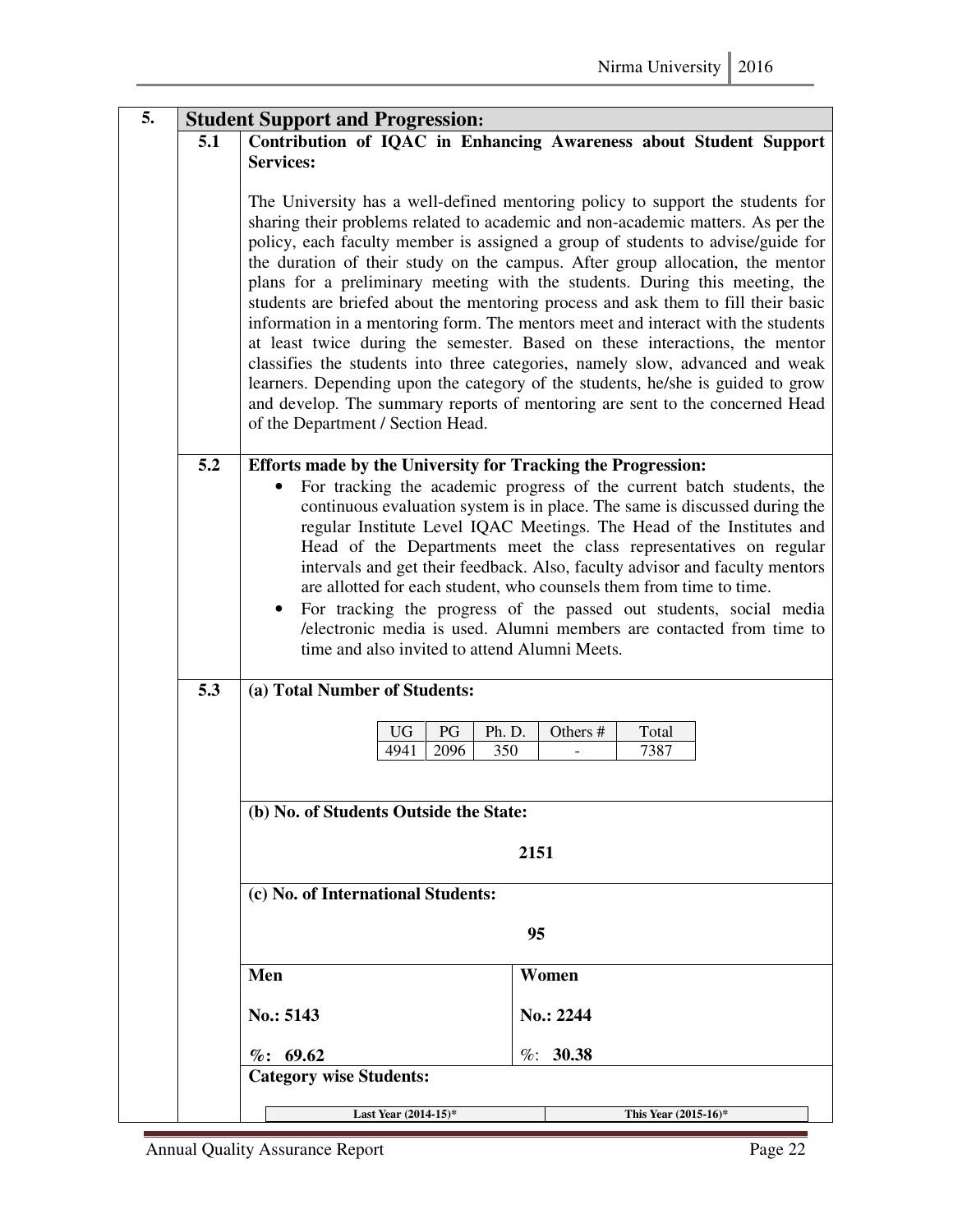## 5. Student Support and Progression:

### 5.1 Contribution of IQAC in Enhancing Awareness about Student Support Services:

The University has a well-defined mentoring policy to support the students for sharing their problems related to academic and non-academic matters. As per the policy, each faculty member is assigned a group of students to advise/guide for the duration of their study on the campus. After group allocation, the mentor plans for a preliminary meeting with the students. During this meeting, the students are briefed about the mentoring process and ask them to fill their basic information in a mentoring form. The mentors meet and interact with the students at least twice during the semester. Based on these interactions, the mentor classifies the students into three categories, namely slow, advanced and weak learners. Depending upon the category of the students, he/she is guided to grow and develop. The summary reports of mentoring are sent to the concerned Head of the Department / Section Head.

### 5.2 Efforts made by the University for Tracking the Progression:

- For tracking the academic progress of the current batch students, the continuous evaluation system is in place. The same is discussed during the regular Institute Level IQAC Meetings. The Head of the Institutes and Head of the Departments meet the class representatives on regular intervals and get their feedback. Also, faculty advisor and faculty mentors are allotted for each student, who counsels them from time to time.
- For tracking the progress of the passed out students, social media /electronic media is used. Alumni members are contacted from time to time and also invited to attend Alumni Meets.

### 5.3

**(a) Total Number of Students:**

| UG | PG | Ph. D. | Others # | Total |
|---|---|---|---|---|
| 4941 | 2096 | 350 | - | 7387 |

**(b) No. of Students Outside the State:**

**2151**

**(c) No. of International Students:**

**95**

| Men | Women |
|---|---|
| **No.: 5143** | **No.: 2244** |
| **%: 69.62** | %: **30.38** |

**Category wise Students:**

| Last Year (2014-15)* | This Year (2015-16)* |
|---|---|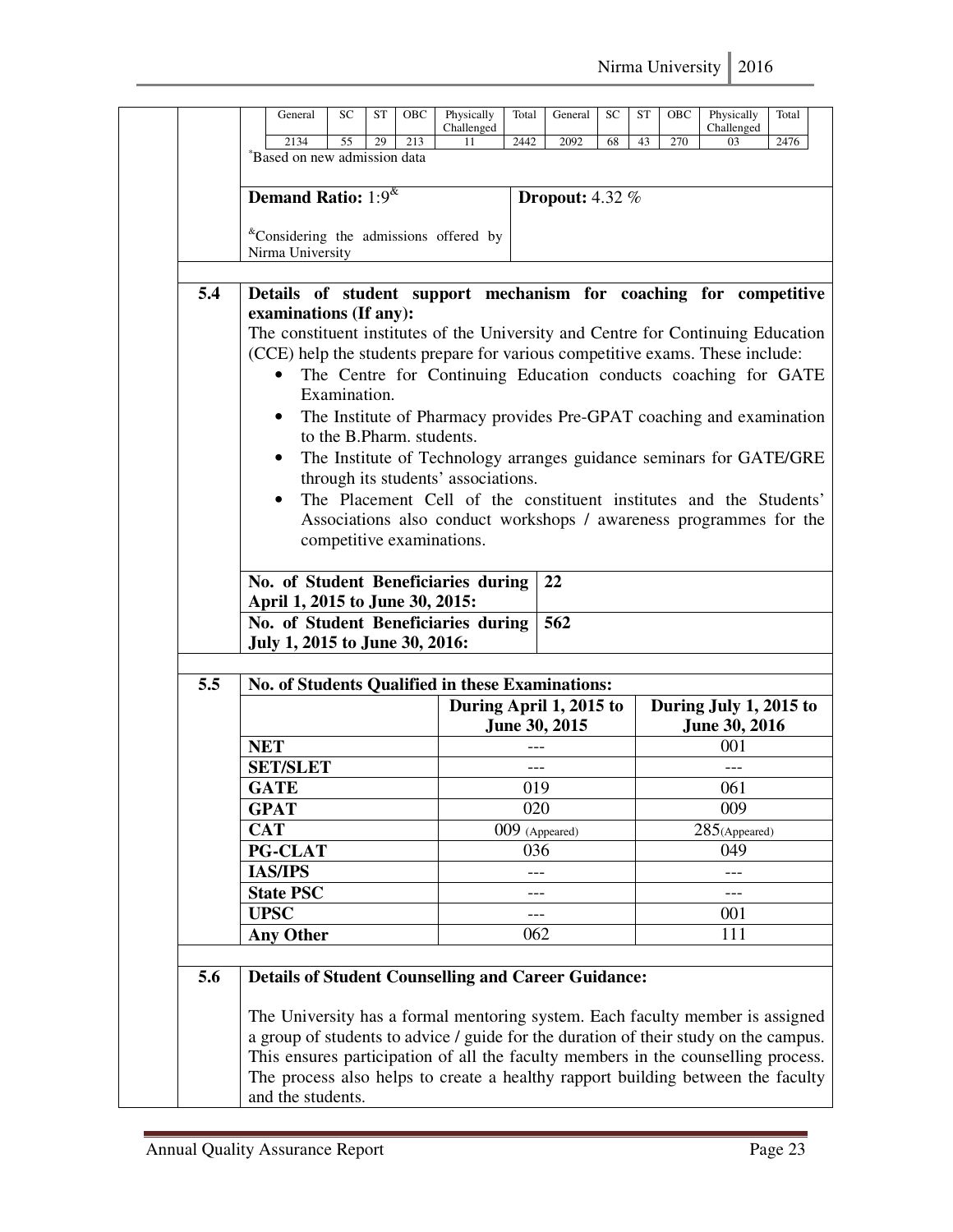| General | SC | ST | OBC | Physically Challenged | Total | General | SC | ST | OBC | Physically Challenged | Total |
|---|---|---|---|---|---|---|---|---|---|---|---|
| 2134 | 55 | 29 | 213 | 11 | 2442 | 2092 | 68 | 43 | 270 | 03 | 2476 |

*Based on new admission data

**Demand Ratio:** 1:9[&]

[&]Considering the admissions offered by Nirma University

**Dropout:** 4.32 %

## 5.4 Details of student support mechanism for coaching for competitive examinations (If any):

The constituent institutes of the University and Centre for Continuing Education (CCE) help the students prepare for various competitive exams. These include:

- The Centre for Continuing Education conducts coaching for GATE Examination.
- The Institute of Pharmacy provides Pre-GPAT coaching and examination to the B.Pharm. students.
- The Institute of Technology arranges guidance seminars for GATE/GRE through its students' associations.
- The Placement Cell of the constituent institutes and the Students' Associations also conduct workshops / awareness programmes for the competitive examinations.

| | |
|---|---|
| **No. of Student Beneficiaries during April 1, 2015 to June 30, 2015:** | **22** |
| **No. of Student Beneficiaries during July 1, 2015 to June 30, 2016:** | **562** |

## 5.5 No. of Students Qualified in these Examinations:

| | During April 1, 2015 to June 30, 2015 | During July 1, 2015 to June 30, 2016 |
|---|---|---|
| **NET** | --- | 001 |
| **SET/SLET** | --- | --- |
| **GATE** | 019 | 061 |
| **GPAT** | 020 | 009 |
| **CAT** | 009 (Appeared) | 285(Appeared) |
| **PG-CLAT** | 036 | 049 |
| **IAS/IPS** | --- | --- |
| **State PSC** | --- | --- |
| **UPSC** | --- | 001 |
| **Any Other** | 062 | 111 |

## 5.6 Details of Student Counselling and Career Guidance:

The University has a formal mentoring system. Each faculty member is assigned a group of students to advice / guide for the duration of their study on the campus. This ensures participation of all the faculty members in the counselling process. The process also helps to create a healthy rapport building between the faculty and the students.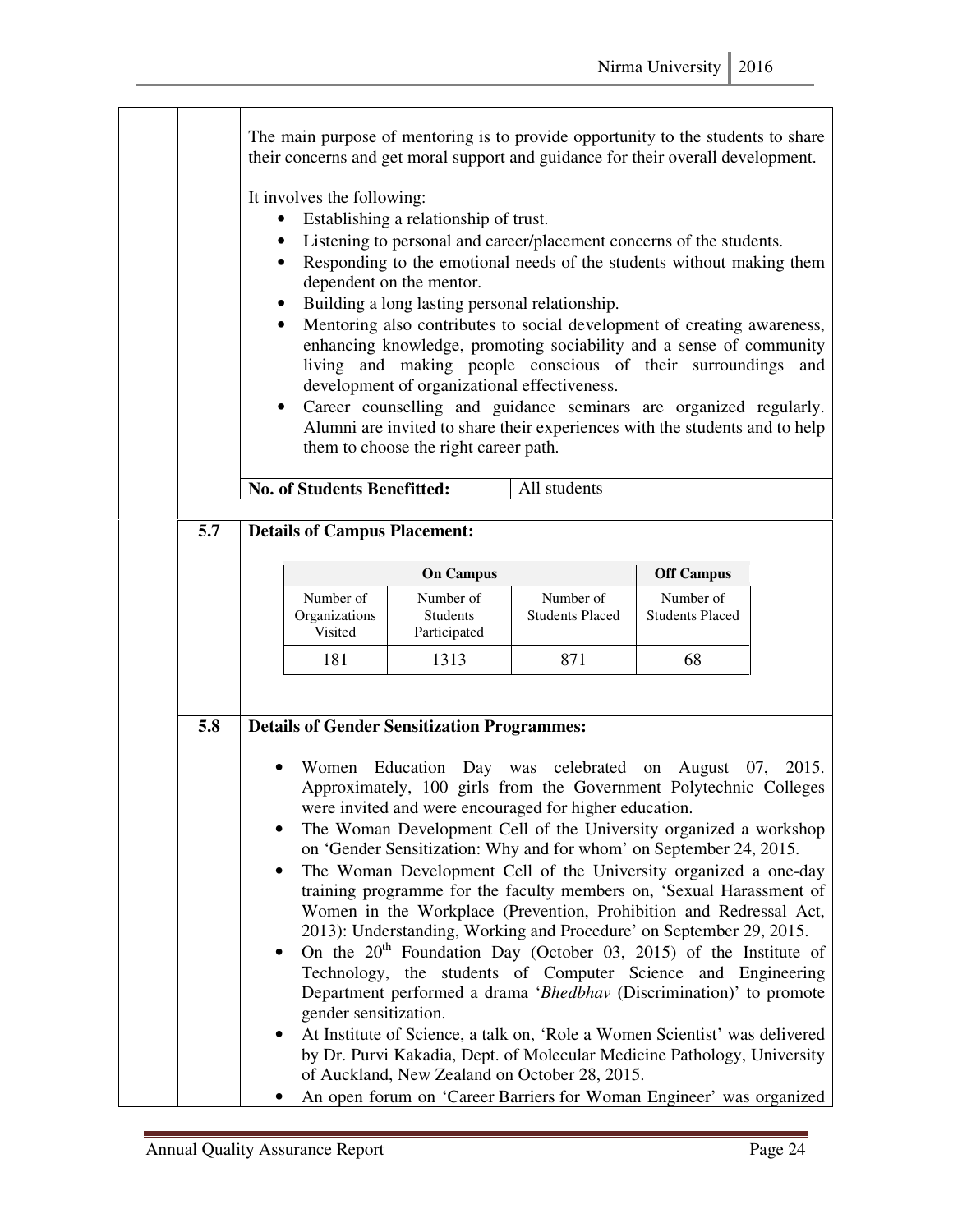The main purpose of mentoring is to provide opportunity to the students to share their concerns and get moral support and guidance for their overall development.

It involves the following:

- Establishing a relationship of trust.
- Listening to personal and career/placement concerns of the students.
- Responding to the emotional needs of the students without making them dependent on the mentor.
- Building a long lasting personal relationship.
- Mentoring also contributes to social development of creating awareness, enhancing knowledge, promoting sociability and a sense of community living and making people conscious of their surroundings and development of organizational effectiveness.
- Career counselling and guidance seminars are organized regularly. Alumni are invited to share their experiences with the students and to help them to choose the right career path.

| **No. of Students Benefitted:** | All students |
|---|---|

**5.7 Details of Campus Placement:**

| **On Campus** | | | **Off Campus** |
|---|---|---|---|
| Number of Organizations Visited | Number of Students Participated | Number of Students Placed | Number of Students Placed |
| 181 | 1313 | 871 | 68 |

**5.8 Details of Gender Sensitization Programmes:**

- Women Education Day was celebrated on August 07, 2015. Approximately, 100 girls from the Government Polytechnic Colleges were invited and were encouraged for higher education.
- The Woman Development Cell of the University organized a workshop on 'Gender Sensitization: Why and for whom' on September 24, 2015.
- The Woman Development Cell of the University organized a one-day training programme for the faculty members on, 'Sexual Harassment of Women in the Workplace (Prevention, Prohibition and Redressal Act, 2013): Understanding, Working and Procedure' on September 29, 2015.
- On the 20th Foundation Day (October 03, 2015) of the Institute of Technology, the students of Computer Science and Engineering Department performed a drama '*Bhedbhav* (Discrimination)' to promote gender sensitization.
- At Institute of Science, a talk on, 'Role a Women Scientist' was delivered by Dr. Purvi Kakadia, Dept. of Molecular Medicine Pathology, University of Auckland, New Zealand on October 28, 2015.
- An open forum on 'Career Barriers for Woman Engineer' was organized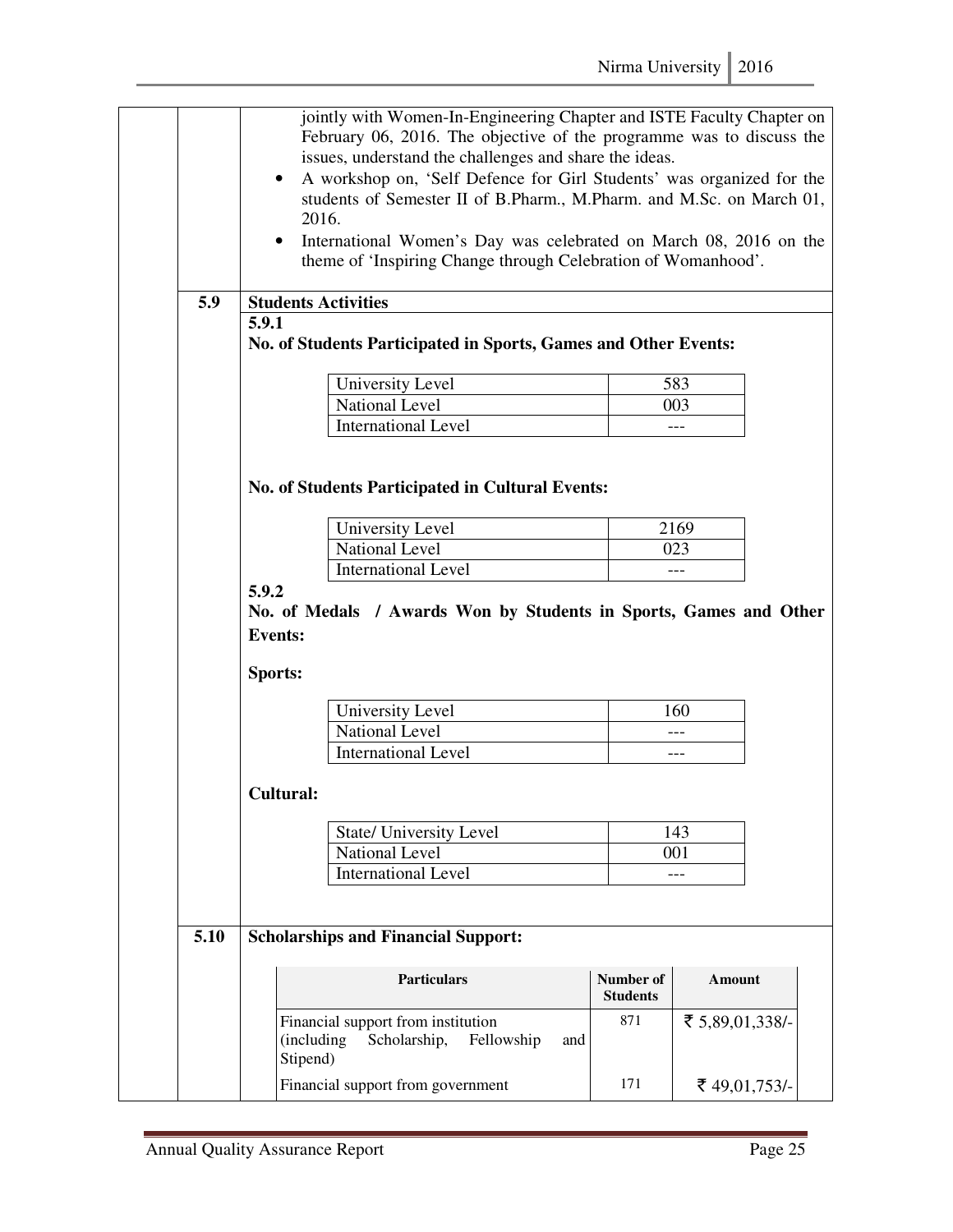jointly with Women-In-Engineering Chapter and ISTE Faculty Chapter on February 06, 2016. The objective of the programme was to discuss the issues, understand the challenges and share the ideas.

- A workshop on, 'Self Defence for Girl Students' was organized for the students of Semester II of B.Pharm., M.Pharm. and M.Sc. on March 01, 2016.
- International Women's Day was celebrated on March 08, 2016 on the theme of 'Inspiring Change through Celebration of Womanhood'.

## 5.9 Students Activities

### 5.9.1

**No. of Students Participated in Sports, Games and Other Events:**

| | |
|---|---|
| University Level | 583 |
| National Level | 003 |
| International Level | --- |

**No. of Students Participated in Cultural Events:**

| | |
|---|---|
| University Level | 2169 |
| National Level | 023 |
| International Level | --- |

### 5.9.2

**No. of Medals / Awards Won by Students in Sports, Games and Other Events:**

**Sports:**

| | |
|---|---|
| University Level | 160 |
| National Level | --- |
| International Level | --- |

**Cultural:**

| | |
|---|---|
| State/ University Level | 143 |
| National Level | 001 |
| International Level | --- |

## 5.10 Scholarships and Financial Support:

| Particulars | Number of Students | Amount |
|---|---|---|
| Financial support from institution (including Scholarship, Fellowship and Stipend) | 871 | ₹ 5,89,01,338/- |
| Financial support from government | 171 | ₹ 49,01,753/- |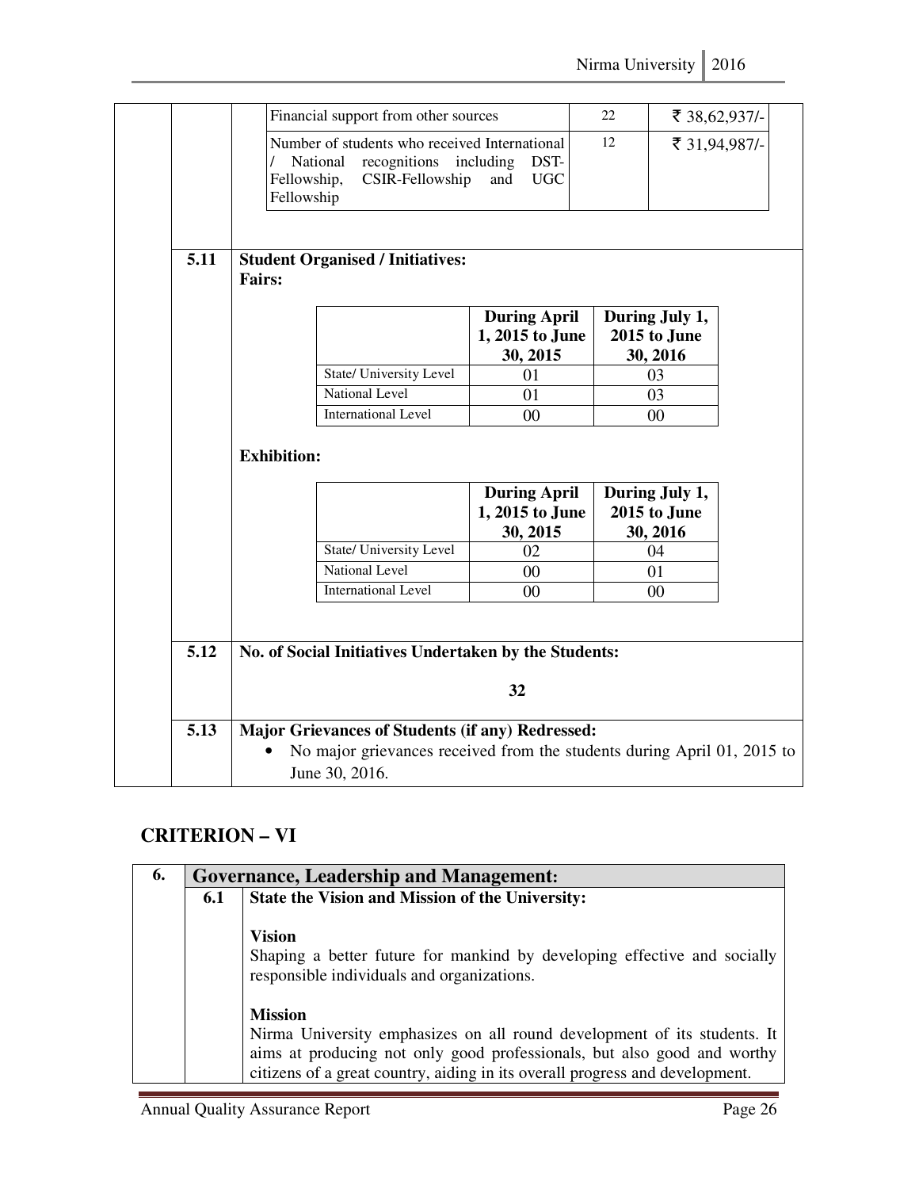| Financial support from other sources | 22 | ₹ 38,62,937/- |
|---|---|---|
| Number of students who received International / National recognitions including DST-Fellowship, CSIR-Fellowship and UGC Fellowship | 12 | ₹ 31,94,987/- |

**5.11 Student Organised / Initiatives:**

**Fairs:**

| | During April 1, 2015 to June 30, 2015 | During July 1, 2015 to June 30, 2016 |
|---|---|---|
| State/ University Level | 01 | 03 |
| National Level | 01 | 03 |
| International Level | 00 | 00 |

**Exhibition:**

| | During April 1, 2015 to June 30, 2015 | During July 1, 2015 to June 30, 2016 |
|---|---|---|
| State/ University Level | 02 | 04 |
| National Level | 00 | 01 |
| International Level | 00 | 00 |

**5.12 No. of Social Initiatives Undertaken by the Students:**

**32**

**5.13 Major Grievances of Students (if any) Redressed:**

- No major grievances received from the students during April 01, 2015 to June 30, 2016.

## CRITERION – VI

### 6. Governance, Leadership and Management:

**6.1 State the Vision and Mission of the University:**

**Vision**

Shaping a better future for mankind by developing effective and socially responsible individuals and organizations.

**Mission**

Nirma University emphasizes on all round development of its students. It aims at producing not only good professionals, but also good and worthy citizens of a great country, aiding in its overall progress and development.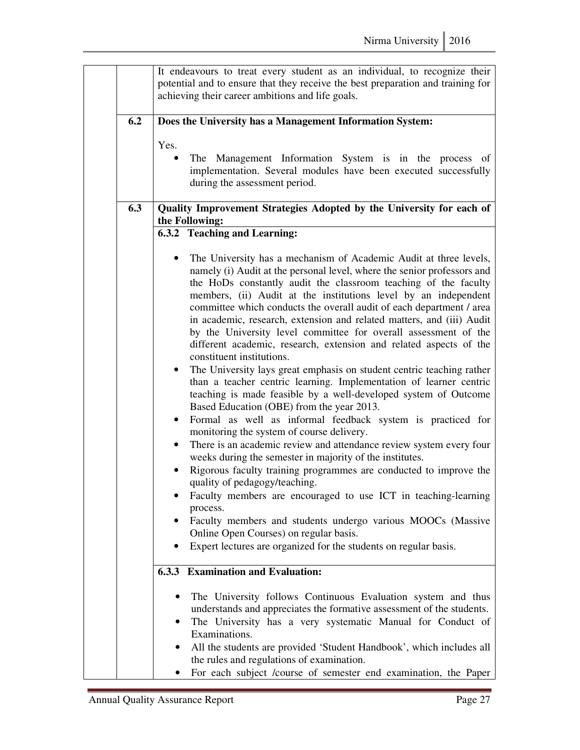It endeavours to treat every student as an individual, to recognize their potential and to ensure that they receive the best preparation and training for achieving their career ambitions and life goals.

**6.2 Does the University has a Management Information System:**

Yes.

- The Management Information System is in the process of implementation. Several modules have been executed successfully during the assessment period.

**6.3 Quality Improvement Strategies Adopted by the University for each of the Following:**

**6.3.2 Teaching and Learning:**

- The University has a mechanism of Academic Audit at three levels, namely (i) Audit at the personal level, where the senior professors and the HoDs constantly audit the classroom teaching of the faculty members, (ii) Audit at the institutions level by an independent committee which conducts the overall audit of each department / area in academic, research, extension and related matters, and (iii) Audit by the University level committee for overall assessment of the different academic, research, extension and related aspects of the constituent institutions.
- The University lays great emphasis on student centric teaching rather than a teacher centric learning. Implementation of learner centric teaching is made feasible by a well-developed system of Outcome Based Education (OBE) from the year 2013.
- Formal as well as informal feedback system is practiced for monitoring the system of course delivery.
- There is an academic review and attendance review system every four weeks during the semester in majority of the institutes.
- Rigorous faculty training programmes are conducted to improve the quality of pedagogy/teaching.
- Faculty members are encouraged to use ICT in teaching-learning process.
- Faculty members and students undergo various MOOCs (Massive Online Open Courses) on regular basis.
- Expert lectures are organized for the students on regular basis.

**6.3.3 Examination and Evaluation:**

- The University follows Continuous Evaluation system and thus understands and appreciates the formative assessment of the students.
- The University has a very systematic Manual for Conduct of Examinations.
- All the students are provided 'Student Handbook', which includes all the rules and regulations of examination.
- For each subject /course of semester end examination, the Paper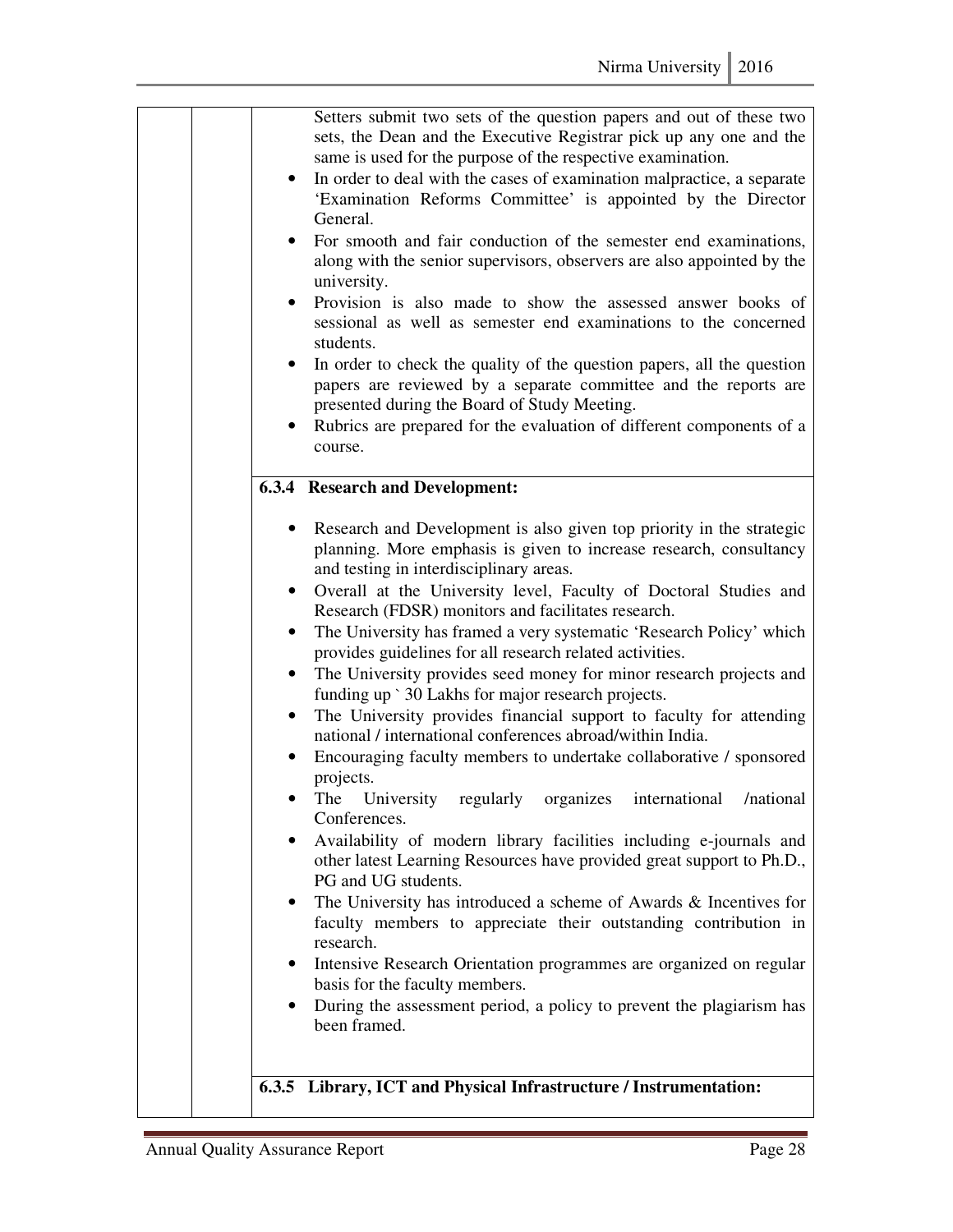Setters submit two sets of the question papers and out of these two sets, the Dean and the Executive Registrar pick up any one and the same is used for the purpose of the respective examination.

- In order to deal with the cases of examination malpractice, a separate 'Examination Reforms Committee' is appointed by the Director General.
- For smooth and fair conduction of the semester end examinations, along with the senior supervisors, observers are also appointed by the university.
- Provision is also made to show the assessed answer books of sessional as well as semester end examinations to the concerned students.
- In order to check the quality of the question papers, all the question papers are reviewed by a separate committee and the reports are presented during the Board of Study Meeting.
- Rubrics are prepared for the evaluation of different components of a course.

**6.3.4 Research and Development:**

- Research and Development is also given top priority in the strategic planning. More emphasis is given to increase research, consultancy and testing in interdisciplinary areas.
- Overall at the University level, Faculty of Doctoral Studies and Research (FDSR) monitors and facilitates research.
- The University has framed a very systematic 'Research Policy' which provides guidelines for all research related activities.
- The University provides seed money for minor research projects and funding up ` 30 Lakhs for major research projects.
- The University provides financial support to faculty for attending national / international conferences abroad/within India.
- Encouraging faculty members to undertake collaborative / sponsored projects.
- The University regularly organizes international /national Conferences.
- Availability of modern library facilities including e-journals and other latest Learning Resources have provided great support to Ph.D., PG and UG students.
- The University has introduced a scheme of Awards & Incentives for faculty members to appreciate their outstanding contribution in research.
- Intensive Research Orientation programmes are organized on regular basis for the faculty members.
- During the assessment period, a policy to prevent the plagiarism has been framed.

**6.3.5 Library, ICT and Physical Infrastructure / Instrumentation:**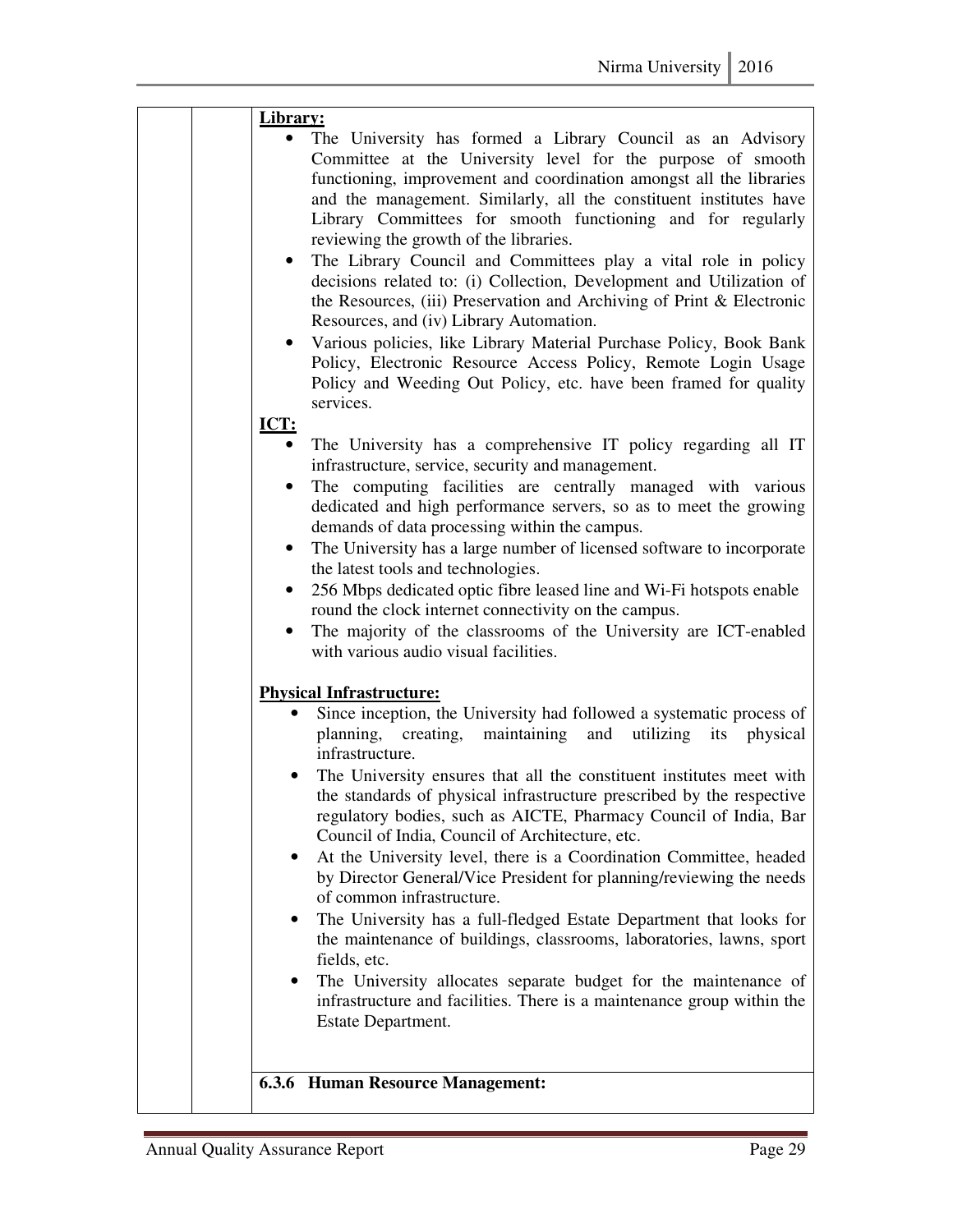**Library:**

- The University has formed a Library Council as an Advisory Committee at the University level for the purpose of smooth functioning, improvement and coordination amongst all the libraries and the management. Similarly, all the constituent institutes have Library Committees for smooth functioning and for regularly reviewing the growth of the libraries.
- The Library Council and Committees play a vital role in policy decisions related to: (i) Collection, Development and Utilization of the Resources, (iii) Preservation and Archiving of Print & Electronic Resources, and (iv) Library Automation.
- Various policies, like Library Material Purchase Policy, Book Bank Policy, Electronic Resource Access Policy, Remote Login Usage Policy and Weeding Out Policy, etc. have been framed for quality services.

**ICT:**

- The University has a comprehensive IT policy regarding all IT infrastructure, service, security and management.
- The computing facilities are centrally managed with various dedicated and high performance servers, so as to meet the growing demands of data processing within the campus.
- The University has a large number of licensed software to incorporate the latest tools and technologies.
- 256 Mbps dedicated optic fibre leased line and Wi-Fi hotspots enable round the clock internet connectivity on the campus.
- The majority of the classrooms of the University are ICT-enabled with various audio visual facilities.

**Physical Infrastructure:**

- Since inception, the University had followed a systematic process of planning, creating, maintaining and utilizing its physical infrastructure.
- The University ensures that all the constituent institutes meet with the standards of physical infrastructure prescribed by the respective regulatory bodies, such as AICTE, Pharmacy Council of India, Bar Council of India, Council of Architecture, etc.
- At the University level, there is a Coordination Committee, headed by Director General/Vice President for planning/reviewing the needs of common infrastructure.
- The University has a full-fledged Estate Department that looks for the maintenance of buildings, classrooms, laboratories, lawns, sport fields, etc.
- The University allocates separate budget for the maintenance of infrastructure and facilities. There is a maintenance group within the Estate Department.

**6.3.6 Human Resource Management:**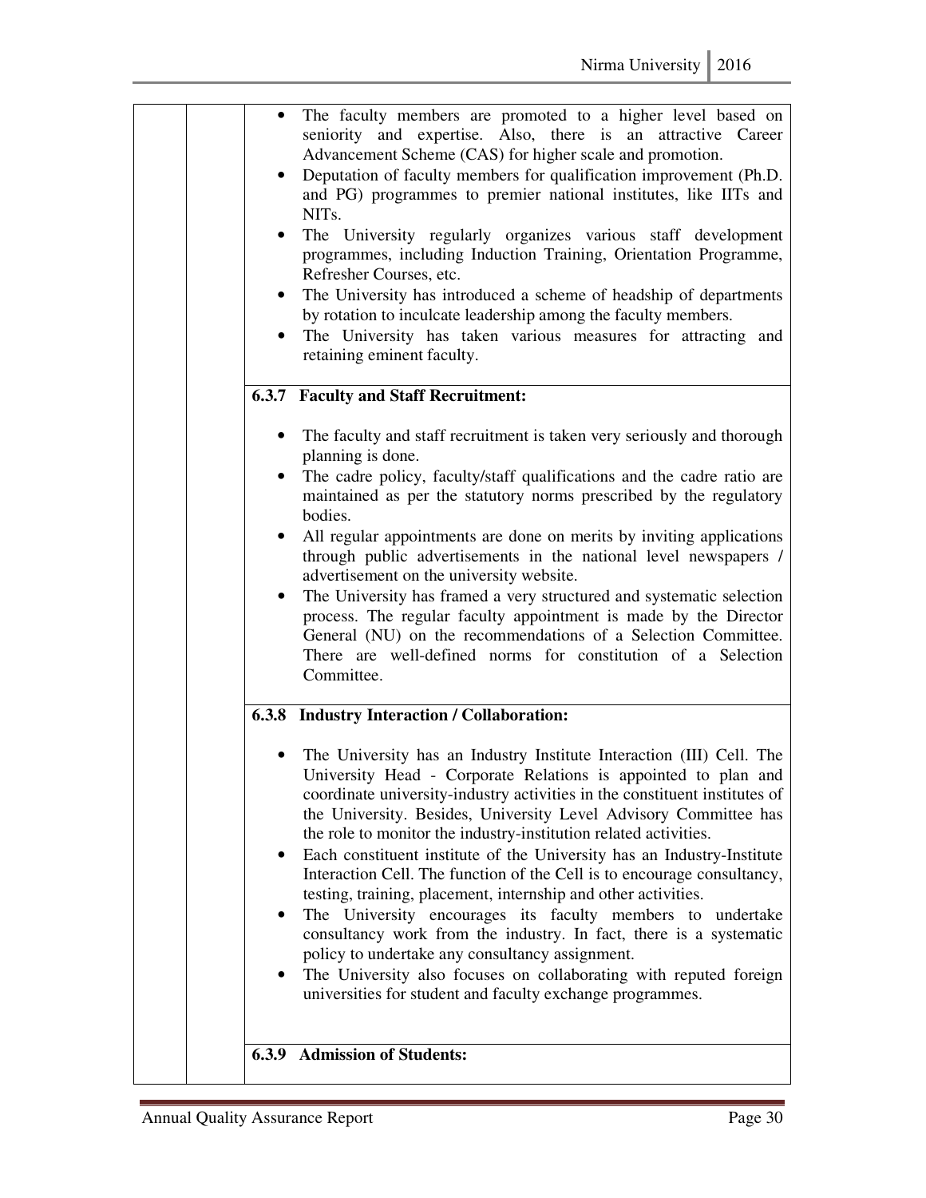- The faculty members are promoted to a higher level based on seniority and expertise. Also, there is an attractive Career Advancement Scheme (CAS) for higher scale and promotion.
- Deputation of faculty members for qualification improvement (Ph.D. and PG) programmes to premier national institutes, like IITs and NITs.
- The University regularly organizes various staff development programmes, including Induction Training, Orientation Programme, Refresher Courses, etc.
- The University has introduced a scheme of headship of departments by rotation to inculcate leadership among the faculty members.
- The University has taken various measures for attracting and retaining eminent faculty.

**6.3.7 Faculty and Staff Recruitment:**

- The faculty and staff recruitment is taken very seriously and thorough planning is done.
- The cadre policy, faculty/staff qualifications and the cadre ratio are maintained as per the statutory norms prescribed by the regulatory bodies.
- All regular appointments are done on merits by inviting applications through public advertisements in the national level newspapers / advertisement on the university website.
- The University has framed a very structured and systematic selection process. The regular faculty appointment is made by the Director General (NU) on the recommendations of a Selection Committee. There are well-defined norms for constitution of a Selection Committee.

**6.3.8 Industry Interaction / Collaboration:**

- The University has an Industry Institute Interaction (III) Cell. The University Head - Corporate Relations is appointed to plan and coordinate university-industry activities in the constituent institutes of the University. Besides, University Level Advisory Committee has the role to monitor the industry-institution related activities.
- Each constituent institute of the University has an Industry-Institute Interaction Cell. The function of the Cell is to encourage consultancy, testing, training, placement, internship and other activities.
- The University encourages its faculty members to undertake consultancy work from the industry. In fact, there is a systematic policy to undertake any consultancy assignment.
- The University also focuses on collaborating with reputed foreign universities for student and faculty exchange programmes.

**6.3.9 Admission of Students:**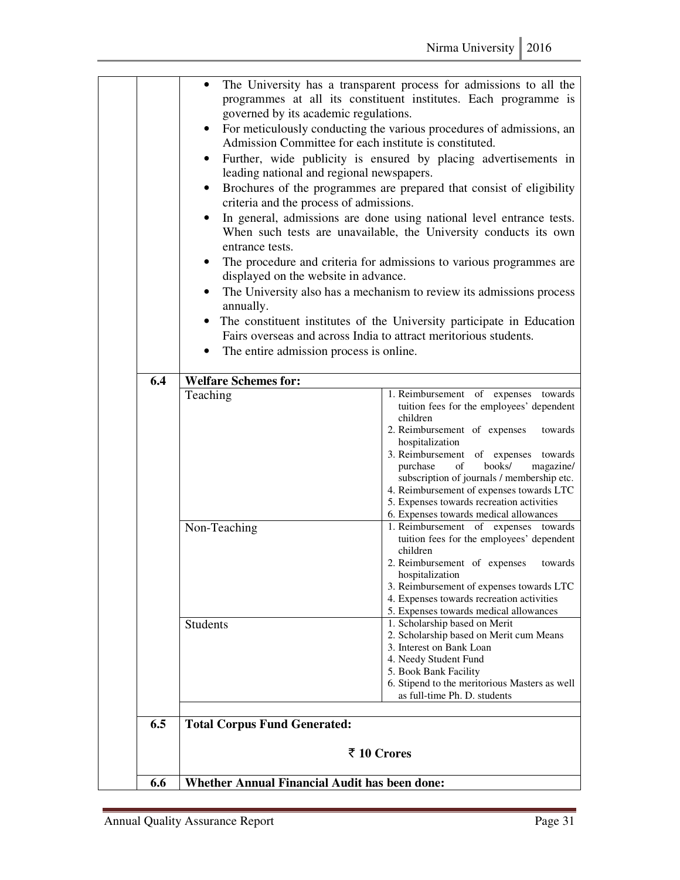- The University has a transparent process for admissions to all the programmes at all its constituent institutes. Each programme is governed by its academic regulations.
- For meticulously conducting the various procedures of admissions, an Admission Committee for each institute is constituted.
- Further, wide publicity is ensured by placing advertisements in leading national and regional newspapers.
- Brochures of the programmes are prepared that consist of eligibility criteria and the process of admissions.
- In general, admissions are done using national level entrance tests. When such tests are unavailable, the University conducts its own entrance tests.
- The procedure and criteria for admissions to various programmes are displayed on the website in advance.
- The University also has a mechanism to review its admissions process annually.
- The constituent institutes of the University participate in Education Fairs overseas and across India to attract meritorious students.
- The entire admission process is online.

| 6.4 | **Welfare Schemes for:** | |
|---|---|---|
| | Teaching | 1. Reimbursement of expenses towards tuition fees for the employees' dependent children<br>2. Reimbursement of expenses towards hospitalization<br>3. Reimbursement of expenses towards purchase of books/ magazine/ subscription of journals / membership etc.<br>4. Reimbursement of expenses towards LTC<br>5. Expenses towards recreation activities<br>6. Expenses towards medical allowances |
| | Non-Teaching | 1. Reimbursement of expenses towards tuition fees for the employees' dependent children<br>2. Reimbursement of expenses towards hospitalization<br>3. Reimbursement of expenses towards LTC<br>4. Expenses towards recreation activities<br>5. Expenses towards medical allowances |
| | Students | 1. Scholarship based on Merit<br>2. Scholarship based on Merit cum Means<br>3. Interest on Bank Loan<br>4. Needy Student Fund<br>5. Book Bank Facility<br>6. Stipend to the meritorious Masters as well as full-time Ph. D. students |
| 6.5 | **Total Corpus Fund Generated:**<br>**₹ 10 Crores** | |
| 6.6 | **Whether Annual Financial Audit has been done:** | |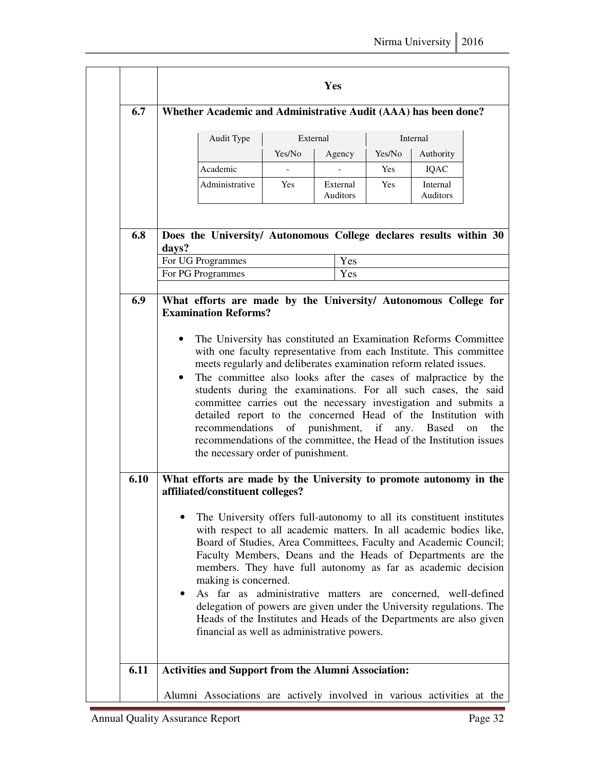**Yes**

**6.7 Whether Academic and Administrative Audit (AAA) has been done?**

| Audit Type | External | | Internal | |
|---|---|---|---|---|
| | Yes/No | Agency | Yes/No | Authority |
| Academic | - | - | Yes | IQAC |
| Administrative | Yes | External Auditors | Yes | Internal Auditors |

**6.8 Does the University/ Autonomous College declares results within 30 days?**

| | |
|---|---|
| For UG Programmes | Yes |
| For PG Programmes | Yes |

**6.9 What efforts are made by the University/ Autonomous College for Examination Reforms?**

- The University has constituted an Examination Reforms Committee with one faculty representative from each Institute. This committee meets regularly and deliberates examination reform related issues.
- The committee also looks after the cases of malpractice by the students during the examinations. For all such cases, the said committee carries out the necessary investigation and submits a detailed report to the concerned Head of the Institution with recommendations of punishment, if any. Based on the recommendations of the committee, the Head of the Institution issues the necessary order of punishment.

**6.10 What efforts are made by the University to promote autonomy in the affiliated/constituent colleges?**

- The University offers full-autonomy to all its constituent institutes with respect to all academic matters. In all academic bodies like, Board of Studies, Area Committees, Faculty and Academic Council; Faculty Members, Deans and the Heads of Departments are the members. They have full autonomy as far as academic decision making is concerned.
- As far as administrative matters are concerned, well-defined delegation of powers are given under the University regulations. The Heads of the Institutes and Heads of the Departments are also given financial as well as administrative powers.

**6.11 Activities and Support from the Alumni Association:**

Alumni Associations are actively involved in various activities at the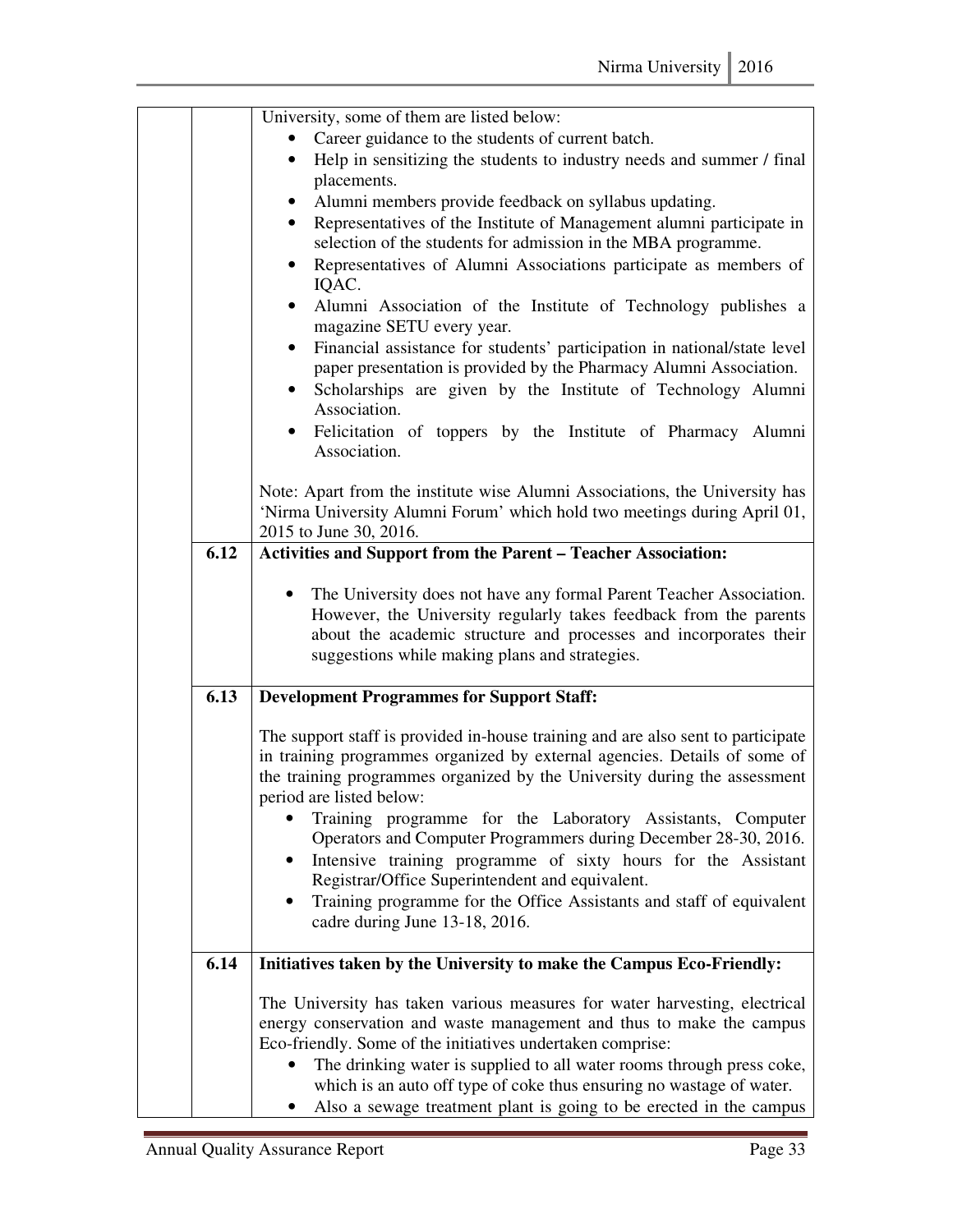University, some of them are listed below:

- Career guidance to the students of current batch.
- Help in sensitizing the students to industry needs and summer / final placements.
- Alumni members provide feedback on syllabus updating.
- Representatives of the Institute of Management alumni participate in selection of the students for admission in the MBA programme.
- Representatives of Alumni Associations participate as members of IQAC.
- Alumni Association of the Institute of Technology publishes a magazine SETU every year.
- Financial assistance for students' participation in national/state level paper presentation is provided by the Pharmacy Alumni Association.
- Scholarships are given by the Institute of Technology Alumni Association.
- Felicitation of toppers by the Institute of Pharmacy Alumni Association.

Note: Apart from the institute wise Alumni Associations, the University has 'Nirma University Alumni Forum' which hold two meetings during April 01, 2015 to June 30, 2016.

**6.12 Activities and Support from the Parent – Teacher Association:**

- The University does not have any formal Parent Teacher Association. However, the University regularly takes feedback from the parents about the academic structure and processes and incorporates their suggestions while making plans and strategies.

**6.13 Development Programmes for Support Staff:**

The support staff is provided in-house training and are also sent to participate in training programmes organized by external agencies. Details of some of the training programmes organized by the University during the assessment period are listed below:

- Training programme for the Laboratory Assistants, Computer Operators and Computer Programmers during December 28-30, 2016.
- Intensive training programme of sixty hours for the Assistant Registrar/Office Superintendent and equivalent.
- Training programme for the Office Assistants and staff of equivalent cadre during June 13-18, 2016.

**6.14 Initiatives taken by the University to make the Campus Eco-Friendly:**

The University has taken various measures for water harvesting, electrical energy conservation and waste management and thus to make the campus Eco-friendly. Some of the initiatives undertaken comprise:

- The drinking water is supplied to all water rooms through press coke, which is an auto off type of coke thus ensuring no wastage of water.
- Also a sewage treatment plant is going to be erected in the campus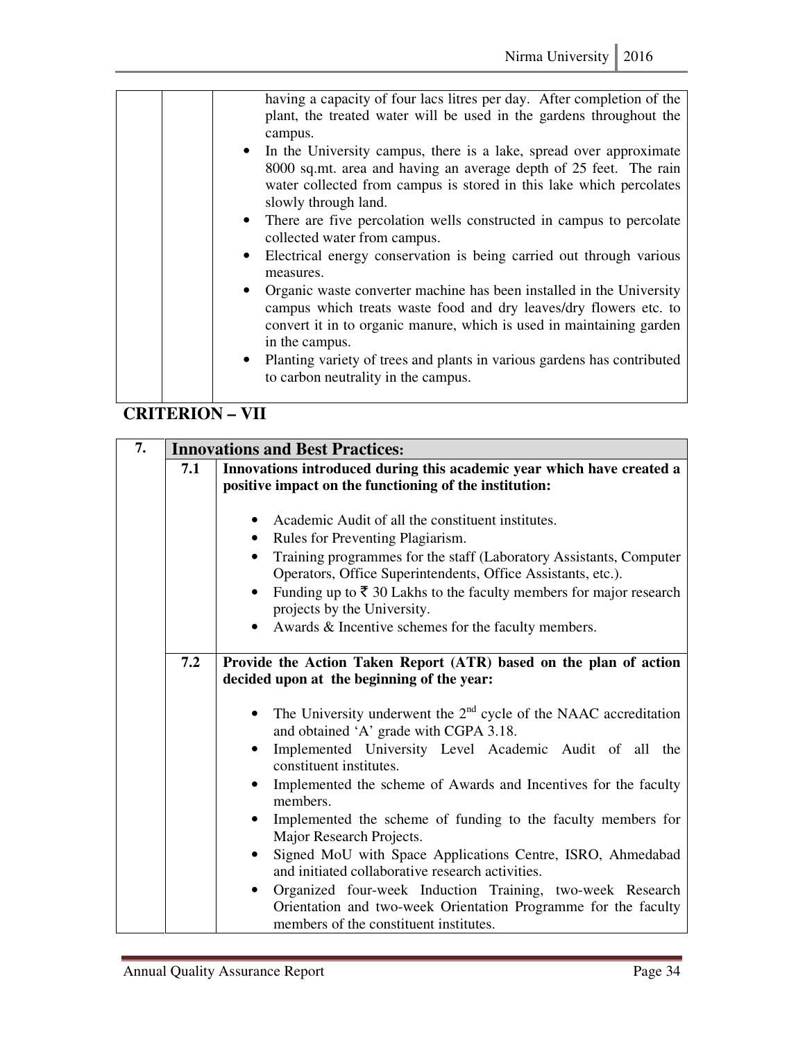| | | having a capacity of four lacs litres per day. After completion of the plant, the treated water will be used in the gardens throughout the campus.<br>• In the University campus, there is a lake, spread over approximate 8000 sq.mt. area and having an average depth of 25 feet. The rain water collected from campus is stored in this lake which percolates slowly through land.<br>• There are five percolation wells constructed in campus to percolate collected water from campus.<br>• Electrical energy conservation is being carried out through various measures.<br>• Organic waste converter machine has been installed in the University campus which treats waste food and dry leaves/dry flowers etc. to convert it in to organic manure, which is used in maintaining garden in the campus.<br>• Planting variety of trees and plants in various gardens has contributed to carbon neutrality in the campus. |
|---|---|---|

## CRITERION – VII

| 7. | **Innovations and Best Practices:** | |
|---|---|---|
| | **7.1** | **Innovations introduced during this academic year which have created a positive impact on the functioning of the institution:**<br><br>• Academic Audit of all the constituent institutes.<br>• Rules for Preventing Plagiarism.<br>• Training programmes for the staff (Laboratory Assistants, Computer Operators, Office Superintendents, Office Assistants, etc.).<br>• Funding up to ₹ 30 Lakhs to the faculty members for major research projects by the University.<br>• Awards & Incentive schemes for the faculty members. |
| | **7.2** | **Provide the Action Taken Report (ATR) based on the plan of action decided upon at the beginning of the year:**<br><br>• The University underwent the 2nd cycle of the NAAC accreditation and obtained 'A' grade with CGPA 3.18.<br>• Implemented University Level Academic Audit of all the constituent institutes.<br>• Implemented the scheme of Awards and Incentives for the faculty members.<br>• Implemented the scheme of funding to the faculty members for Major Research Projects.<br>• Signed MoU with Space Applications Centre, ISRO, Ahmedabad and initiated collaborative research activities.<br>• Organized four-week Induction Training, two-week Research Orientation and two-week Orientation Programme for the faculty members of the constituent institutes. |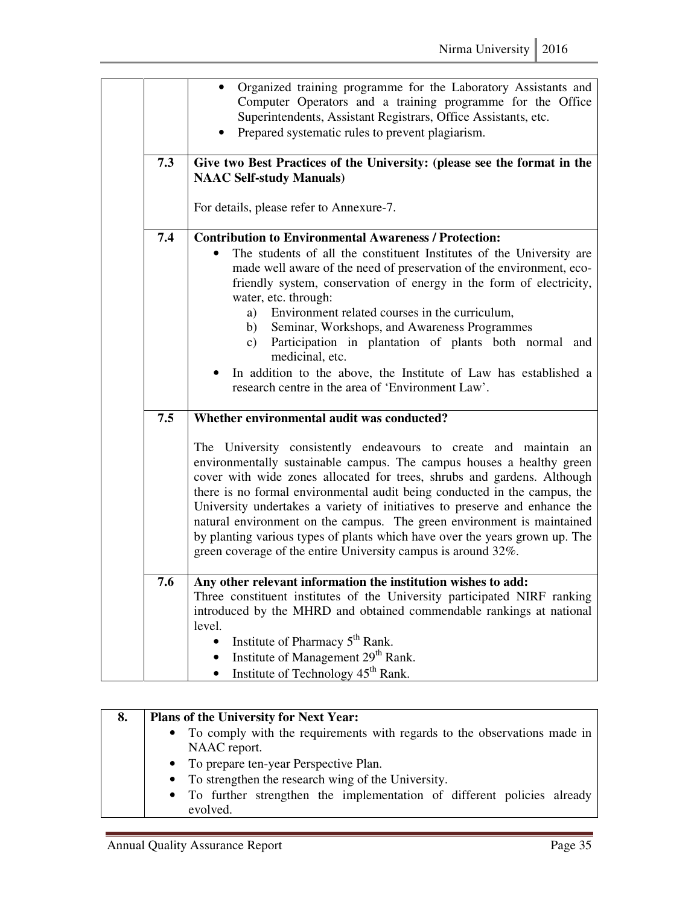| | | |
|---|---|---|
| | | • Organized training programme for the Laboratory Assistants and Computer Operators and a training programme for the Office Superintendents, Assistant Registrars, Office Assistants, etc.<br>• Prepared systematic rules to prevent plagiarism. |
| | 7.3 | **Give two Best Practices of the University: (please see the format in the NAAC Self-study Manuals)**<br><br>For details, please refer to Annexure-7. |
| | 7.4 | **Contribution to Environmental Awareness / Protection:**<br>• The students of all the constituent Institutes of the University are made well aware of the need of preservation of the environment, eco-friendly system, conservation of energy in the form of electricity, water, etc. through:<br>a) Environment related courses in the curriculum,<br>b) Seminar, Workshops, and Awareness Programmes<br>c) Participation in plantation of plants both normal and medicinal, etc.<br>• In addition to the above, the Institute of Law has established a research centre in the area of 'Environment Law'. |
| | 7.5 | **Whether environmental audit was conducted?**<br><br>The University consistently endeavours to create and maintain an environmentally sustainable campus. The campus houses a healthy green cover with wide zones allocated for trees, shrubs and gardens. Although there is no formal environmental audit being conducted in the campus, the University undertakes a variety of initiatives to preserve and enhance the natural environment on the campus. The green environment is maintained by planting various types of plants which have over the years grown up. The green coverage of the entire University campus is around 32%. |
| | 7.6 | **Any other relevant information the institution wishes to add:**<br>Three constituent institutes of the University participated NIRF ranking introduced by the MHRD and obtained commendable rankings at national level.<br>• Institute of Pharmacy 5th Rank.<br>• Institute of Management 29th Rank.<br>• Institute of Technology 45th Rank. |

| 8. | **Plans of the University for Next Year:** |
|---|---|
| | • To comply with the requirements with regards to the observations made in NAAC report.<br>• To prepare ten-year Perspective Plan.<br>• To strengthen the research wing of the University.<br>• To further strengthen the implementation of different policies already evolved. |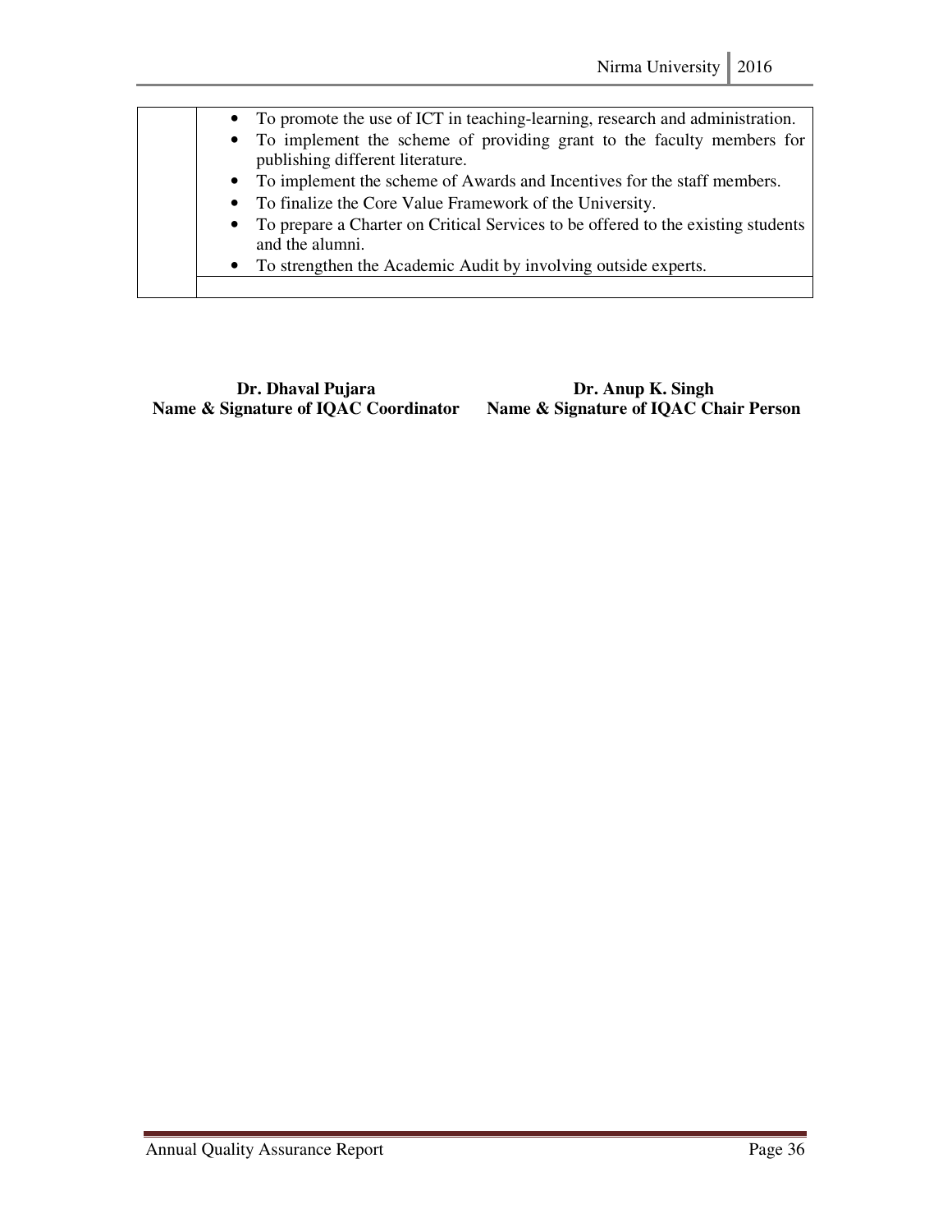| | |
|---|---|
| | • To promote the use of ICT in teaching-learning, research and administration.<br>• To implement the scheme of providing grant to the faculty members for publishing different literature.<br>• To implement the scheme of Awards and Incentives for the staff members.<br>• To finalize the Core Value Framework of the University.<br>• To prepare a Charter on Critical Services to be offered to the existing students and the alumni.<br>• To strengthen the Academic Audit by involving outside experts. |
| | |

| **Dr. Dhaval Pujara** | **Dr. Anup K. Singh** |
|---|---|
| **Name & Signature of IQAC Coordinator** | **Name & Signature of IQAC Chair Person** |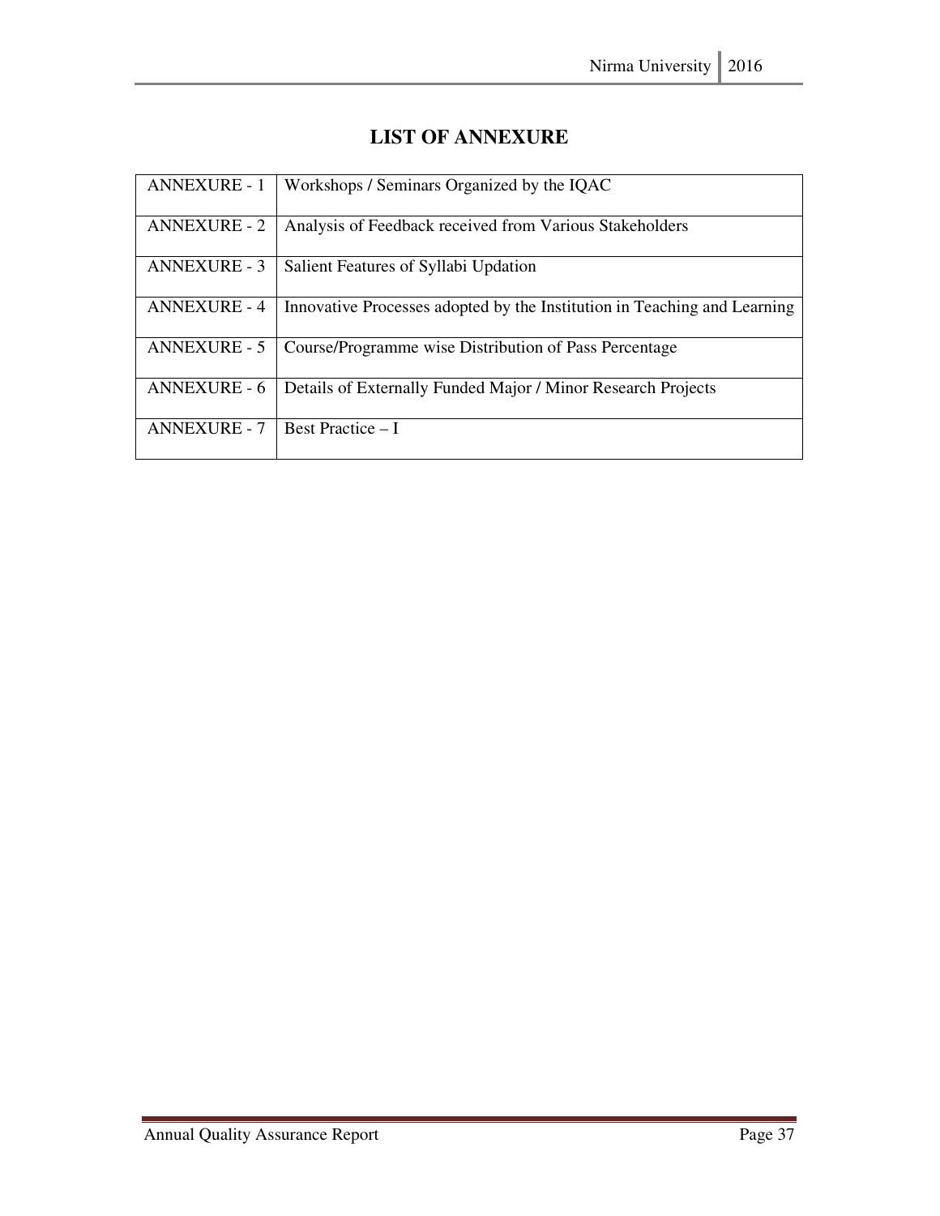# LIST OF ANNEXURE

| | |
|---|---|
| ANNEXURE - 1 | Workshops / Seminars Organized by the IQAC |
| ANNEXURE - 2 | Analysis of Feedback received from Various Stakeholders |
| ANNEXURE - 3 | Salient Features of Syllabi Updation |
| ANNEXURE - 4 | Innovative Processes adopted by the Institution in Teaching and Learning |
| ANNEXURE - 5 | Course/Programme wise Distribution of Pass Percentage |
| ANNEXURE - 6 | Details of Externally Funded Major / Minor Research Projects |
| ANNEXURE - 7 | Best Practice – I |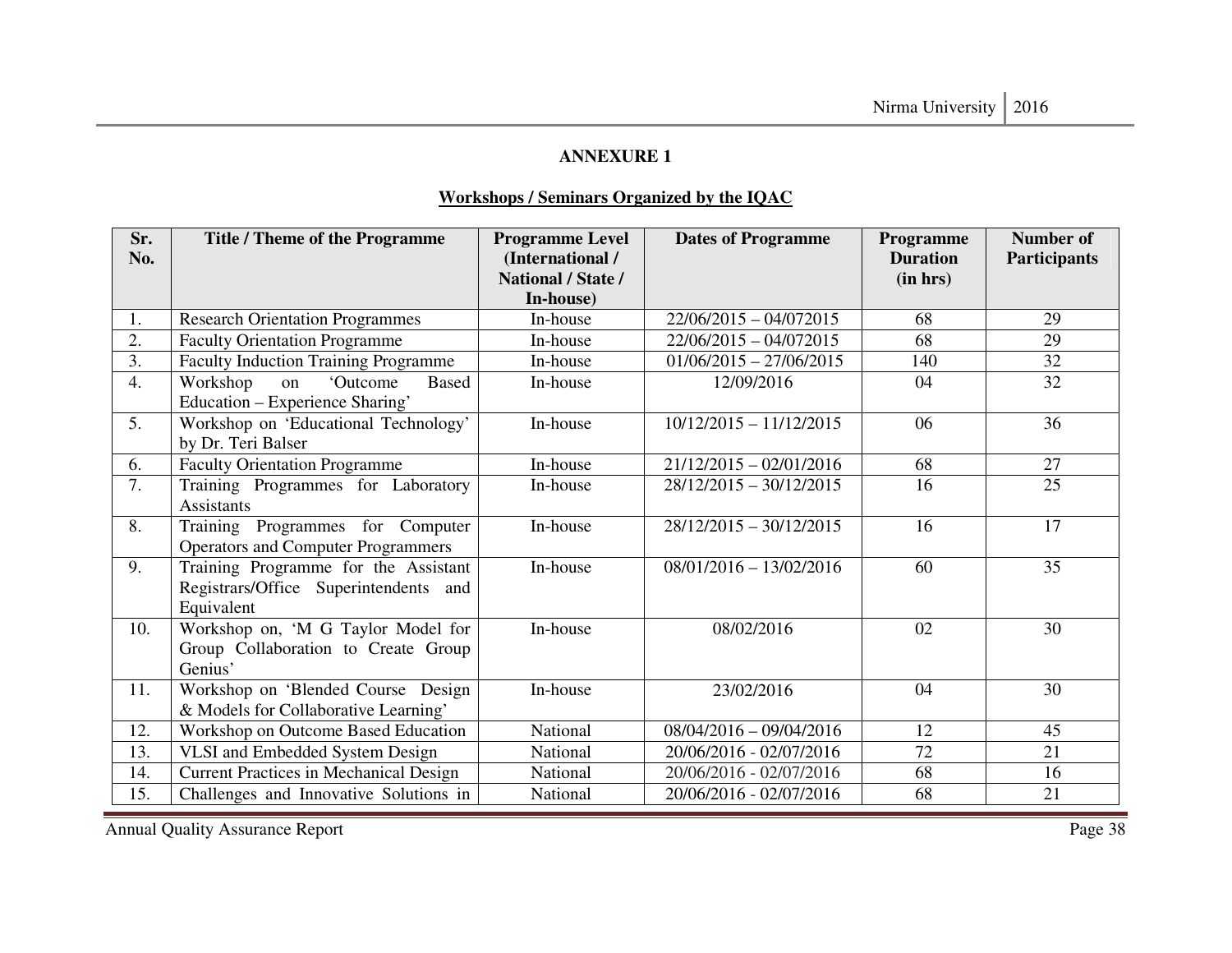## ANNEXURE 1

### Workshops / Seminars Organized by the IQAC

| Sr. No. | Title / Theme of the Programme | Programme Level (International / National / State / In-house) | Dates of Programme | Programme Duration (in hrs) | Number of Participants |
|---|---|---|---|---|---|
| 1. | Research Orientation Programmes | In-house | 22/06/2015 – 04/072015 | 68 | 29 |
| 2. | Faculty Orientation Programme | In-house | 22/06/2015 – 04/072015 | 68 | 29 |
| 3. | Faculty Induction Training Programme | In-house | 01/06/2015 – 27/06/2015 | 140 | 32 |
| 4. | Workshop on 'Outcome Based Education – Experience Sharing' | In-house | 12/09/2016 | 04 | 32 |
| 5. | Workshop on 'Educational Technology' by Dr. Teri Balser | In-house | 10/12/2015 – 11/12/2015 | 06 | 36 |
| 6. | Faculty Orientation Programme | In-house | 21/12/2015 – 02/01/2016 | 68 | 27 |
| 7. | Training Programmes for Laboratory Assistants | In-house | 28/12/2015 – 30/12/2015 | 16 | 25 |
| 8. | Training Programmes for Computer Operators and Computer Programmers | In-house | 28/12/2015 – 30/12/2015 | 16 | 17 |
| 9. | Training Programme for the Assistant Registrars/Office Superintendents and Equivalent | In-house | 08/01/2016 – 13/02/2016 | 60 | 35 |
| 10. | Workshop on, 'M G Taylor Model for Group Collaboration to Create Group Genius' | In-house | 08/02/2016 | 02 | 30 |
| 11. | Workshop on 'Blended Course Design & Models for Collaborative Learning' | In-house | 23/02/2016 | 04 | 30 |
| 12. | Workshop on Outcome Based Education | National | 08/04/2016 – 09/04/2016 | 12 | 45 |
| 13. | VLSI and Embedded System Design | National | 20/06/2016 - 02/07/2016 | 72 | 21 |
| 14. | Current Practices in Mechanical Design | National | 20/06/2016 - 02/07/2016 | 68 | 16 |
| 15. | Challenges and Innovative Solutions in | National | 20/06/2016 - 02/07/2016 | 68 | 21 |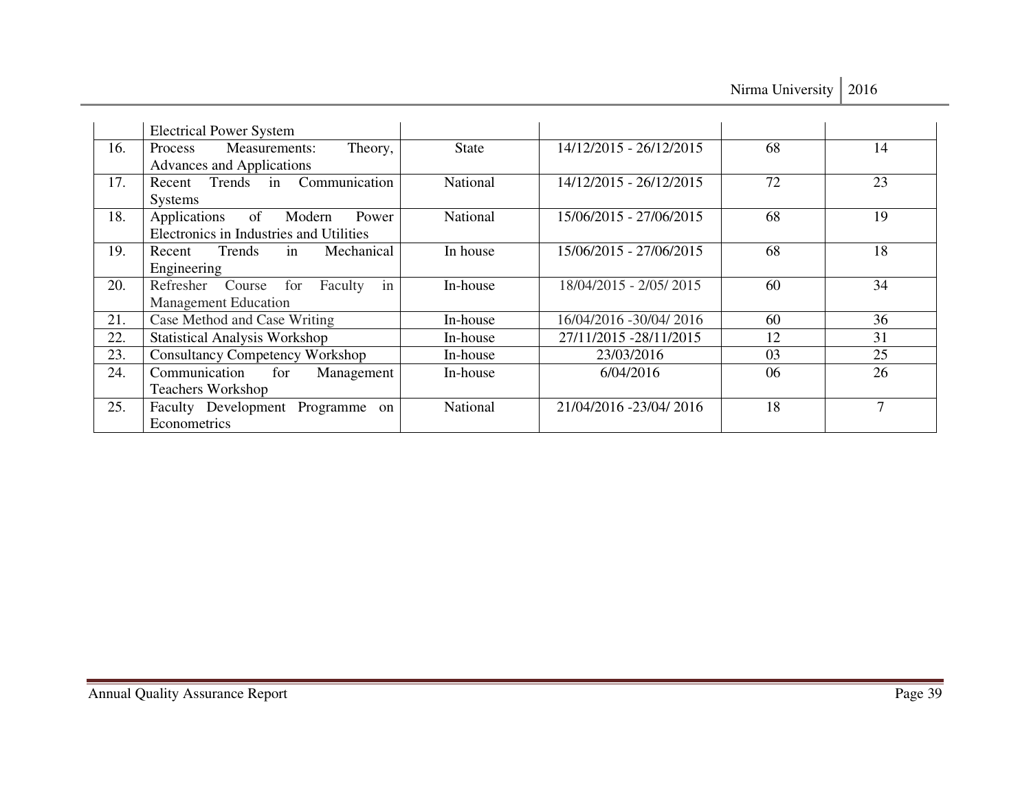|  | Electrical Power System |  |  |  |  |
|---|---|---|---|---|---|
| 16. | Process Measurements: Theory, Advances and Applications | State | 14/12/2015 - 26/12/2015 | 68 | 14 |
| 17. | Recent Trends in Communication Systems | National | 14/12/2015 - 26/12/2015 | 72 | 23 |
| 18. | Applications of Modern Power Electronics in Industries and Utilities | National | 15/06/2015 - 27/06/2015 | 68 | 19 |
| 19. | Recent Trends in Mechanical Engineering | In house | 15/06/2015 - 27/06/2015 | 68 | 18 |
| 20. | Refresher Course for Faculty in Management Education | In-house | 18/04/2015 - 2/05/ 2015 | 60 | 34 |
| 21. | Case Method and Case Writing | In-house | 16/04/2016 -30/04/ 2016 | 60 | 36 |
| 22. | Statistical Analysis Workshop | In-house | 27/11/2015 -28/11/2015 | 12 | 31 |
| 23. | Consultancy Competency Workshop | In-house | 23/03/2016 | 03 | 25 |
| 24. | Communication for Management Teachers Workshop | In-house | 6/04/2016 | 06 | 26 |
| 25. | Faculty Development Programme on Econometrics | National | 21/04/2016 -23/04/ 2016 | 18 | 7 |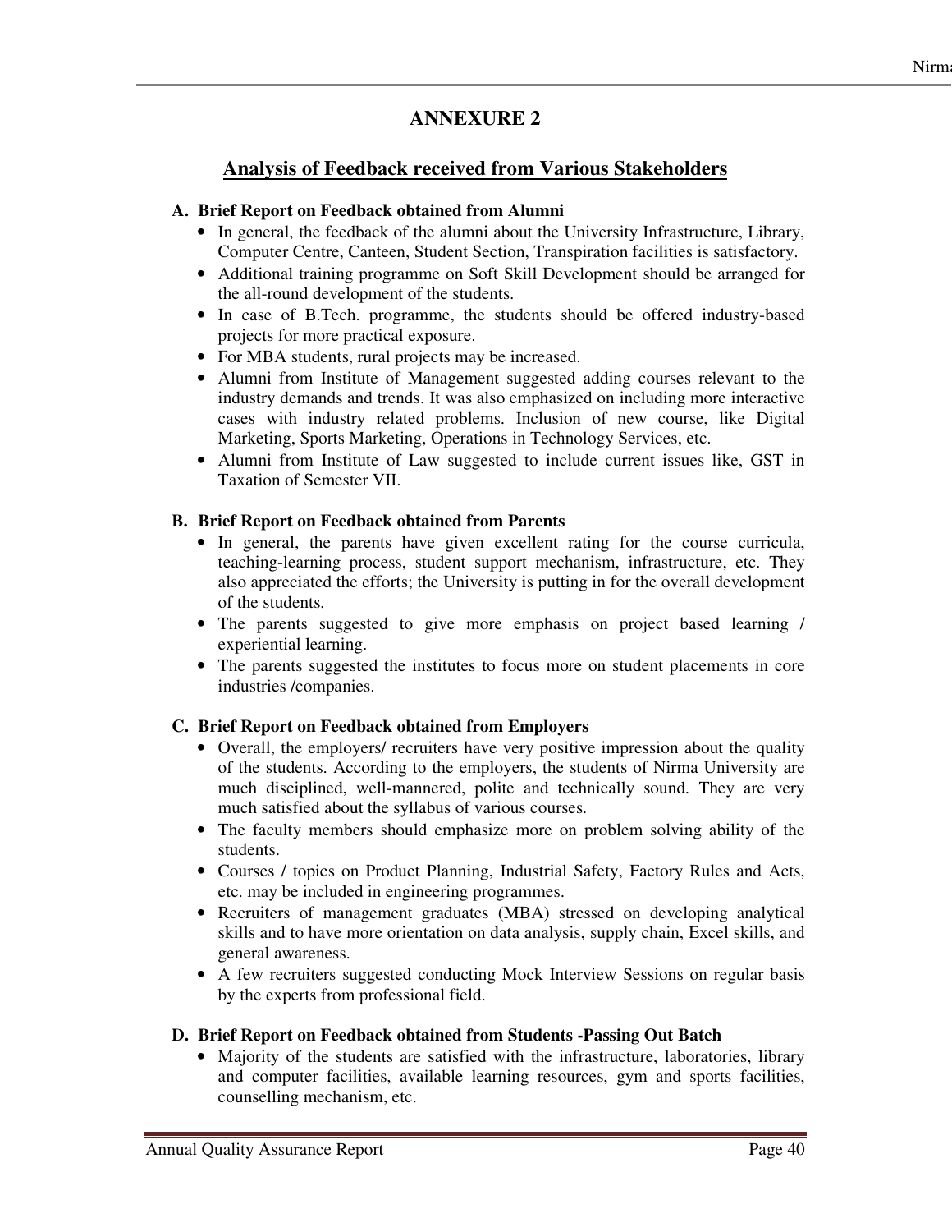# ANNEXURE 2

## Analysis of Feedback received from Various Stakeholders

**A. Brief Report on Feedback obtained from Alumni**

- In general, the feedback of the alumni about the University Infrastructure, Library, Computer Centre, Canteen, Student Section, Transpiration facilities is satisfactory.
- Additional training programme on Soft Skill Development should be arranged for the all-round development of the students.
- In case of B.Tech. programme, the students should be offered industry-based projects for more practical exposure.
- For MBA students, rural projects may be increased.
- Alumni from Institute of Management suggested adding courses relevant to the industry demands and trends. It was also emphasized on including more interactive cases with industry related problems. Inclusion of new course, like Digital Marketing, Sports Marketing, Operations in Technology Services, etc.
- Alumni from Institute of Law suggested to include current issues like, GST in Taxation of Semester VII.

**B. Brief Report on Feedback obtained from Parents**

- In general, the parents have given excellent rating for the course curricula, teaching-learning process, student support mechanism, infrastructure, etc. They also appreciated the efforts; the University is putting in for the overall development of the students.
- The parents suggested to give more emphasis on project based learning / experiential learning.
- The parents suggested the institutes to focus more on student placements in core industries /companies.

**C. Brief Report on Feedback obtained from Employers**

- Overall, the employers/ recruiters have very positive impression about the quality of the students. According to the employers, the students of Nirma University are much disciplined, well-mannered, polite and technically sound. They are very much satisfied about the syllabus of various courses.
- The faculty members should emphasize more on problem solving ability of the students.
- Courses / topics on Product Planning, Industrial Safety, Factory Rules and Acts, etc. may be included in engineering programmes.
- Recruiters of management graduates (MBA) stressed on developing analytical skills and to have more orientation on data analysis, supply chain, Excel skills, and general awareness.
- A few recruiters suggested conducting Mock Interview Sessions on regular basis by the experts from professional field.

**D. Brief Report on Feedback obtained from Students -Passing Out Batch**

- Majority of the students are satisfied with the infrastructure, laboratories, library and computer facilities, available learning resources, gym and sports facilities, counselling mechanism, etc.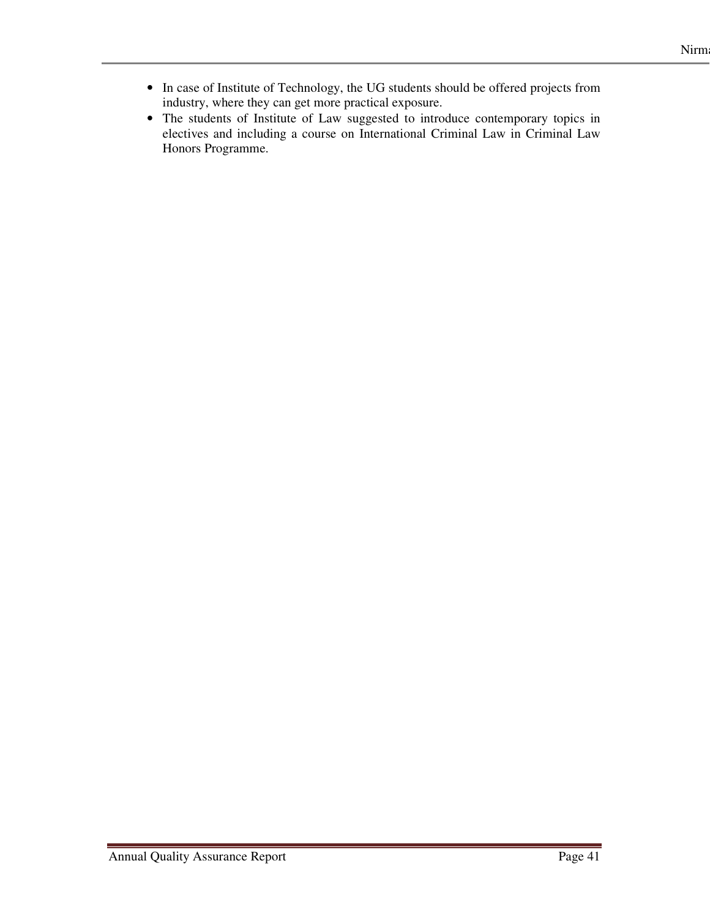- In case of Institute of Technology, the UG students should be offered projects from industry, where they can get more practical exposure.
- The students of Institute of Law suggested to introduce contemporary topics in electives and including a course on International Criminal Law in Criminal Law Honors Programme.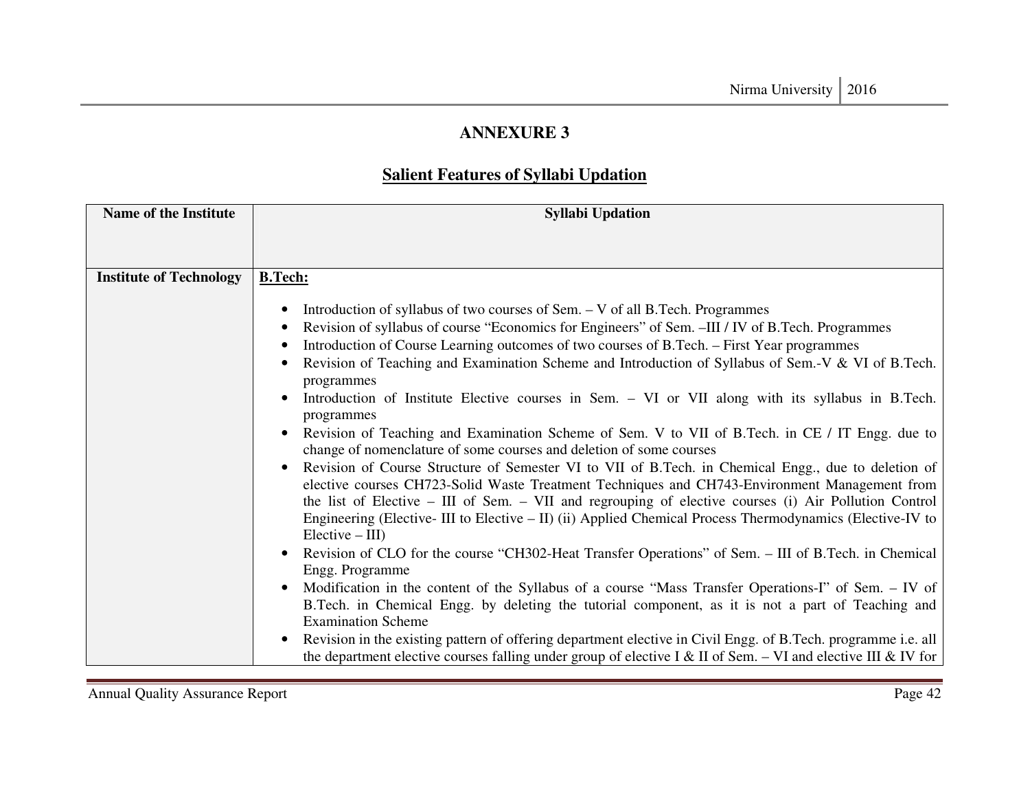# ANNEXURE 3

## Salient Features of Syllabi Updation

| Name of the Institute | Syllabi Updation |
|---|---|
| **Institute of Technology** | **B.Tech:**<br><br>• Introduction of syllabus of two courses of Sem. – V of all B.Tech. Programmes<br>• Revision of syllabus of course "Economics for Engineers" of Sem. –III / IV of B.Tech. Programmes<br>• Introduction of Course Learning outcomes of two courses of B.Tech. – First Year programmes<br>• Revision of Teaching and Examination Scheme and Introduction of Syllabus of Sem.-V & VI of B.Tech. programmes<br>• Introduction of Institute Elective courses in Sem. – VI or VII along with its syllabus in B.Tech. programmes<br>• Revision of Teaching and Examination Scheme of Sem. V to VII of B.Tech. in CE / IT Engg. due to change of nomenclature of some courses and deletion of some courses<br>• Revision of Course Structure of Semester VI to VII of B.Tech. in Chemical Engg., due to deletion of elective courses CH723-Solid Waste Treatment Techniques and CH743-Environment Management from the list of Elective – III of Sem. – VII and regrouping of elective courses (i) Air Pollution Control Engineering (Elective- III to Elective – II) (ii) Applied Chemical Process Thermodynamics (Elective-IV to Elective – III)<br>• Revision of CLO for the course "CH302-Heat Transfer Operations" of Sem. – III of B.Tech. in Chemical Engg. Programme<br>• Modification in the content of the Syllabus of a course "Mass Transfer Operations-I" of Sem. – IV of B.Tech. in Chemical Engg. by deleting the tutorial component, as it is not a part of Teaching and Examination Scheme<br>• Revision in the existing pattern of offering department elective in Civil Engg. of B.Tech. programme i.e. all the department elective courses falling under group of elective I & II of Sem. – VI and elective III & IV for |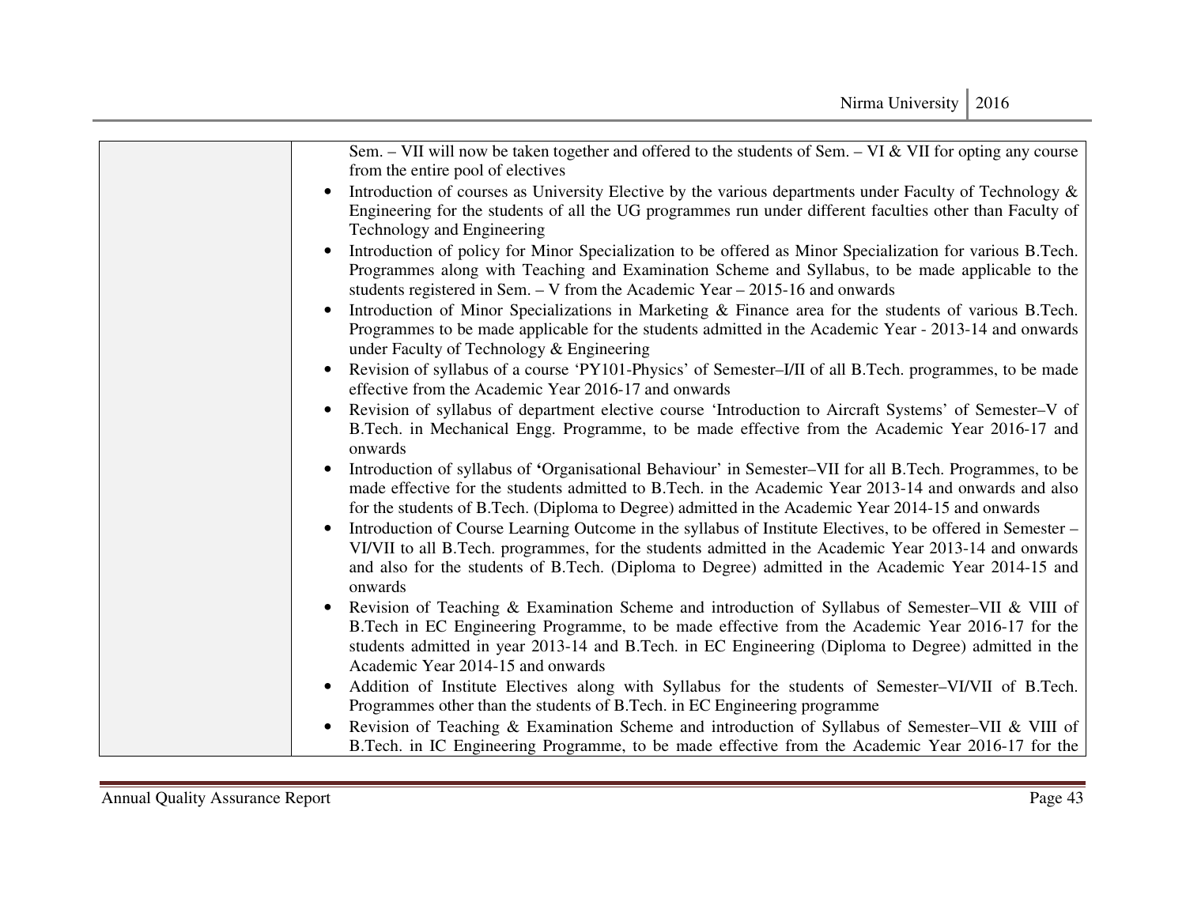| | |
|---|---|
| | Sem. – VII will now be taken together and offered to the students of Sem. – VI & VII for opting any course from the entire pool of electives<br>• Introduction of courses as University Elective by the various departments under Faculty of Technology & Engineering for the students of all the UG programmes run under different faculties other than Faculty of Technology and Engineering<br>• Introduction of policy for Minor Specialization to be offered as Minor Specialization for various B.Tech. Programmes along with Teaching and Examination Scheme and Syllabus, to be made applicable to the students registered in Sem. – V from the Academic Year – 2015-16 and onwards<br>• Introduction of Minor Specializations in Marketing & Finance area for the students of various B.Tech. Programmes to be made applicable for the students admitted in the Academic Year - 2013-14 and onwards under Faculty of Technology & Engineering<br>• Revision of syllabus of a course 'PY101-Physics' of Semester–I/II of all B.Tech. programmes, to be made effective from the Academic Year 2016-17 and onwards<br>• Revision of syllabus of department elective course 'Introduction to Aircraft Systems' of Semester–V of B.Tech. in Mechanical Engg. Programme, to be made effective from the Academic Year 2016-17 and onwards<br>• Introduction of syllabus of 'Organisational Behaviour' in Semester–VII for all B.Tech. Programmes, to be made effective for the students admitted to B.Tech. in the Academic Year 2013-14 and onwards and also for the students of B.Tech. (Diploma to Degree) admitted in the Academic Year 2014-15 and onwards<br>• Introduction of Course Learning Outcome in the syllabus of Institute Electives, to be offered in Semester – VI/VII to all B.Tech. programmes, for the students admitted in the Academic Year 2013-14 and onwards and also for the students of B.Tech. (Diploma to Degree) admitted in the Academic Year 2014-15 and onwards<br>• Revision of Teaching & Examination Scheme and introduction of Syllabus of Semester–VII & VIII of B.Tech in EC Engineering Programme, to be made effective from the Academic Year 2016-17 for the students admitted in year 2013-14 and B.Tech. in EC Engineering (Diploma to Degree) admitted in the Academic Year 2014-15 and onwards<br>• Addition of Institute Electives along with Syllabus for the students of Semester–VI/VII of B.Tech. Programmes other than the students of B.Tech. in EC Engineering programme<br>• Revision of Teaching & Examination Scheme and introduction of Syllabus of Semester–VII & VIII of B.Tech. in IC Engineering Programme, to be made effective from the Academic Year 2016-17 for the |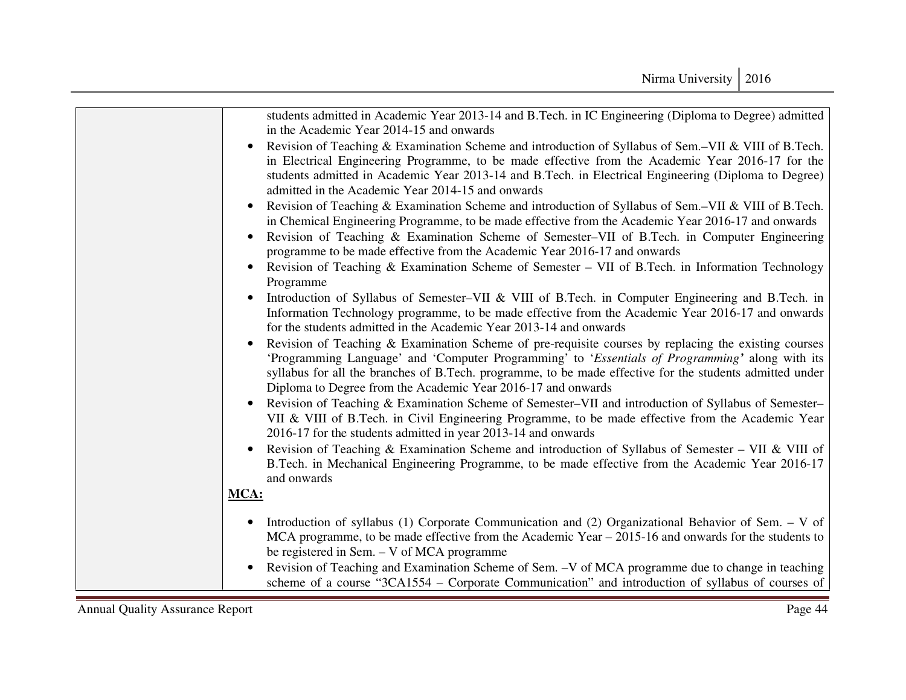| | |
|---|---|
| | students admitted in Academic Year 2013-14 and B.Tech. in IC Engineering (Diploma to Degree) admitted in the Academic Year 2014-15 and onwards<br>• Revision of Teaching & Examination Scheme and introduction of Syllabus of Sem.–VII & VIII of B.Tech. in Electrical Engineering Programme, to be made effective from the Academic Year 2016-17 for the students admitted in Academic Year 2013-14 and B.Tech. in Electrical Engineering (Diploma to Degree) admitted in the Academic Year 2014-15 and onwards<br>• Revision of Teaching & Examination Scheme and introduction of Syllabus of Sem.–VII & VIII of B.Tech. in Chemical Engineering Programme, to be made effective from the Academic Year 2016-17 and onwards<br>• Revision of Teaching & Examination Scheme of Semester–VII of B.Tech. in Computer Engineering programme to be made effective from the Academic Year 2016-17 and onwards<br>• Revision of Teaching & Examination Scheme of Semester – VII of B.Tech. in Information Technology Programme<br>• Introduction of Syllabus of Semester–VII & VIII of B.Tech. in Computer Engineering and B.Tech. in Information Technology programme, to be made effective from the Academic Year 2016-17 and onwards for the students admitted in the Academic Year 2013-14 and onwards<br>• Revision of Teaching & Examination Scheme of pre-requisite courses by replacing the existing courses 'Programming Language' and 'Computer Programming' to '*Essentials of Programming*' along with its syllabus for all the branches of B.Tech. programme, to be made effective for the students admitted under Diploma to Degree from the Academic Year 2016-17 and onwards<br>• Revision of Teaching & Examination Scheme of Semester–VII and introduction of Syllabus of Semester–VII & VIII of B.Tech. in Civil Engineering Programme, to be made effective from the Academic Year 2016-17 for the students admitted in year 2013-14 and onwards<br>• Revision of Teaching & Examination Scheme and introduction of Syllabus of Semester – VII & VIII of B.Tech. in Mechanical Engineering Programme, to be made effective from the Academic Year 2016-17 and onwards<br>**MCA:**<br>• Introduction of syllabus (1) Corporate Communication and (2) Organizational Behavior of Sem. – V of MCA programme, to be made effective from the Academic Year – 2015-16 and onwards for the students to be registered in Sem. – V of MCA programme<br>• Revision of Teaching and Examination Scheme of Sem. –V of MCA programme due to change in teaching scheme of a course "3CA1554 – Corporate Communication" and introduction of syllabus of courses of |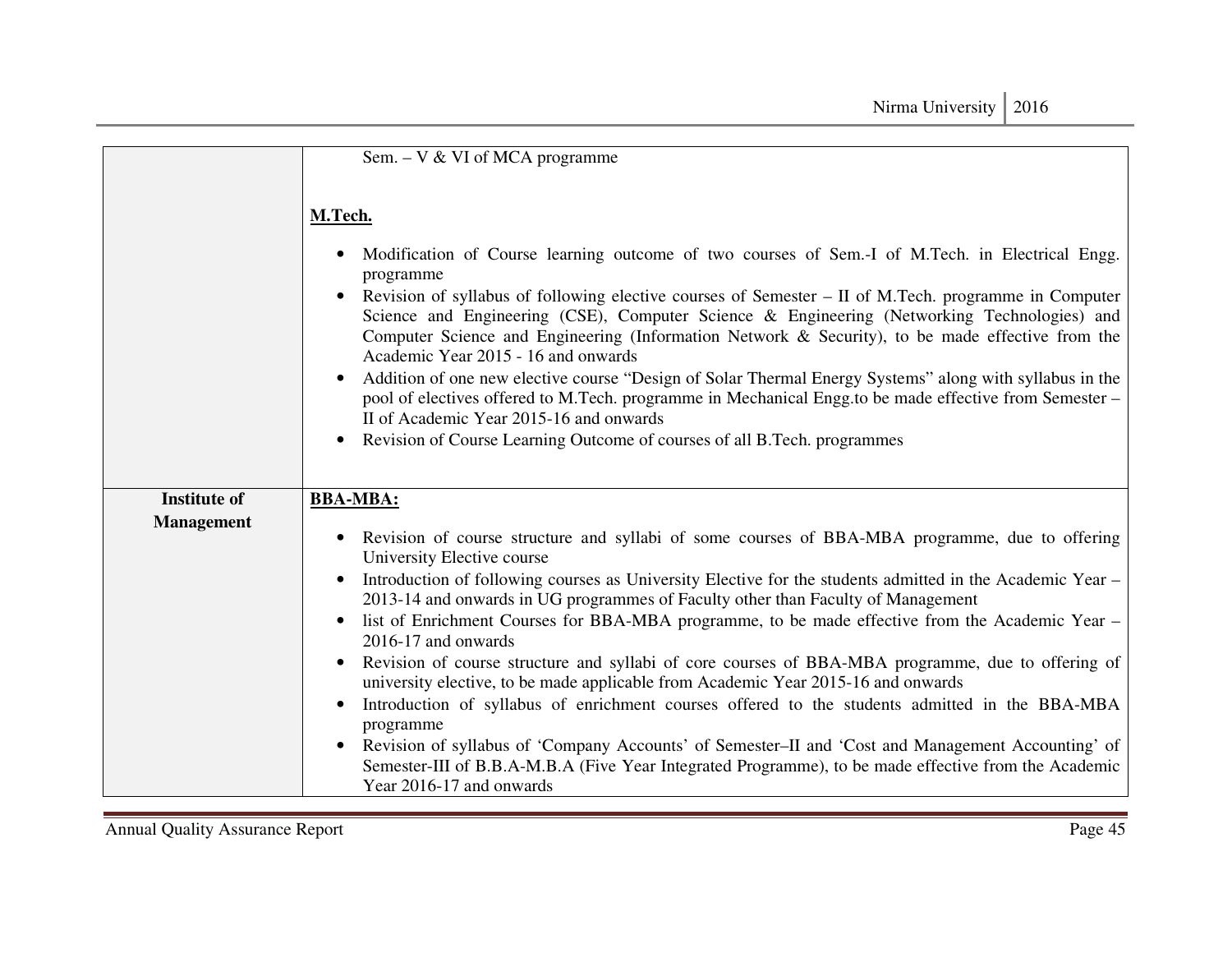| | |
|---|---|
| | Sem. – V & VI of MCA programme<br><br>**M.Tech.**<br><br>• Modification of Course learning outcome of two courses of Sem.-I of M.Tech. in Electrical Engg. programme<br>• Revision of syllabus of following elective courses of Semester – II of M.Tech. programme in Computer Science and Engineering (CSE), Computer Science & Engineering (Networking Technologies) and Computer Science and Engineering (Information Network & Security), to be made effective from the Academic Year 2015 - 16 and onwards<br>• Addition of one new elective course "Design of Solar Thermal Energy Systems" along with syllabus in the pool of electives offered to M.Tech. programme in Mechanical Engg.to be made effective from Semester – II of Academic Year 2015-16 and onwards<br>• Revision of Course Learning Outcome of courses of all B.Tech. programmes |
| **Institute of Management** | **BBA-MBA:**<br><br>• Revision of course structure and syllabi of some courses of BBA-MBA programme, due to offering University Elective course<br>• Introduction of following courses as University Elective for the students admitted in the Academic Year – 2013-14 and onwards in UG programmes of Faculty other than Faculty of Management<br>• list of Enrichment Courses for BBA-MBA programme, to be made effective from the Academic Year – 2016-17 and onwards<br>• Revision of course structure and syllabi of core courses of BBA-MBA programme, due to offering of university elective, to be made applicable from Academic Year 2015-16 and onwards<br>• Introduction of syllabus of enrichment courses offered to the students admitted in the BBA-MBA programme<br>• Revision of syllabus of 'Company Accounts' of Semester–II and 'Cost and Management Accounting' of Semester-III of B.B.A-M.B.A (Five Year Integrated Programme), to be made effective from the Academic Year 2016-17 and onwards |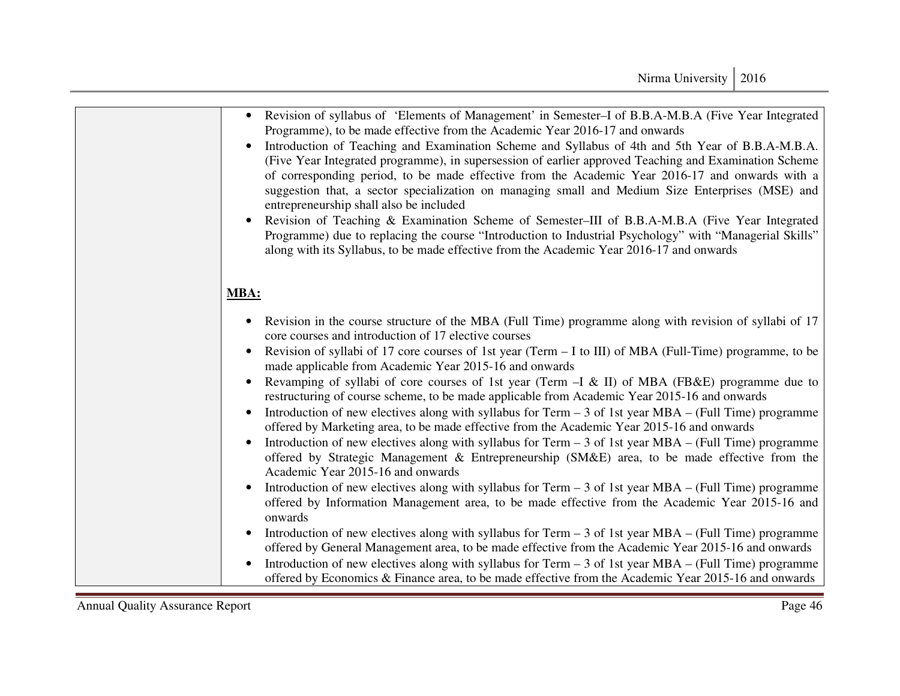| | |
|---|---|
| | • Revision of syllabus of 'Elements of Management' in Semester–I of B.B.A-M.B.A (Five Year Integrated Programme), to be made effective from the Academic Year 2016-17 and onwards<br>• Introduction of Teaching and Examination Scheme and Syllabus of 4th and 5th Year of B.B.A-M.B.A. (Five Year Integrated programme), in supersession of earlier approved Teaching and Examination Scheme of corresponding period, to be made effective from the Academic Year 2016-17 and onwards with a suggestion that, a sector specialization on managing small and Medium Size Enterprises (MSE) and entrepreneurship shall also be included<br>• Revision of Teaching & Examination Scheme of Semester–III of B.B.A-M.B.A (Five Year Integrated Programme) due to replacing the course "Introduction to Industrial Psychology" with "Managerial Skills" along with its Syllabus, to be made effective from the Academic Year 2016-17 and onwards<br><br>**MBA:**<br><br>• Revision in the course structure of the MBA (Full Time) programme along with revision of syllabi of 17 core courses and introduction of 17 elective courses<br>• Revision of syllabi of 17 core courses of 1st year (Term – I to III) of MBA (Full-Time) programme, to be made applicable from Academic Year 2015-16 and onwards<br>• Revamping of syllabi of core courses of 1st year (Term –I & II) of MBA (FB&E) programme due to restructuring of course scheme, to be made applicable from Academic Year 2015-16 and onwards<br>• Introduction of new electives along with syllabus for Term – 3 of 1st year MBA – (Full Time) programme offered by Marketing area, to be made effective from the Academic Year 2015-16 and onwards<br>• Introduction of new electives along with syllabus for Term – 3 of 1st year MBA – (Full Time) programme offered by Strategic Management & Entrepreneurship (SM&E) area, to be made effective from the Academic Year 2015-16 and onwards<br>• Introduction of new electives along with syllabus for Term – 3 of 1st year MBA – (Full Time) programme offered by Information Management area, to be made effective from the Academic Year 2015-16 and onwards<br>• Introduction of new electives along with syllabus for Term – 3 of 1st year MBA – (Full Time) programme offered by General Management area, to be made effective from the Academic Year 2015-16 and onwards<br>• Introduction of new electives along with syllabus for Term – 3 of 1st year MBA – (Full Time) programme offered by Economics & Finance area, to be made effective from the Academic Year 2015-16 and onwards |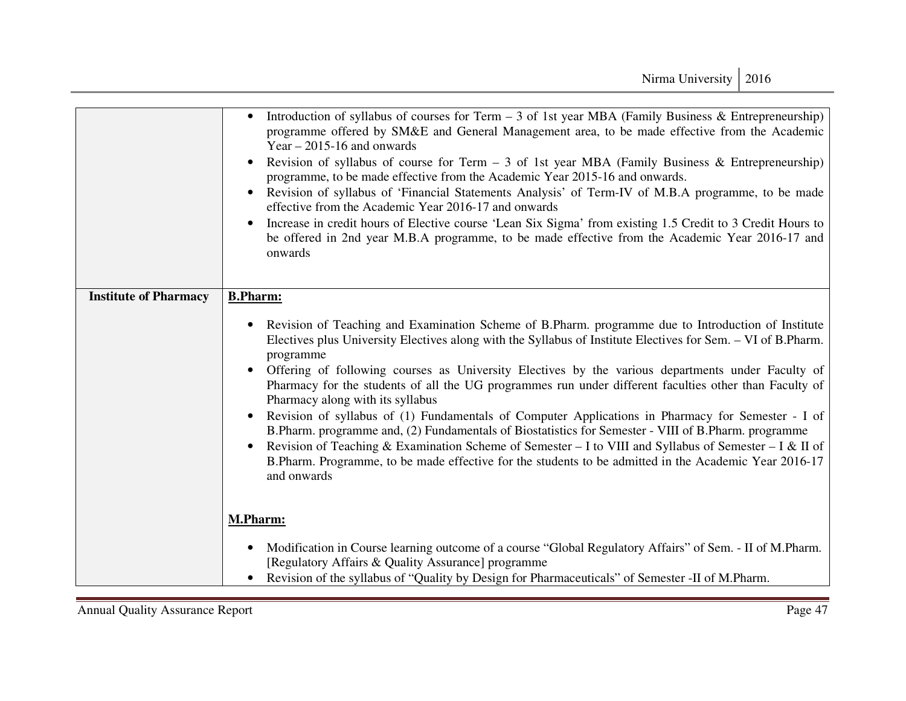| | |
|---|---|
| | • Introduction of syllabus of courses for Term – 3 of 1st year MBA (Family Business & Entrepreneurship) programme offered by SM&E and General Management area, to be made effective from the Academic Year – 2015-16 and onwards<br>• Revision of syllabus of course for Term – 3 of 1st year MBA (Family Business & Entrepreneurship) programme, to be made effective from the Academic Year 2015-16 and onwards.<br>• Revision of syllabus of 'Financial Statements Analysis' of Term-IV of M.B.A programme, to be made effective from the Academic Year 2016-17 and onwards<br>• Increase in credit hours of Elective course 'Lean Six Sigma' from existing 1.5 Credit to 3 Credit Hours to be offered in 2nd year M.B.A programme, to be made effective from the Academic Year 2016-17 and onwards |
| **Institute of Pharmacy** | **B.Pharm:**<br><br>• Revision of Teaching and Examination Scheme of B.Pharm. programme due to Introduction of Institute Electives plus University Electives along with the Syllabus of Institute Electives for Sem. – VI of B.Pharm. programme<br>• Offering of following courses as University Electives by the various departments under Faculty of Pharmacy for the students of all the UG programmes run under different faculties other than Faculty of Pharmacy along with its syllabus<br>• Revision of syllabus of (1) Fundamentals of Computer Applications in Pharmacy for Semester - I of B.Pharm. programme and, (2) Fundamentals of Biostatistics for Semester - VIII of B.Pharm. programme<br>• Revision of Teaching & Examination Scheme of Semester – I to VIII and Syllabus of Semester – I & II of B.Pharm. Programme, to be made effective for the students to be admitted in the Academic Year 2016-17 and onwards<br><br>**M.Pharm:**<br><br>• Modification in Course learning outcome of a course "Global Regulatory Affairs" of Sem. - II of M.Pharm. [Regulatory Affairs & Quality Assurance] programme<br>• Revision of the syllabus of "Quality by Design for Pharmaceuticals" of Semester -II of M.Pharm. |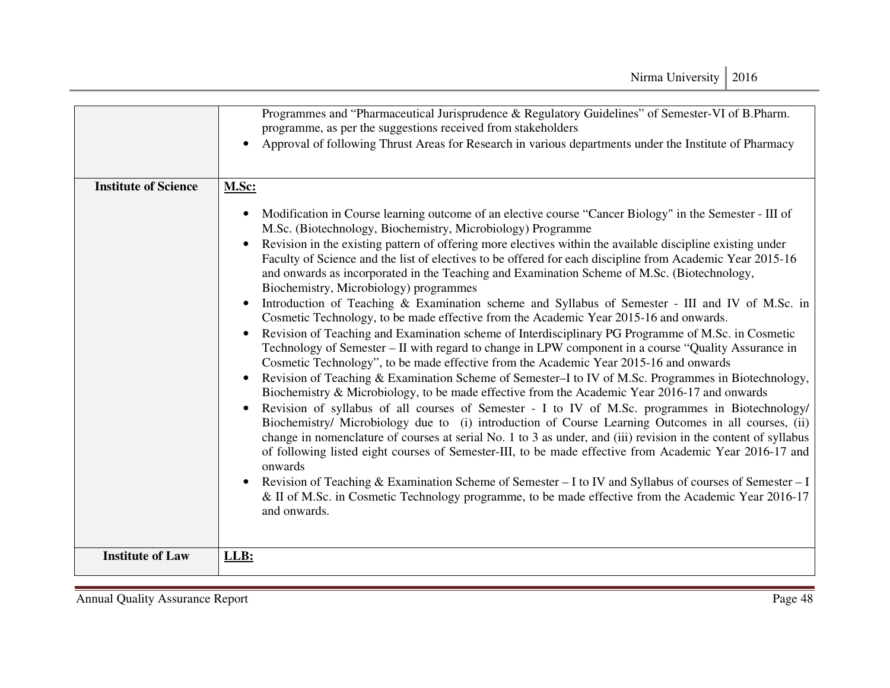| | |
|---|---|
| | Programmes and “Pharmaceutical Jurisprudence & Regulatory Guidelines” of Semester-VI of B.Pharm. programme, as per the suggestions received from stakeholders<br>• Approval of following Thrust Areas for Research in various departments under the Institute of Pharmacy |
| **Institute of Science** | **M.Sc:**<br>• Modification in Course learning outcome of an elective course “Cancer Biology" in the Semester - III of M.Sc. (Biotechnology, Biochemistry, Microbiology) Programme<br>• Revision in the existing pattern of offering more electives within the available discipline existing under Faculty of Science and the list of electives to be offered for each discipline from Academic Year 2015-16 and onwards as incorporated in the Teaching and Examination Scheme of M.Sc. (Biotechnology, Biochemistry, Microbiology) programmes<br>• Introduction of Teaching & Examination scheme and Syllabus of Semester - III and IV of M.Sc. in Cosmetic Technology, to be made effective from the Academic Year 2015-16 and onwards.<br>• Revision of Teaching and Examination scheme of Interdisciplinary PG Programme of M.Sc. in Cosmetic Technology of Semester – II with regard to change in LPW component in a course “Quality Assurance in Cosmetic Technology”, to be made effective from the Academic Year 2015-16 and onwards<br>• Revision of Teaching & Examination Scheme of Semester–I to IV of M.Sc. Programmes in Biotechnology, Biochemistry & Microbiology, to be made effective from the Academic Year 2016-17 and onwards<br>• Revision of syllabus of all courses of Semester - I to IV of M.Sc. programmes in Biotechnology/ Biochemistry/ Microbiology due to (i) introduction of Course Learning Outcomes in all courses, (ii) change in nomenclature of courses at serial No. 1 to 3 as under, and (iii) revision in the content of syllabus of following listed eight courses of Semester-III, to be made effective from Academic Year 2016-17 and onwards<br>• Revision of Teaching & Examination Scheme of Semester – I to IV and Syllabus of courses of Semester – I & II of M.Sc. in Cosmetic Technology programme, to be made effective from the Academic Year 2016-17 and onwards. |
| **Institute of Law** | **LLB:** |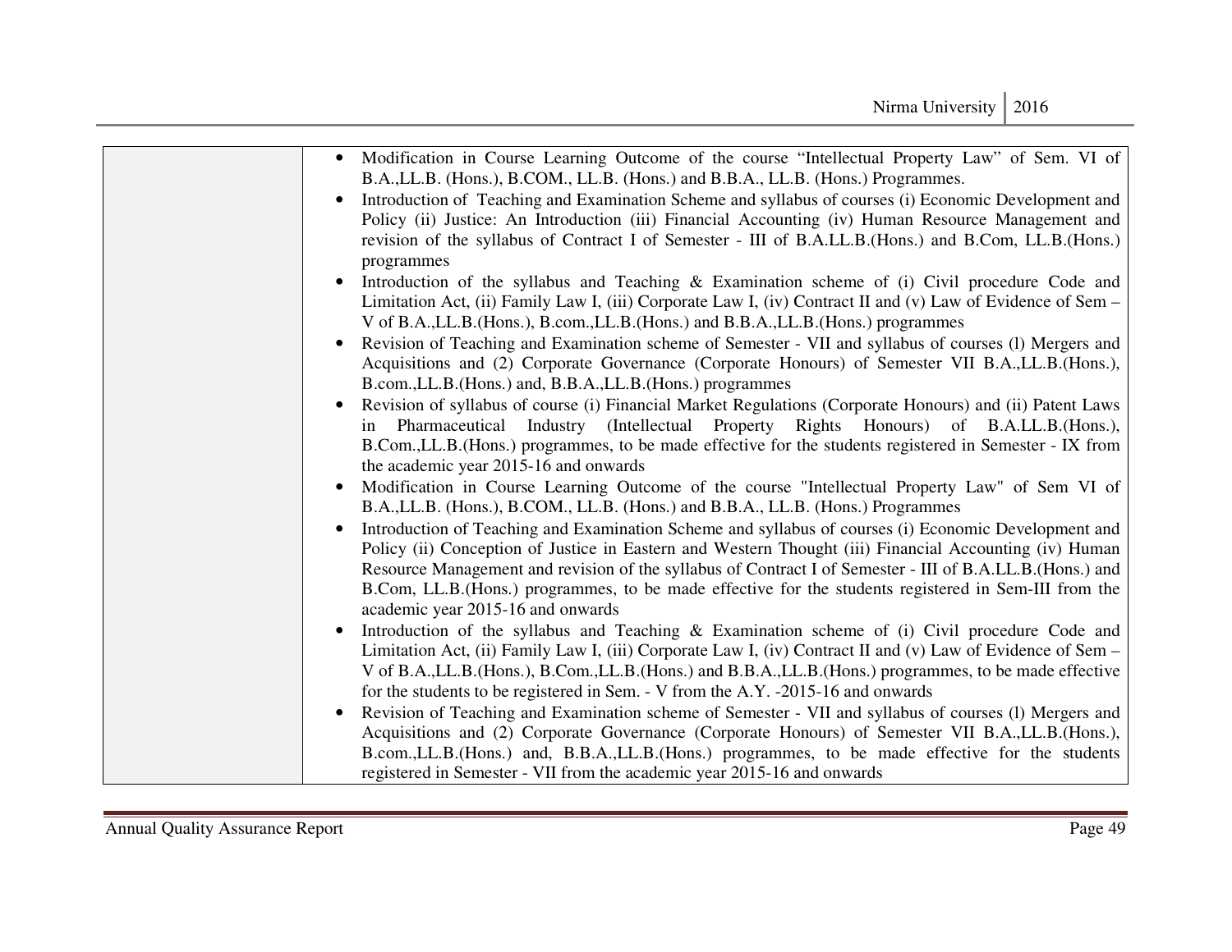| | |
|---|---|
| | • Modification in Course Learning Outcome of the course “Intellectual Property Law” of Sem. VI of B.A.,LL.B. (Hons.), B.COM., LL.B. (Hons.) and B.B.A., LL.B. (Hons.) Programmes.<br>• Introduction of Teaching and Examination Scheme and syllabus of courses (i) Economic Development and Policy (ii) Justice: An Introduction (iii) Financial Accounting (iv) Human Resource Management and revision of the syllabus of Contract I of Semester - III of B.A.LL.B.(Hons.) and B.Com, LL.B.(Hons.) programmes<br>• Introduction of the syllabus and Teaching & Examination scheme of (i) Civil procedure Code and Limitation Act, (ii) Family Law I, (iii) Corporate Law I, (iv) Contract II and (v) Law of Evidence of Sem – V of B.A.,LL.B.(Hons.), B.com.,LL.B.(Hons.) and B.B.A.,LL.B.(Hons.) programmes<br>• Revision of Teaching and Examination scheme of Semester - VII and syllabus of courses (l) Mergers and Acquisitions and (2) Corporate Governance (Corporate Honours) of Semester VII B.A.,LL.B.(Hons.), B.com.,LL.B.(Hons.) and, B.B.A.,LL.B.(Hons.) programmes<br>• Revision of syllabus of course (i) Financial Market Regulations (Corporate Honours) and (ii) Patent Laws in Pharmaceutical Industry (Intellectual Property Rights Honours) of B.A.LL.B.(Hons.), B.Com.,LL.B.(Hons.) programmes, to be made effective for the students registered in Semester - IX from the academic year 2015-16 and onwards<br>• Modification in Course Learning Outcome of the course "Intellectual Property Law" of Sem VI of B.A.,LL.B. (Hons.), B.COM., LL.B. (Hons.) and B.B.A., LL.B. (Hons.) Programmes<br>• Introduction of Teaching and Examination Scheme and syllabus of courses (i) Economic Development and Policy (ii) Conception of Justice in Eastern and Western Thought (iii) Financial Accounting (iv) Human Resource Management and revision of the syllabus of Contract I of Semester - III of B.A.LL.B.(Hons.) and B.Com, LL.B.(Hons.) programmes, to be made effective for the students registered in Sem-III from the academic year 2015-16 and onwards<br>• Introduction of the syllabus and Teaching & Examination scheme of (i) Civil procedure Code and Limitation Act, (ii) Family Law I, (iii) Corporate Law I, (iv) Contract II and (v) Law of Evidence of Sem – V of B.A.,LL.B.(Hons.), B.Com.,LL.B.(Hons.) and B.B.A.,LL.B.(Hons.) programmes, to be made effective for the students to be registered in Sem. - V from the A.Y. -2015-16 and onwards<br>• Revision of Teaching and Examination scheme of Semester - VII and syllabus of courses (l) Mergers and Acquisitions and (2) Corporate Governance (Corporate Honours) of Semester VII B.A.,LL.B.(Hons.), B.com.,LL.B.(Hons.) and, B.B.A.,LL.B.(Hons.) programmes, to be made effective for the students registered in Semester - VII from the academic year 2015-16 and onwards |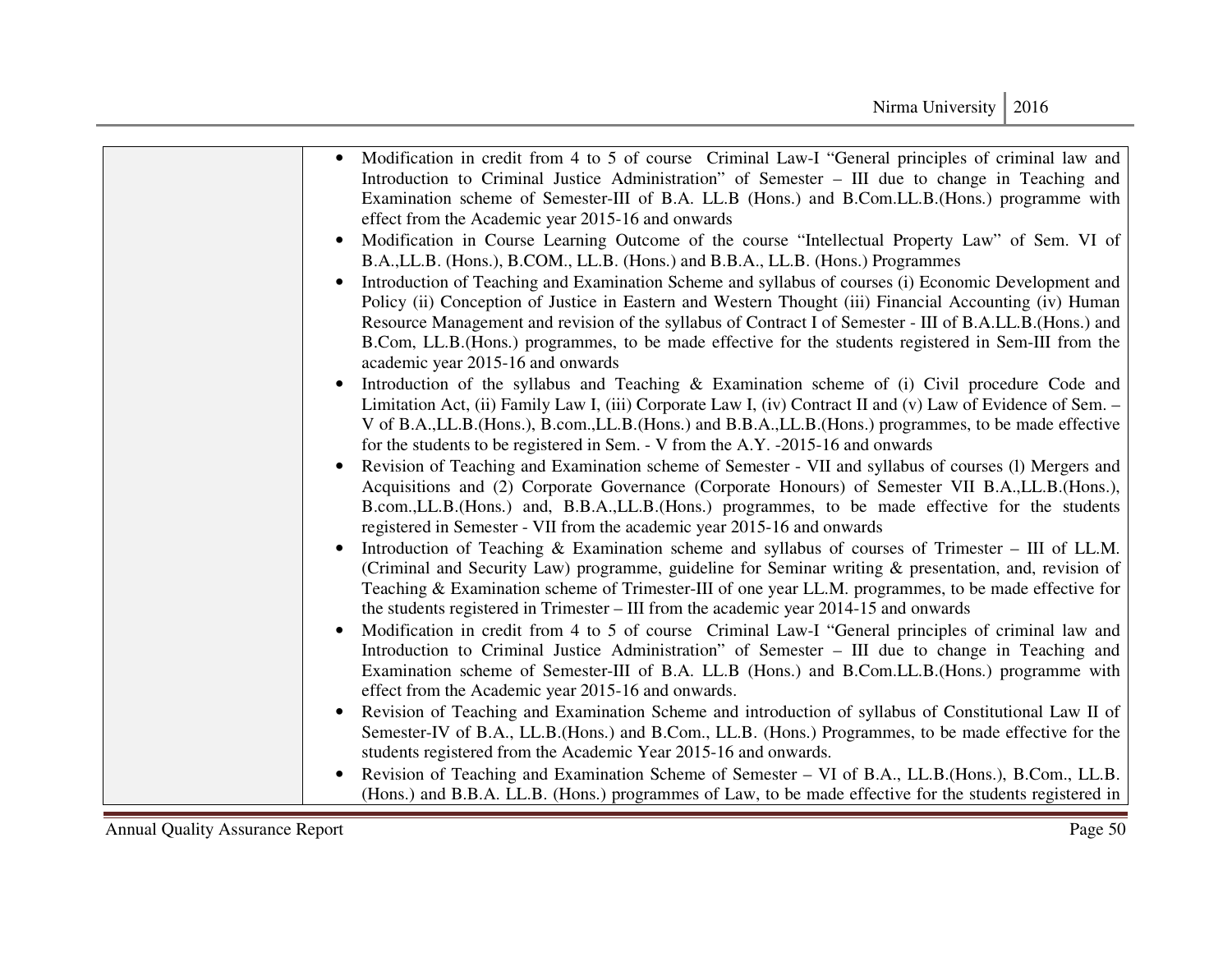| | |
|---|---|
| | • Modification in credit from 4 to 5 of course Criminal Law-I "General principles of criminal law and Introduction to Criminal Justice Administration" of Semester – III due to change in Teaching and Examination scheme of Semester-III of B.A. LL.B (Hons.) and B.Com.LL.B.(Hons.) programme with effect from the Academic year 2015-16 and onwards<br>• Modification in Course Learning Outcome of the course "Intellectual Property Law" of Sem. VI of B.A.,LL.B. (Hons.), B.COM., LL.B. (Hons.) and B.B.A., LL.B. (Hons.) Programmes<br>• Introduction of Teaching and Examination Scheme and syllabus of courses (i) Economic Development and Policy (ii) Conception of Justice in Eastern and Western Thought (iii) Financial Accounting (iv) Human Resource Management and revision of the syllabus of Contract I of Semester - III of B.A.LL.B.(Hons.) and B.Com, LL.B.(Hons.) programmes, to be made effective for the students registered in Sem-III from the academic year 2015-16 and onwards<br>• Introduction of the syllabus and Teaching & Examination scheme of (i) Civil procedure Code and Limitation Act, (ii) Family Law I, (iii) Corporate Law I, (iv) Contract II and (v) Law of Evidence of Sem. – V of B.A.,LL.B.(Hons.), B.com.,LL.B.(Hons.) and B.B.A.,LL.B.(Hons.) programmes, to be made effective for the students to be registered in Sem. - V from the A.Y. -2015-16 and onwards<br>• Revision of Teaching and Examination scheme of Semester - VII and syllabus of courses (l) Mergers and Acquisitions and (2) Corporate Governance (Corporate Honours) of Semester VII B.A.,LL.B.(Hons.), B.com.,LL.B.(Hons.) and, B.B.A.,LL.B.(Hons.) programmes, to be made effective for the students registered in Semester - VII from the academic year 2015-16 and onwards<br>• Introduction of Teaching & Examination scheme and syllabus of courses of Trimester – III of LL.M. (Criminal and Security Law) programme, guideline for Seminar writing & presentation, and, revision of Teaching & Examination scheme of Trimester-III of one year LL.M. programmes, to be made effective for the students registered in Trimester – III from the academic year 2014-15 and onwards<br>• Modification in credit from 4 to 5 of course Criminal Law-I "General principles of criminal law and Introduction to Criminal Justice Administration" of Semester – III due to change in Teaching and Examination scheme of Semester-III of B.A. LL.B (Hons.) and B.Com.LL.B.(Hons.) programme with effect from the Academic year 2015-16 and onwards.<br>• Revision of Teaching and Examination Scheme and introduction of syllabus of Constitutional Law II of Semester-IV of B.A., LL.B.(Hons.) and B.Com., LL.B. (Hons.) Programmes, to be made effective for the students registered from the Academic Year 2015-16 and onwards.<br>• Revision of Teaching and Examination Scheme of Semester – VI of B.A., LL.B.(Hons.), B.Com., LL.B. (Hons.) and B.B.A. LL.B. (Hons.) programmes of Law, to be made effective for the students registered in |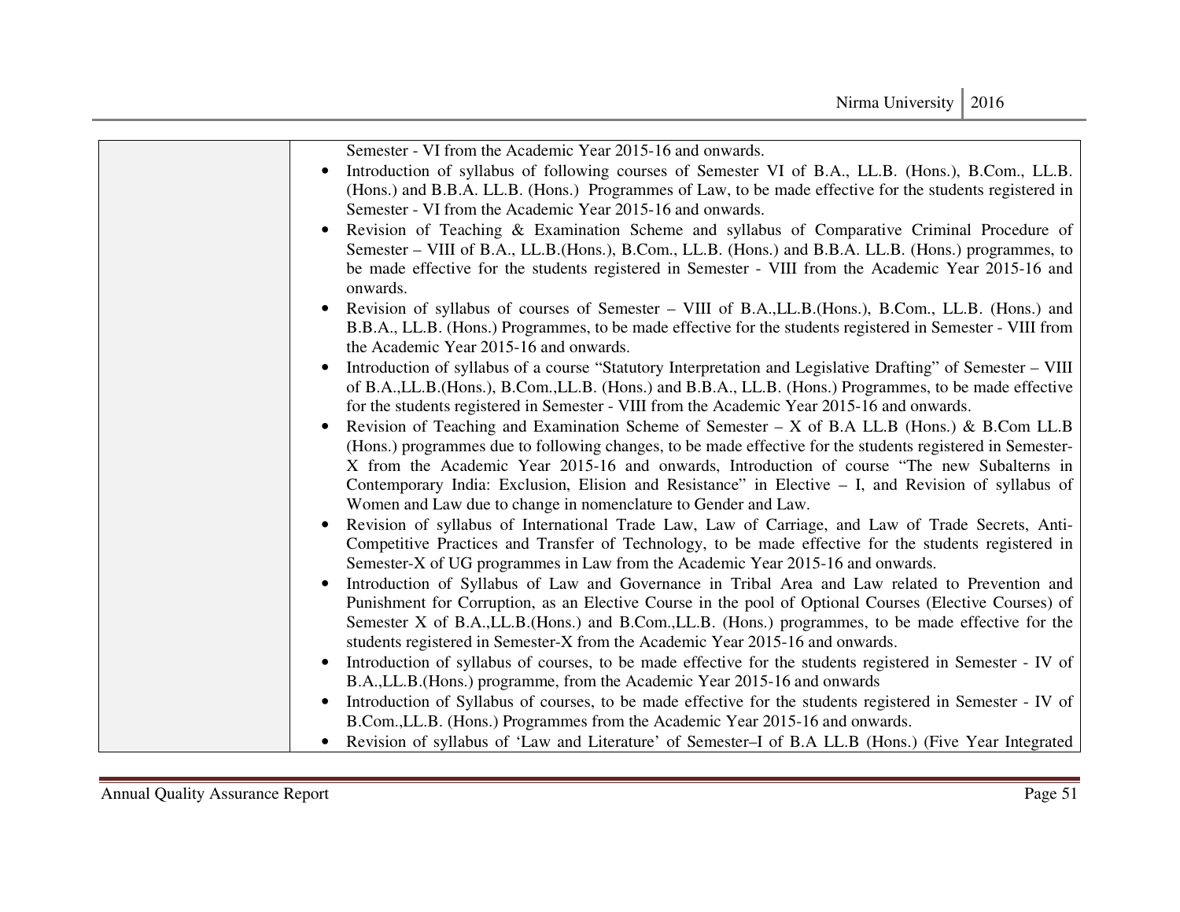| | Semester - VI from the Academic Year 2015-16 and onwards.<br>• Introduction of syllabus of following courses of Semester VI of B.A., LL.B. (Hons.), B.Com., LL.B. (Hons.) and B.B.A. LL.B. (Hons.) Programmes of Law, to be made effective for the students registered in Semester - VI from the Academic Year 2015-16 and onwards.<br>• Revision of Teaching & Examination Scheme and syllabus of Comparative Criminal Procedure of Semester – VIII of B.A., LL.B.(Hons.), B.Com., LL.B. (Hons.) and B.B.A. LL.B. (Hons.) programmes, to be made effective for the students registered in Semester - VIII from the Academic Year 2015-16 and onwards.<br>• Revision of syllabus of courses of Semester – VIII of B.A.,LL.B.(Hons.), B.Com., LL.B. (Hons.) and B.B.A., LL.B. (Hons.) Programmes, to be made effective for the students registered in Semester - VIII from the Academic Year 2015-16 and onwards.<br>• Introduction of syllabus of a course "Statutory Interpretation and Legislative Drafting" of Semester – VIII of B.A.,LL.B.(Hons.), B.Com.,LL.B. (Hons.) and B.B.A., LL.B. (Hons.) Programmes, to be made effective for the students registered in Semester - VIII from the Academic Year 2015-16 and onwards.<br>• Revision of Teaching and Examination Scheme of Semester – X of B.A LL.B (Hons.) & B.Com LL.B (Hons.) programmes due to following changes, to be made effective for the students registered in Semester-X from the Academic Year 2015-16 and onwards, Introduction of course "The new Subalterns in Contemporary India: Exclusion, Elision and Resistance" in Elective – I, and Revision of syllabus of Women and Law due to change in nomenclature to Gender and Law.<br>• Revision of syllabus of International Trade Law, Law of Carriage, and Law of Trade Secrets, Anti-Competitive Practices and Transfer of Technology, to be made effective for the students registered in Semester-X of UG programmes in Law from the Academic Year 2015-16 and onwards.<br>• Introduction of Syllabus of Law and Governance in Tribal Area and Law related to Prevention and Punishment for Corruption, as an Elective Course in the pool of Optional Courses (Elective Courses) of Semester X of B.A.,LL.B.(Hons.) and B.Com.,LL.B. (Hons.) programmes, to be made effective for the students registered in Semester-X from the Academic Year 2015-16 and onwards.<br>• Introduction of syllabus of courses, to be made effective for the students registered in Semester - IV of B.A.,LL.B.(Hons.) programme, from the Academic Year 2015-16 and onwards<br>• Introduction of Syllabus of courses, to be made effective for the students registered in Semester - IV of B.Com.,LL.B. (Hons.) Programmes from the Academic Year 2015-16 and onwards.<br>• Revision of syllabus of 'Law and Literature' of Semester–I of B.A LL.B (Hons.) (Five Year Integrated |
|---|---|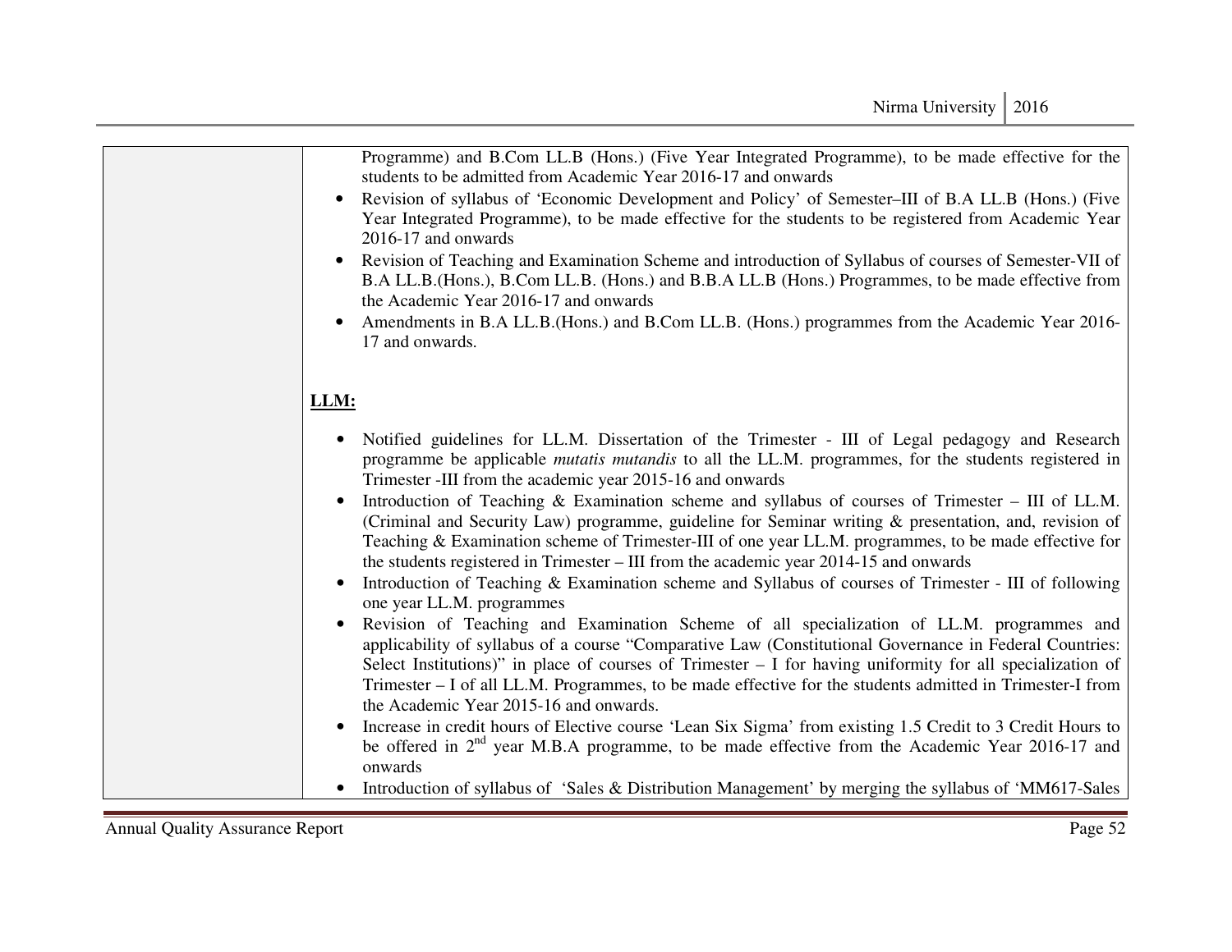| | |
|---|---|
| | Programme) and B.Com LL.B (Hons.) (Five Year Integrated Programme), to be made effective for the students to be admitted from Academic Year 2016-17 and onwards<br>• Revision of syllabus of 'Economic Development and Policy' of Semester–III of B.A LL.B (Hons.) (Five Year Integrated Programme), to be made effective for the students to be registered from Academic Year 2016-17 and onwards<br>• Revision of Teaching and Examination Scheme and introduction of Syllabus of courses of Semester-VII of B.A LL.B.(Hons.), B.Com LL.B. (Hons.) and B.B.A LL.B (Hons.) Programmes, to be made effective from the Academic Year 2016-17 and onwards<br>• Amendments in B.A LL.B.(Hons.) and B.Com LL.B. (Hons.) programmes from the Academic Year 2016-17 and onwards.<br><br>**<u>LLM:</u>**<br><br>• Notified guidelines for LL.M. Dissertation of the Trimester - III of Legal pedagogy and Research programme be applicable *mutatis mutandis* to all the LL.M. programmes, for the students registered in Trimester -III from the academic year 2015-16 and onwards<br>• Introduction of Teaching & Examination scheme and syllabus of courses of Trimester – III of LL.M. (Criminal and Security Law) programme, guideline for Seminar writing & presentation, and, revision of Teaching & Examination scheme of Trimester-III of one year LL.M. programmes, to be made effective for the students registered in Trimester – III from the academic year 2014-15 and onwards<br>• Introduction of Teaching & Examination scheme and Syllabus of courses of Trimester - III of following one year LL.M. programmes<br>• Revision of Teaching and Examination Scheme of all specialization of LL.M. programmes and applicability of syllabus of a course "Comparative Law (Constitutional Governance in Federal Countries: Select Institutions)" in place of courses of Trimester – I for having uniformity for all specialization of Trimester – I of all LL.M. Programmes, to be made effective for the students admitted in Trimester-I from the Academic Year 2015-16 and onwards.<br>• Increase in credit hours of Elective course 'Lean Six Sigma' from existing 1.5 Credit to 3 Credit Hours to be offered in 2nd year M.B.A programme, to be made effective from the Academic Year 2016-17 and onwards<br>• Introduction of syllabus of 'Sales & Distribution Management' by merging the syllabus of 'MM617-Sales |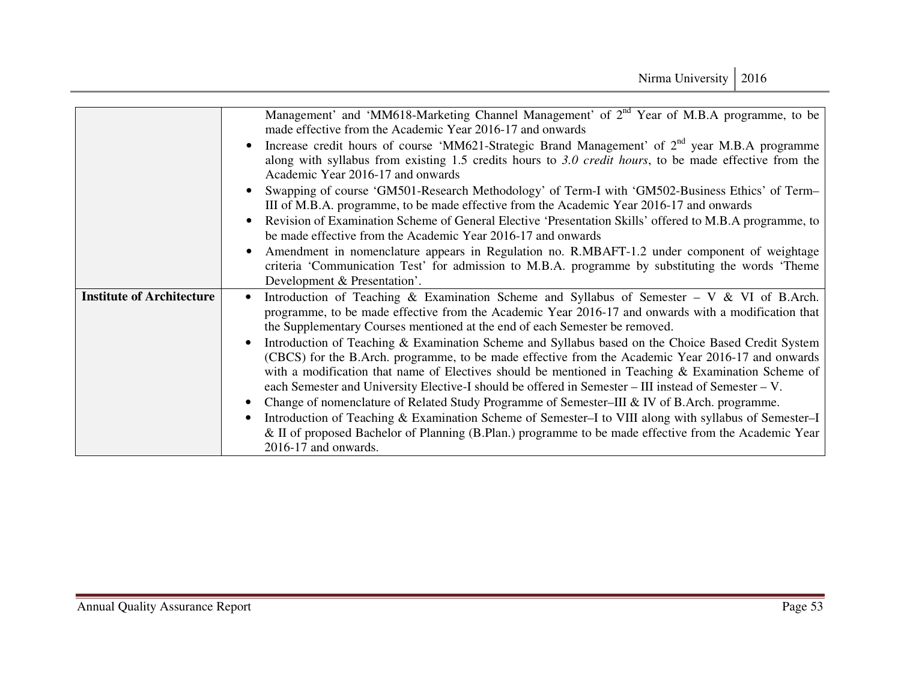| | |
|---|---|
| | Management' and 'MM618-Marketing Channel Management' of 2nd Year of M.B.A programme, to be made effective from the Academic Year 2016-17 and onwards<br>• Increase credit hours of course 'MM621-Strategic Brand Management' of 2nd year M.B.A programme along with syllabus from existing 1.5 credits hours to *3.0 credit hours*, to be made effective from the Academic Year 2016-17 and onwards<br>• Swapping of course 'GM501-Research Methodology' of Term-I with 'GM502-Business Ethics' of Term–III of M.B.A. programme, to be made effective from the Academic Year 2016-17 and onwards<br>• Revision of Examination Scheme of General Elective 'Presentation Skills' offered to M.B.A programme, to be made effective from the Academic Year 2016-17 and onwards<br>• Amendment in nomenclature appears in Regulation no. R.MBAFT-1.2 under component of weightage criteria 'Communication Test' for admission to M.B.A. programme by substituting the words 'Theme Development & Presentation'. |
| **Institute of Architecture** | • Introduction of Teaching & Examination Scheme and Syllabus of Semester – V & VI of B.Arch. programme, to be made effective from the Academic Year 2016-17 and onwards with a modification that the Supplementary Courses mentioned at the end of each Semester be removed.<br>• Introduction of Teaching & Examination Scheme and Syllabus based on the Choice Based Credit System (CBCS) for the B.Arch. programme, to be made effective from the Academic Year 2016-17 and onwards with a modification that name of Electives should be mentioned in Teaching & Examination Scheme of each Semester and University Elective-I should be offered in Semester – III instead of Semester – V.<br>• Change of nomenclature of Related Study Programme of Semester–III & IV of B.Arch. programme.<br>• Introduction of Teaching & Examination Scheme of Semester–I to VIII along with syllabus of Semester–I & II of proposed Bachelor of Planning (B.Plan.) programme to be made effective from the Academic Year 2016-17 and onwards. |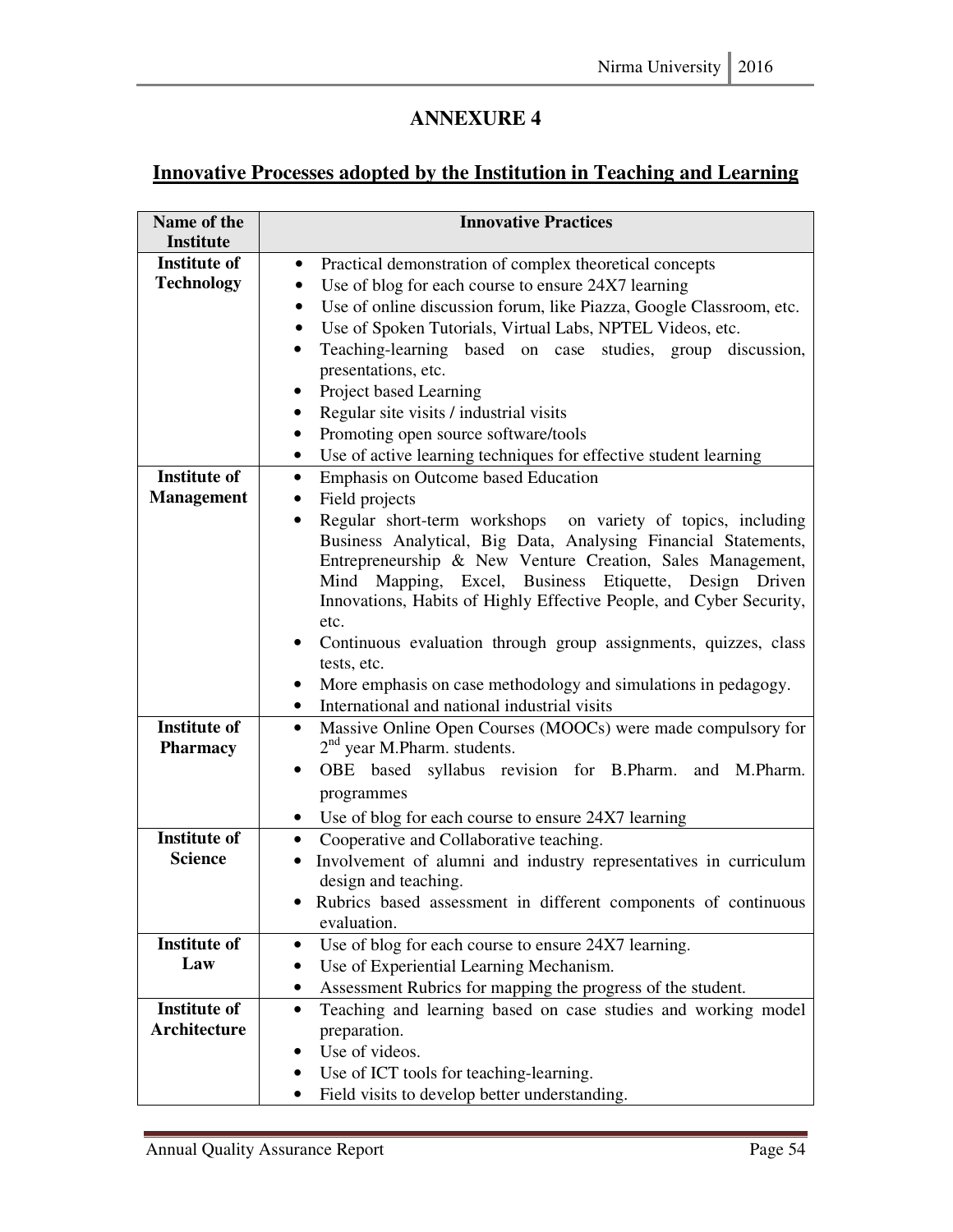# ANNEXURE 4

## Innovative Processes adopted by the Institution in Teaching and Learning

| Name of the Institute | Innovative Practices |
|---|---|
| **Institute of Technology** | • Practical demonstration of complex theoretical concepts<br>• Use of blog for each course to ensure 24X7 learning<br>• Use of online discussion forum, like Piazza, Google Classroom, etc.<br>• Use of Spoken Tutorials, Virtual Labs, NPTEL Videos, etc.<br>• Teaching-learning based on case studies, group discussion, presentations, etc.<br>• Project based Learning<br>• Regular site visits / industrial visits<br>• Promoting open source software/tools<br>• Use of active learning techniques for effective student learning |
| **Institute of Management** | • Emphasis on Outcome based Education<br>• Field projects<br>• Regular short-term workshops on variety of topics, including Business Analytical, Big Data, Analysing Financial Statements, Entrepreneurship & New Venture Creation, Sales Management, Mind Mapping, Excel, Business Etiquette, Design Driven Innovations, Habits of Highly Effective People, and Cyber Security, etc.<br>• Continuous evaluation through group assignments, quizzes, class tests, etc.<br>• More emphasis on case methodology and simulations in pedagogy.<br>• International and national industrial visits |
| **Institute of Pharmacy** | • Massive Online Open Courses (MOOCs) were made compulsory for 2nd year M.Pharm. students.<br>• OBE based syllabus revision for B.Pharm. and M.Pharm. programmes<br>• Use of blog for each course to ensure 24X7 learning |
| **Institute of Science** | • Cooperative and Collaborative teaching.<br>• Involvement of alumni and industry representatives in curriculum design and teaching.<br>• Rubrics based assessment in different components of continuous evaluation. |
| **Institute of Law** | • Use of blog for each course to ensure 24X7 learning.<br>• Use of Experiential Learning Mechanism.<br>• Assessment Rubrics for mapping the progress of the student. |
| **Institute of Architecture** | • Teaching and learning based on case studies and working model preparation.<br>• Use of videos.<br>• Use of ICT tools for teaching-learning.<br>• Field visits to develop better understanding. |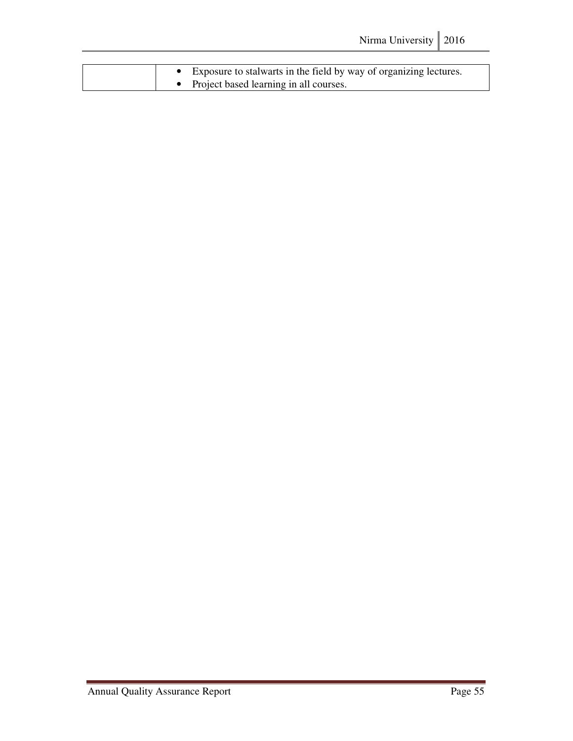| | |
|---|---|
| | • Exposure to stalwarts in the field by way of organizing lectures.<br>• Project based learning in all courses. |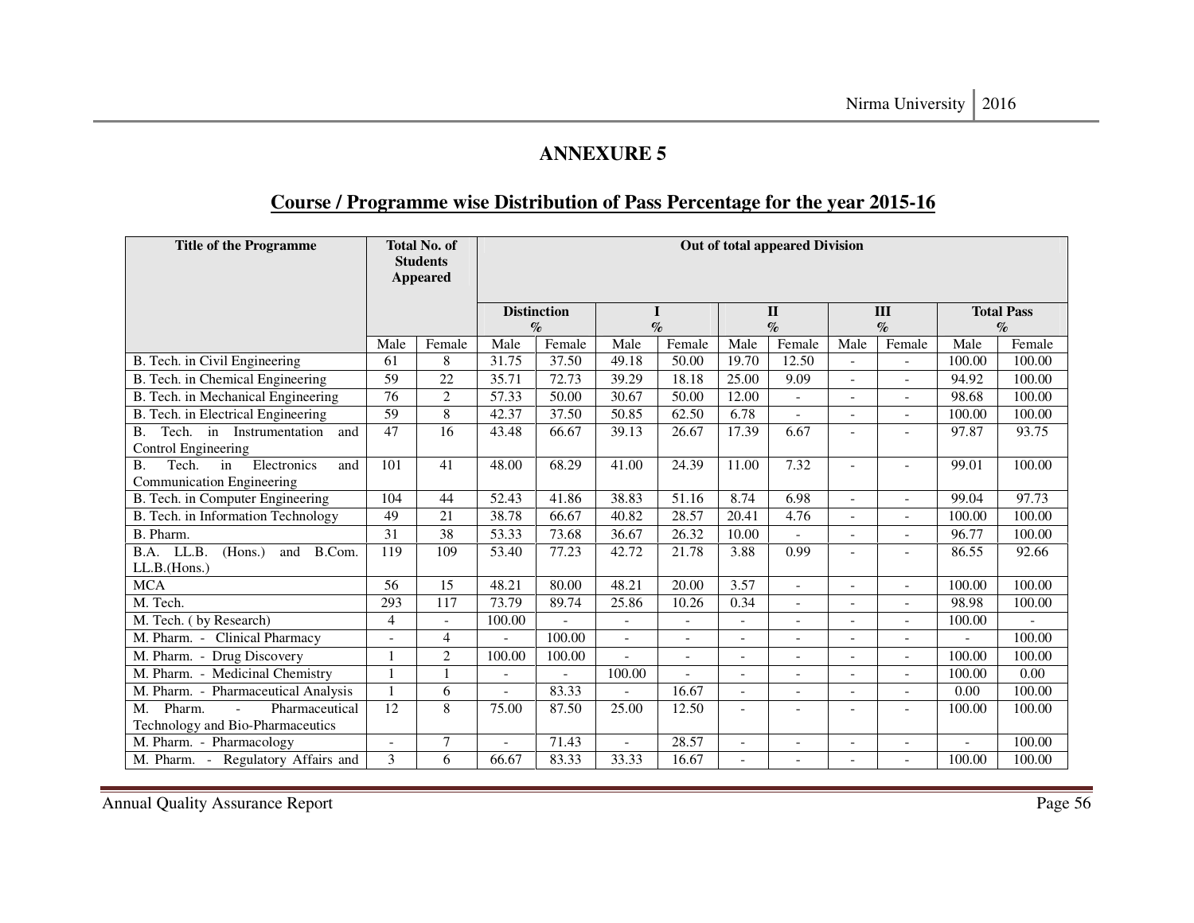# ANNEXURE 5

## Course / Programme wise Distribution of Pass Percentage for the year 2015-16

| Title of the Programme | Total No. of Students Appeared | | Out of total appeared Division | | | | | | | | | |
|---|---|---|---|---|---|---|---|---|---|---|---|---|
| | | | Distinction % | | I % | | II % | | III % | | Total Pass % | |
| | Male | Female | Male | Female | Male | Female | Male | Female | Male | Female | Male | Female |
| B. Tech. in Civil Engineering | 61 | 8 | 31.75 | 37.50 | 49.18 | 50.00 | 19.70 | 12.50 | - | - | 100.00 | 100.00 |
| B. Tech. in Chemical Engineering | 59 | 22 | 35.71 | 72.73 | 39.29 | 18.18 | 25.00 | 9.09 | - | - | 94.92 | 100.00 |
| B. Tech. in Mechanical Engineering | 76 | 2 | 57.33 | 50.00 | 30.67 | 50.00 | 12.00 | - | - | - | 98.68 | 100.00 |
| B. Tech. in Electrical Engineering | 59 | 8 | 42.37 | 37.50 | 50.85 | 62.50 | 6.78 | - | - | - | 100.00 | 100.00 |
| B. Tech. in Instrumentation and Control Engineering | 47 | 16 | 43.48 | 66.67 | 39.13 | 26.67 | 17.39 | 6.67 | - | - | 97.87 | 93.75 |
| B. Tech. in Electronics and Communication Engineering | 101 | 41 | 48.00 | 68.29 | 41.00 | 24.39 | 11.00 | 7.32 | - | - | 99.01 | 100.00 |
| B. Tech. in Computer Engineering | 104 | 44 | 52.43 | 41.86 | 38.83 | 51.16 | 8.74 | 6.98 | - | - | 99.04 | 97.73 |
| B. Tech. in Information Technology | 49 | 21 | 38.78 | 66.67 | 40.82 | 28.57 | 20.41 | 4.76 | - | - | 100.00 | 100.00 |
| B. Pharm. | 31 | 38 | 53.33 | 73.68 | 36.67 | 26.32 | 10.00 | - | - | - | 96.77 | 100.00 |
| B.A. LL.B. (Hons.) and B.Com. LL.B.(Hons.) | 119 | 109 | 53.40 | 77.23 | 42.72 | 21.78 | 3.88 | 0.99 | - | - | 86.55 | 92.66 |
| MCA | 56 | 15 | 48.21 | 80.00 | 48.21 | 20.00 | 3.57 | - | - | - | 100.00 | 100.00 |
| M. Tech. | 293 | 117 | 73.79 | 89.74 | 25.86 | 10.26 | 0.34 | - | - | - | 98.98 | 100.00 |
| M. Tech. ( by Research) | 4 | - | 100.00 | - | - | - | - | - | - | - | 100.00 | - |
| M. Pharm. - Clinical Pharmacy | - | 4 | - | 100.00 | - | - | - | - | - | - | - | 100.00 |
| M. Pharm. - Drug Discovery | 1 | 2 | 100.00 | 100.00 | - | - | - | - | - | - | 100.00 | 100.00 |
| M. Pharm. - Medicinal Chemistry | 1 | 1 | - | - | 100.00 | - | - | - | - | - | 100.00 | 0.00 |
| M. Pharm. - Pharmaceutical Analysis | 1 | 6 | - | 83.33 | - | 16.67 | - | - | - | - | 0.00 | 100.00 |
| M. Pharm. - Pharmaceutical Technology and Bio-Pharmaceutics | 12 | 8 | 75.00 | 87.50 | 25.00 | 12.50 | - | - | - | - | 100.00 | 100.00 |
| M. Pharm. - Pharmacology | - | 7 | - | 71.43 | - | 28.57 | - | - | - | - | - | 100.00 |
| M. Pharm. - Regulatory Affairs and | 3 | 6 | 66.67 | 83.33 | 33.33 | 16.67 | - | - | - | - | 100.00 | 100.00 |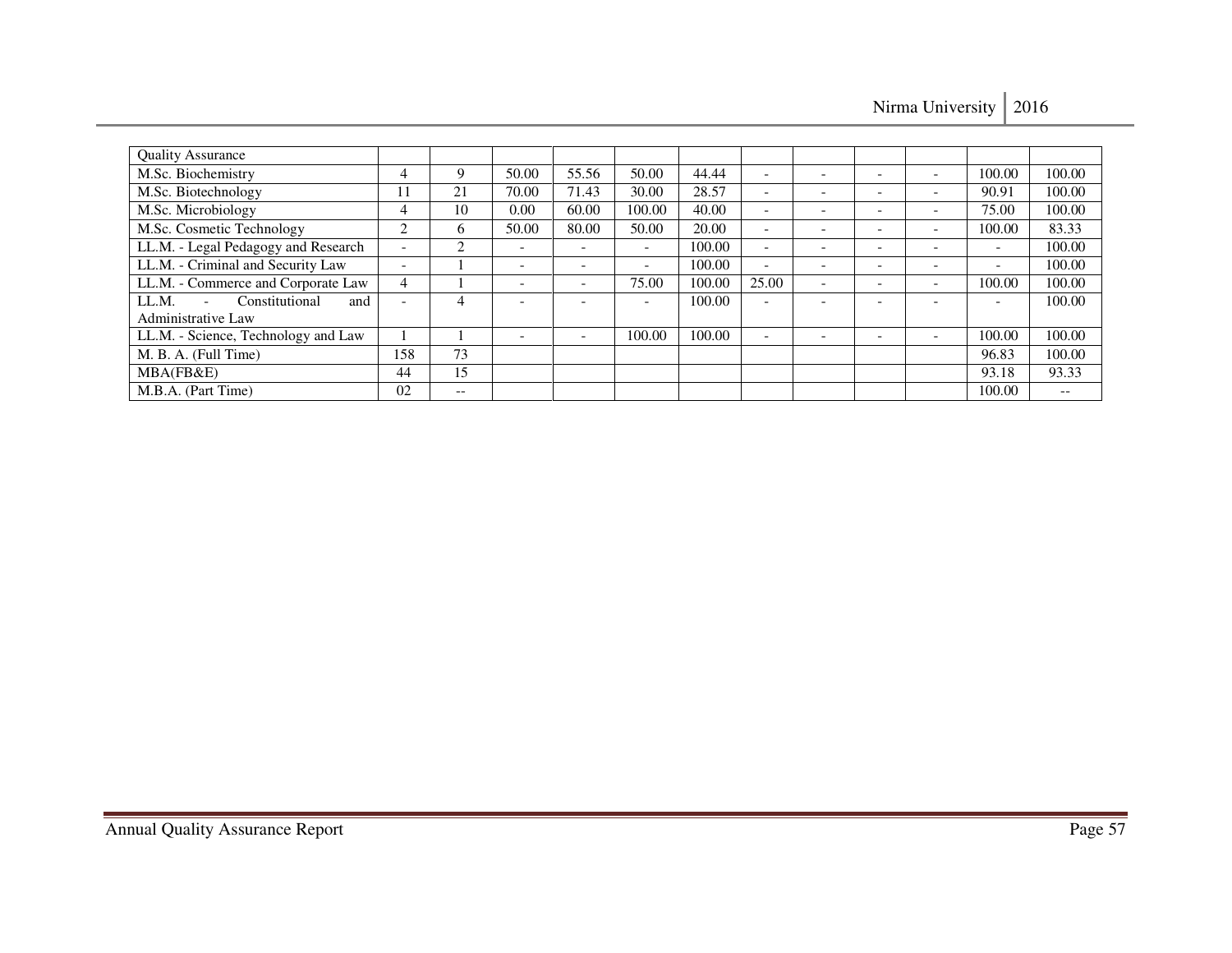| Quality Assurance | | | | | | | | | | | | |
|---|---|---|---|---|---|---|---|---|---|---|---|---|
| M.Sc. Biochemistry | 4 | 9 | 50.00 | 55.56 | 50.00 | 44.44 | - | - | - | - | 100.00 | 100.00 |
| M.Sc. Biotechnology | 11 | 21 | 70.00 | 71.43 | 30.00 | 28.57 | - | - | - | - | 90.91 | 100.00 |
| M.Sc. Microbiology | 4 | 10 | 0.00 | 60.00 | 100.00 | 40.00 | - | - | - | - | 75.00 | 100.00 |
| M.Sc. Cosmetic Technology | 2 | 6 | 50.00 | 80.00 | 50.00 | 20.00 | - | - | - | - | 100.00 | 83.33 |
| LL.M. - Legal Pedagogy and Research | - | 2 | - | - | - | 100.00 | - | - | - | - | - | 100.00 |
| LL.M. - Criminal and Security Law | - | 1 | - | - | - | 100.00 | - | - | - | - | - | 100.00 |
| LL.M. - Commerce and Corporate Law | 4 | 1 | - | - | 75.00 | 100.00 | 25.00 | - | - | - | 100.00 | 100.00 |
| LL.M. - Constitutional and Administrative Law | - | 4 | - | - | - | 100.00 | - | - | - | - | - | 100.00 |
| LL.M. - Science, Technology and Law | 1 | 1 | - | - | 100.00 | 100.00 | - | - | - | - | 100.00 | 100.00 |
| M. B. A. (Full Time) | 158 | 73 | | | | | | | | | 96.83 | 100.00 |
| MBA(FB&E) | 44 | 15 | | | | | | | | | 93.18 | 93.33 |
| M.B.A. (Part Time) | 02 | -- | | | | | | | | | 100.00 | -- |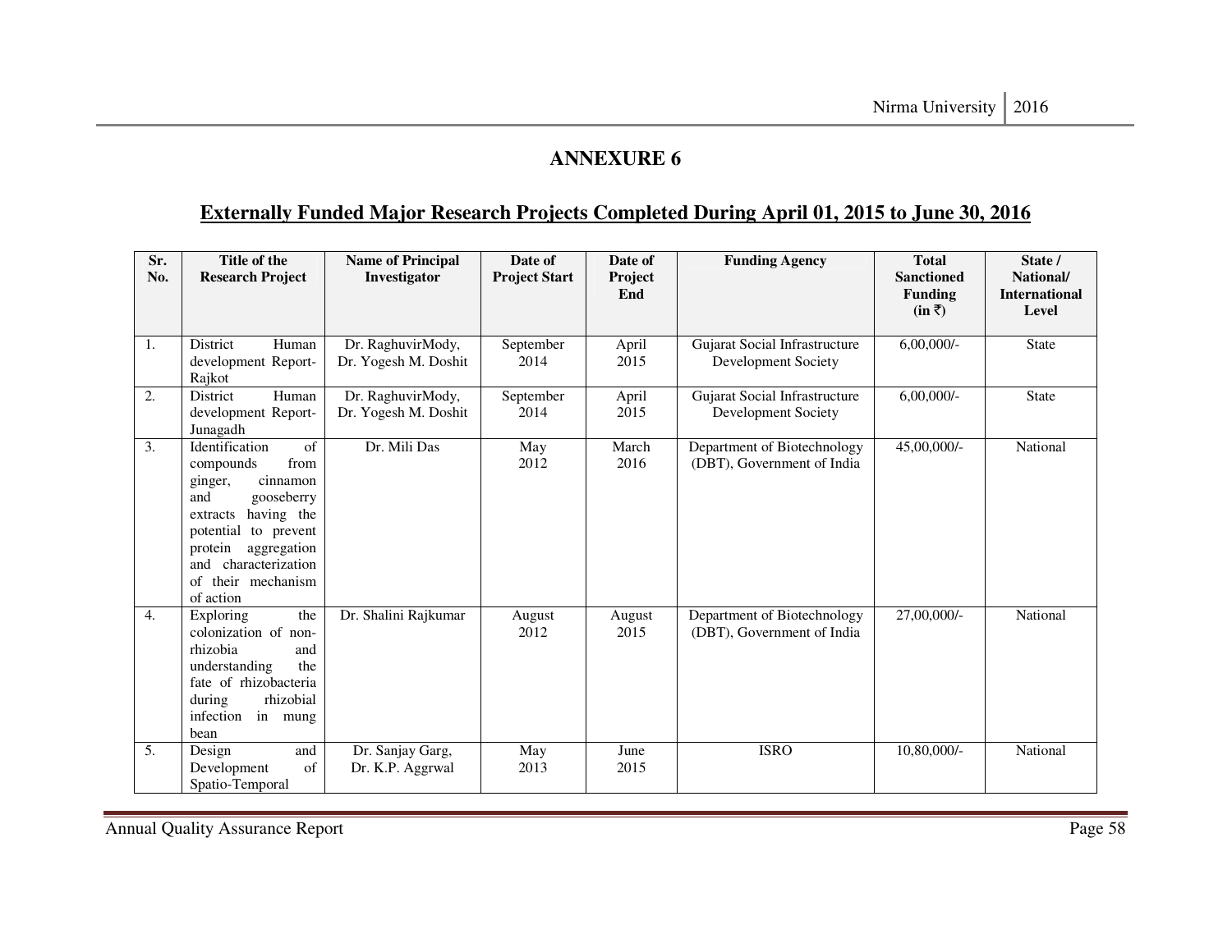# ANNEXURE 6

## Externally Funded Major Research Projects Completed During April 01, 2015 to June 30, 2016

| Sr. No. | Title of the Research Project | Name of Principal Investigator | Date of Project Start | Date of Project End | Funding Agency | Total Sanctioned Funding (in ₹) | State / National/ International Level |
|---|---|---|---|---|---|---|---|
| 1. | District Human development Report-Rajkot | Dr. RaghuvirMody, Dr. Yogesh M. Doshit | September 2014 | April 2015 | Gujarat Social Infrastructure Development Society | 6,00,000/- | State |
| 2. | District Human development Report-Junagadh | Dr. RaghuvirMody, Dr. Yogesh M. Doshit | September 2014 | April 2015 | Gujarat Social Infrastructure Development Society | 6,00,000/- | State |
| 3. | Identification of compounds from ginger, cinnamon and gooseberry extracts having the potential to prevent protein aggregation and characterization of their mechanism of action | Dr. Mili Das | May 2012 | March 2016 | Department of Biotechnology (DBT), Government of India | 45,00,000/- | National |
| 4. | Exploring the colonization of non-rhizobia and understanding the fate of rhizobacteria during rhizobial infection in mung bean | Dr. Shalini Rajkumar | August 2012 | August 2015 | Department of Biotechnology (DBT), Government of India | 27,00,000/- | National |
| 5. | Design and Development of Spatio-Temporal | Dr. Sanjay Garg, Dr. K.P. Aggrwal | May 2013 | June 2015 | ISRO | 10,80,000/- | National |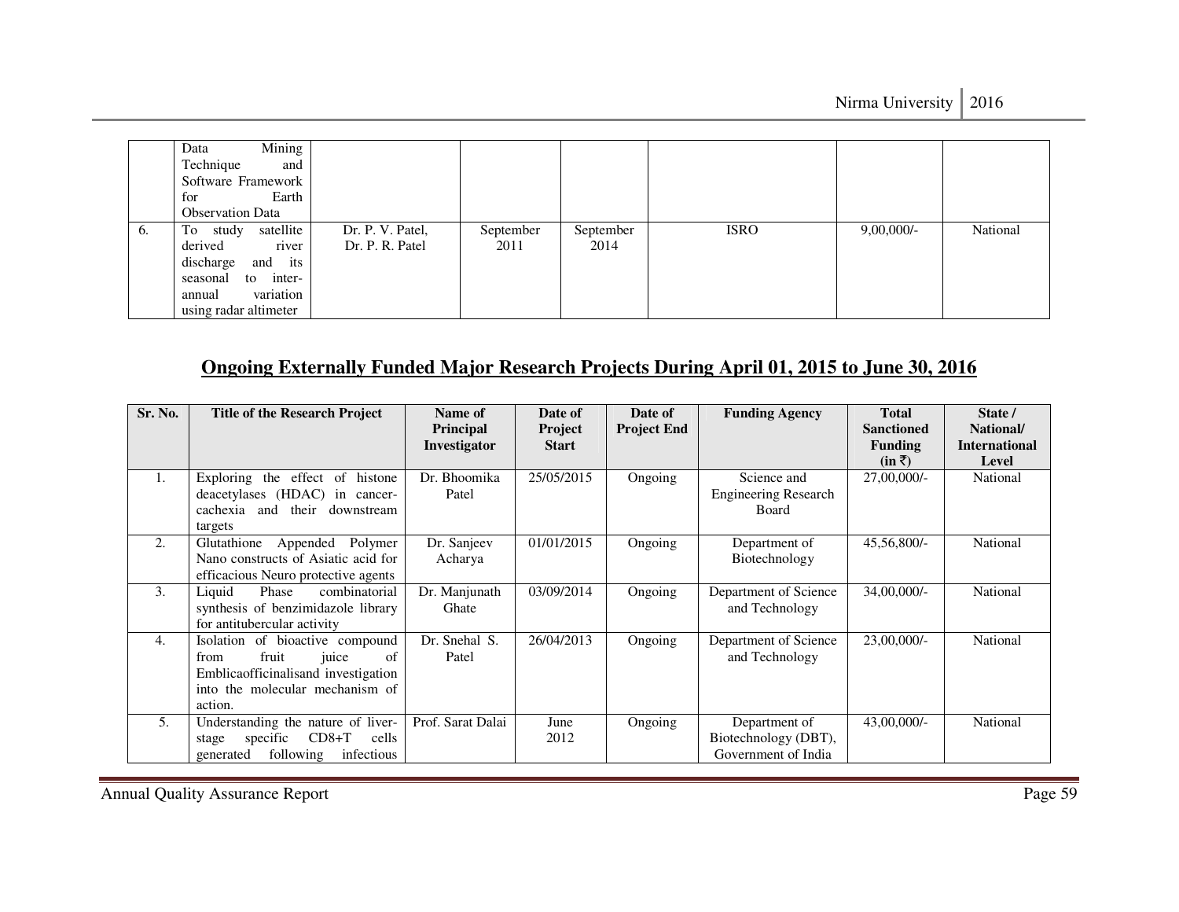| | Data Mining Technique and Software Framework for Earth Observation Data | | | | | | |
|---|---|---|---|---|---|---|---|
| 6. | To study satellite derived river discharge and its seasonal to inter-annual variation using radar altimeter | Dr. P. V. Patel, Dr. P. R. Patel | September 2011 | September 2014 | ISRO | 9,00,000/- | National |

## Ongoing Externally Funded Major Research Projects During April 01, 2015 to June 30, 2016

| Sr. No. | Title of the Research Project | Name of Principal Investigator | Date of Project Start | Date of Project End | Funding Agency | Total Sanctioned Funding (in ₹) | State / National/ International Level |
|---|---|---|---|---|---|---|---|
| 1. | Exploring the effect of histone deacetylases (HDAC) in cancer-cachexia and their downstream targets | Dr. Bhoomika Patel | 25/05/2015 | Ongoing | Science and Engineering Research Board | 27,00,000/- | National |
| 2. | Glutathione Appended Polymer Nano constructs of Asiatic acid for efficacious Neuro protective agents | Dr. Sanjeev Acharya | 01/01/2015 | Ongoing | Department of Biotechnology | 45,56,800/- | National |
| 3. | Liquid Phase combinatorial synthesis of benzimidazole library for antitubercular activity | Dr. Manjunath Ghate | 03/09/2014 | Ongoing | Department of Science and Technology | 34,00,000/- | National |
| 4. | Isolation of bioactive compound from fruit juice of Emblicaofficinalisand investigation into the molecular mechanism of action. | Dr. Snehal S. Patel | 26/04/2013 | Ongoing | Department of Science and Technology | 23,00,000/- | National |
| 5. | Understanding the nature of liver-stage specific CD8+T cells generated following infectious | Prof. Sarat Dalai | June 2012 | Ongoing | Department of Biotechnology (DBT), Government of India | 43,00,000/- | National |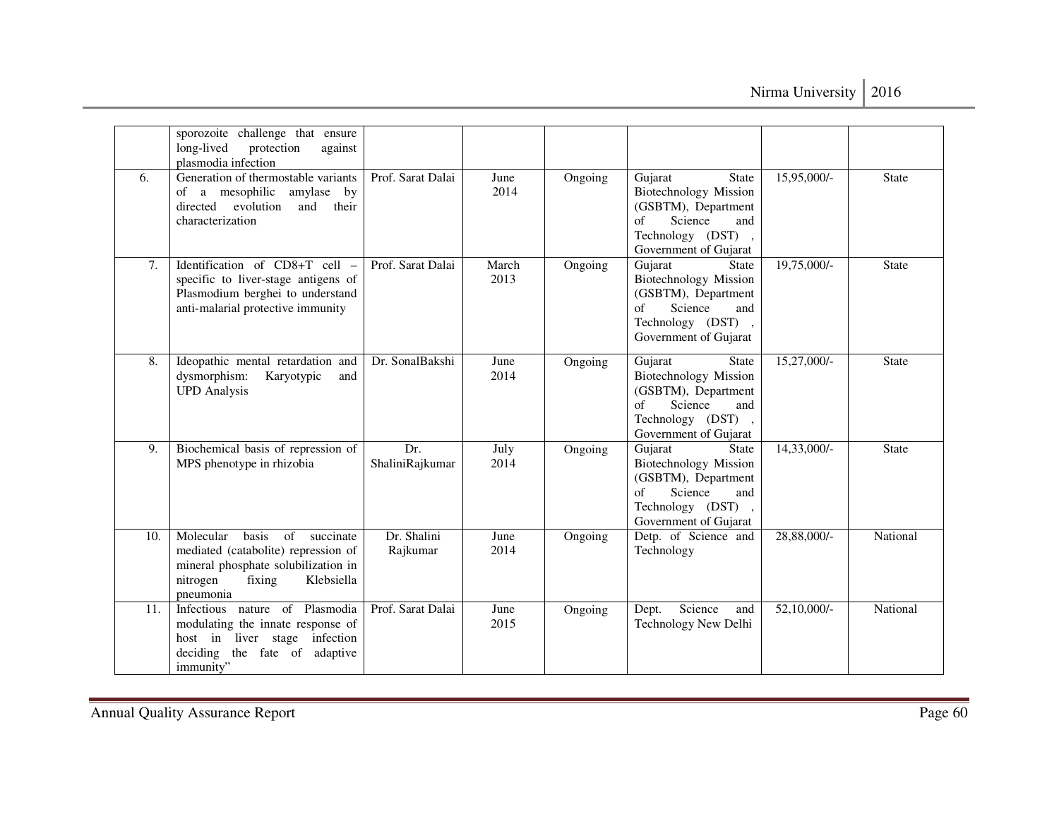| | | | | | | | |
|---|---|---|---|---|---|---|---|
| | sporozoite challenge that ensure long-lived protection against plasmodia infection | | | | | | |
| 6. | Generation of thermostable variants of a mesophilic amylase by directed evolution and their characterization | Prof. Sarat Dalai | June 2014 | Ongoing | Gujarat State Biotechnology Mission (GSBTM), Department of Science and Technology (DST) , Government of Gujarat | 15,95,000/- | State |
| 7. | Identification of CD8+T cell – specific to liver-stage antigens of Plasmodium berghei to understand anti-malarial protective immunity | Prof. Sarat Dalai | March 2013 | Ongoing | Gujarat State Biotechnology Mission (GSBTM), Department of Science and Technology (DST) , Government of Gujarat | 19,75,000/- | State |
| 8. | Ideopathic mental retardation and dysmorphism: Karyotypic and UPD Analysis | Dr. SonalBakshi | June 2014 | Ongoing | Gujarat State Biotechnology Mission (GSBTM), Department of Science and Technology (DST) , Government of Gujarat | 15,27,000/- | State |
| 9. | Biochemical basis of repression of MPS phenotype in rhizobia | Dr. ShaliniRajkumar | July 2014 | Ongoing | Gujarat State Biotechnology Mission (GSBTM), Department of Science and Technology (DST) , Government of Gujarat | 14,33,000/- | State |
| 10. | Molecular basis of succinate mediated (catabolite) repression of mineral phosphate solubilization in nitrogen fixing Klebsiella pneumonia | Dr. Shalini Rajkumar | June 2014 | Ongoing | Detp. of Science and Technology | 28,88,000/- | National |
| 11. | Infectious nature of Plasmodia modulating the innate response of host in liver stage infection deciding the fate of adaptive immunity" | Prof. Sarat Dalai | June 2015 | Ongoing | Dept. Science and Technology New Delhi | 52,10,000/- | National |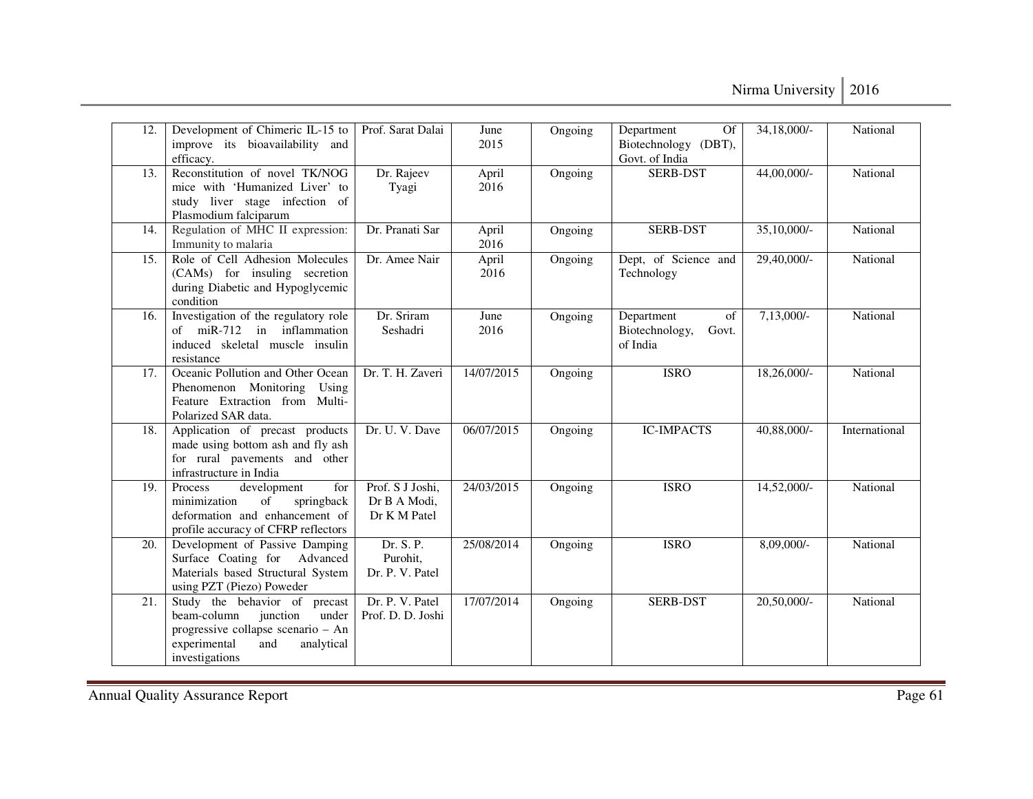| 12. | Development of Chimeric IL-15 to improve its bioavailability and efficacy. | Prof. Sarat Dalai | June 2015 | Ongoing | Department Of Biotechnology (DBT), Govt. of India | 34,18,000/- | National |
|---|---|---|---|---|---|---|---|
| 13. | Reconstitution of novel TK/NOG mice with 'Humanized Liver' to study liver stage infection of Plasmodium falciparum | Dr. Rajeev Tyagi | April 2016 | Ongoing | SERB-DST | 44,00,000/- | National |
| 14. | Regulation of MHC II expression: Immunity to malaria | Dr. Pranati Sar | April 2016 | Ongoing | SERB-DST | 35,10,000/- | National |
| 15. | Role of Cell Adhesion Molecules (CAMs) for insuling secretion during Diabetic and Hypoglycemic condition | Dr. Amee Nair | April 2016 | Ongoing | Dept, of Science and Technology | 29,40,000/- | National |
| 16. | Investigation of the regulatory role of miR-712 in inflammation induced skeletal muscle insulin resistance | Dr. Sriram Seshadri | June 2016 | Ongoing | Department of Biotechnology, Govt. of India | 7,13,000/- | National |
| 17. | Oceanic Pollution and Other Ocean Phenomenon Monitoring Using Feature Extraction from Multi-Polarized SAR data. | Dr. T. H. Zaveri | 14/07/2015 | Ongoing | ISRO | 18,26,000/- | National |
| 18. | Application of precast products made using bottom ash and fly ash for rural pavements and other infrastructure in India | Dr. U. V. Dave | 06/07/2015 | Ongoing | IC-IMPACTS | 40,88,000/- | International |
| 19. | Process development for minimization of springback deformation and enhancement of profile accuracy of CFRP reflectors | Prof. S J Joshi, Dr B A Modi, Dr K M Patel | 24/03/2015 | Ongoing | ISRO | 14,52,000/- | National |
| 20. | Development of Passive Damping Surface Coating for Advanced Materials based Structural System using PZT (Piezo) Poweder | Dr. S. P. Purohit, Dr. P. V. Patel | 25/08/2014 | Ongoing | ISRO | 8,09,000/- | National |
| 21. | Study the behavior of precast beam-column junction under progressive collapse scenario – An experimental and analytical investigations | Dr. P. V. Patel Prof. D. D. Joshi | 17/07/2014 | Ongoing | SERB-DST | 20,50,000/- | National |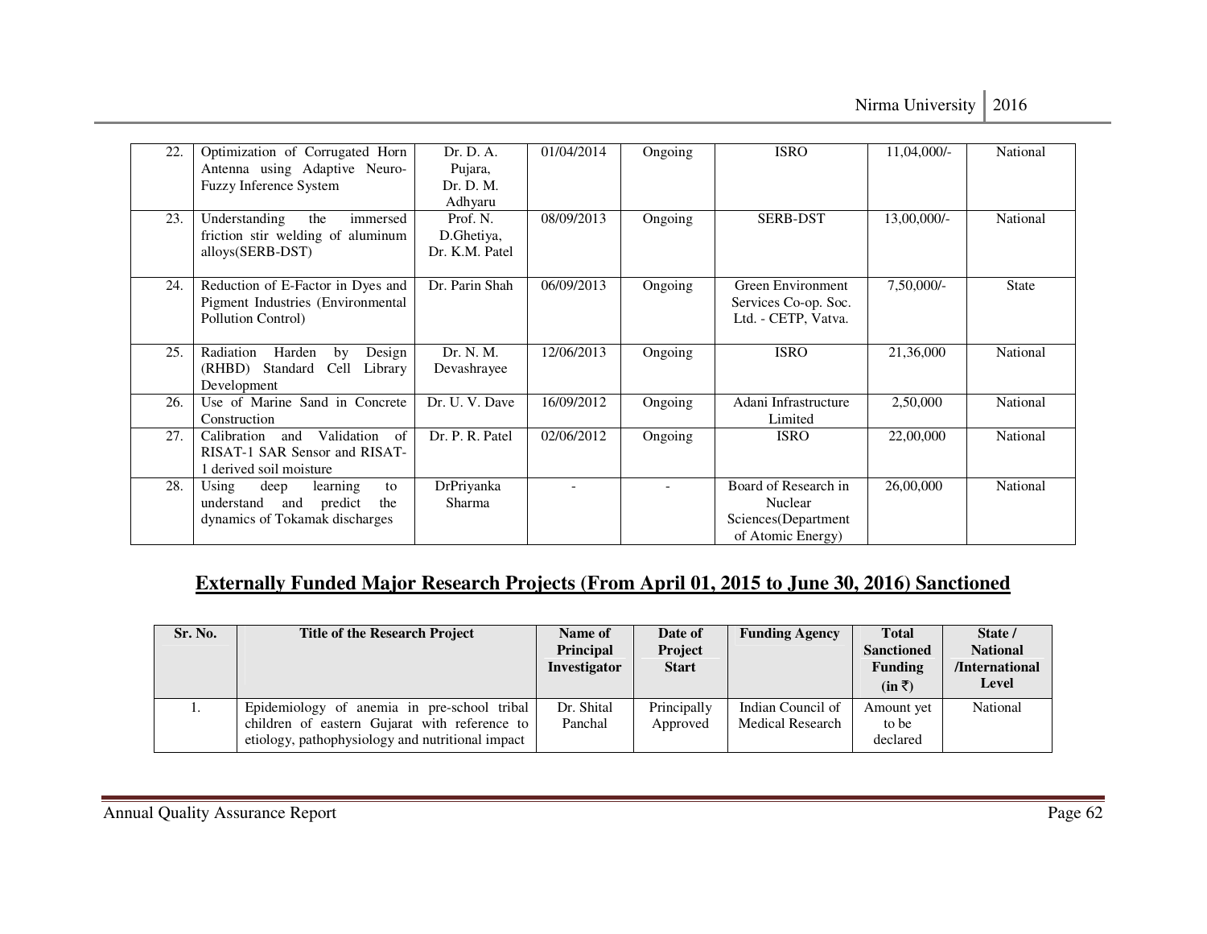| 22. | Optimization of Corrugated Horn Antenna using Adaptive Neuro-Fuzzy Inference System | Dr. D. A. Pujara, Dr. D. M. Adhyaru | 01/04/2014 | Ongoing | ISRO | 11,04,000/- | National |
|---|---|---|---|---|---|---|---|
| 23. | Understanding the immersed friction stir welding of aluminum alloys(SERB-DST) | Prof. N. D.Ghetiya, Dr. K.M. Patel | 08/09/2013 | Ongoing | SERB-DST | 13,00,000/- | National |
| 24. | Reduction of E-Factor in Dyes and Pigment Industries (Environmental Pollution Control) | Dr. Parin Shah | 06/09/2013 | Ongoing | Green Environment Services Co-op. Soc. Ltd. - CETP, Vatva. | 7,50,000/- | State |
| 25. | Radiation Harden by Design (RHBD) Standard Cell Library Development | Dr. N. M. Devashrayee | 12/06/2013 | Ongoing | ISRO | 21,36,000 | National |
| 26. | Use of Marine Sand in Concrete Construction | Dr. U. V. Dave | 16/09/2012 | Ongoing | Adani Infrastructure Limited | 2,50,000 | National |
| 27. | Calibration and Validation of RISAT-1 SAR Sensor and RISAT-1 derived soil moisture | Dr. P. R. Patel | 02/06/2012 | Ongoing | ISRO | 22,00,000 | National |
| 28. | Using deep learning to understand and predict the dynamics of Tokamak discharges | DrPriyanka Sharma | - | - | Board of Research in Nuclear Sciences(Department of Atomic Energy) | 26,00,000 | National |

## Externally Funded Major Research Projects (From April 01, 2015 to June 30, 2016) Sanctioned

| Sr. No. | Title of the Research Project | Name of Principal Investigator | Date of Project Start | Funding Agency | Total Sanctioned Funding (in ₹) | State / National /International Level |
|---|---|---|---|---|---|---|
| 1. | Epidemiology of anemia in pre-school tribal children of eastern Gujarat with reference to etiology, pathophysiology and nutritional impact | Dr. Shital Panchal | Principally Approved | Indian Council of Medical Research | Amount yet to be declared | National |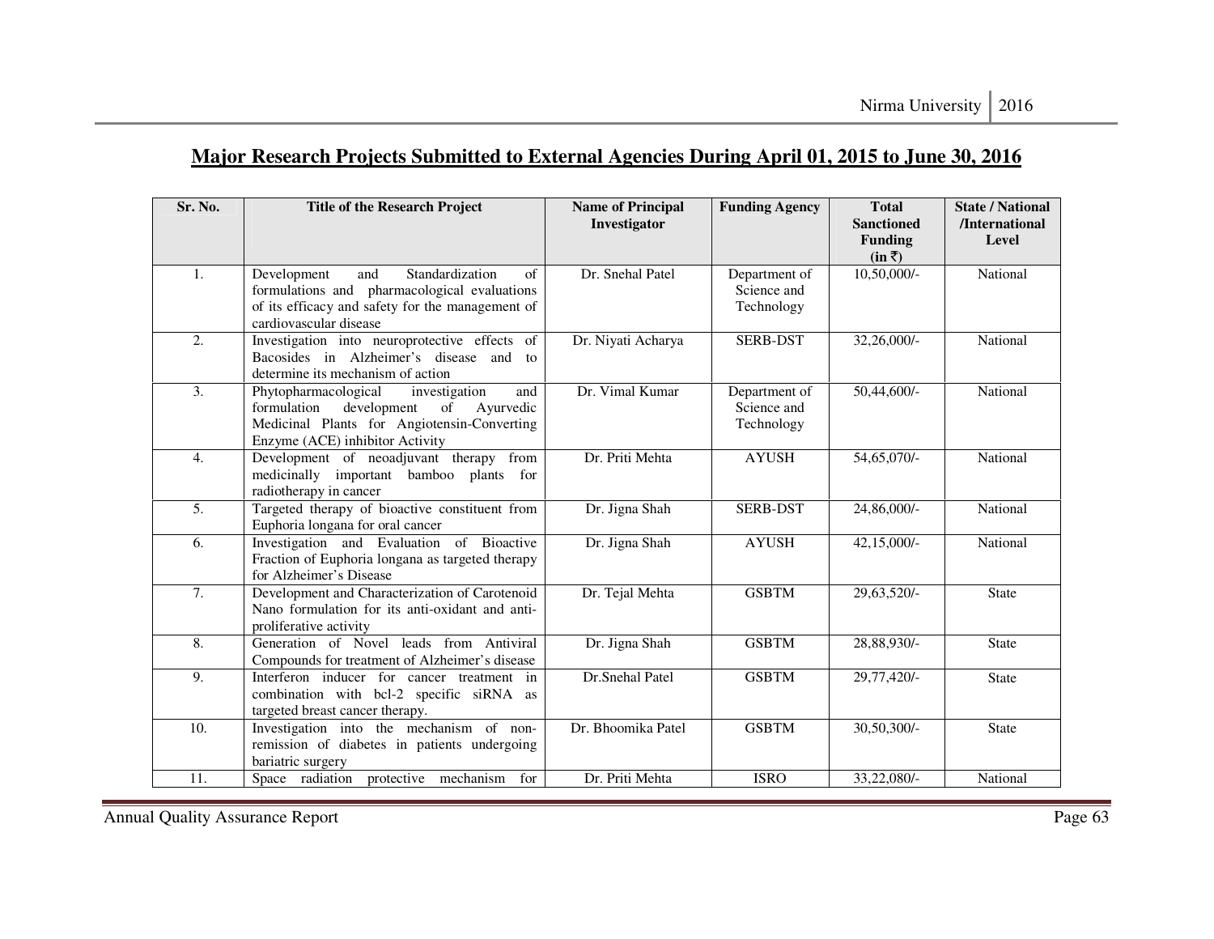## Major Research Projects Submitted to External Agencies During April 01, 2015 to June 30, 2016

| Sr. No. | Title of the Research Project | Name of Principal Investigator | Funding Agency | Total Sanctioned Funding (in ₹) | State / National /International Level |
|---|---|---|---|---|---|
| 1. | Development and Standardization of formulations and pharmacological evaluations of its efficacy and safety for the management of cardiovascular disease | Dr. Snehal Patel | Department of Science and Technology | 10,50,000/- | National |
| 2. | Investigation into neuroprotective effects of Bacosides in Alzheimer's disease and to determine its mechanism of action | Dr. Niyati Acharya | SERB-DST | 32,26,000/- | National |
| 3. | Phytopharmacological investigation and formulation development of Ayurvedic Medicinal Plants for Angiotensin-Converting Enzyme (ACE) inhibitor Activity | Dr. Vimal Kumar | Department of Science and Technology | 50,44,600/- | National |
| 4. | Development of neoadjuvant therapy from medicinally important bamboo plants for radiotherapy in cancer | Dr. Priti Mehta | AYUSH | 54,65,070/- | National |
| 5. | Targeted therapy of bioactive constituent from Euphoria longana for oral cancer | Dr. Jigna Shah | SERB-DST | 24,86,000/- | National |
| 6. | Investigation and Evaluation of Bioactive Fraction of Euphoria longana as targeted therapy for Alzheimer's Disease | Dr. Jigna Shah | AYUSH | 42,15,000/- | National |
| 7. | Development and Characterization of Carotenoid Nano formulation for its anti-oxidant and anti-proliferative activity | Dr. Tejal Mehta | GSBTM | 29,63,520/- | State |
| 8. | Generation of Novel leads from Antiviral Compounds for treatment of Alzheimer's disease | Dr. Jigna Shah | GSBTM | 28,88,930/- | State |
| 9. | Interferon inducer for cancer treatment in combination with bcl-2 specific siRNA as targeted breast cancer therapy. | Dr.Snehal Patel | GSBTM | 29,77,420/- | State |
| 10. | Investigation into the mechanism of non-remission of diabetes in patients undergoing bariatric surgery | Dr. Bhoomika Patel | GSBTM | 30,50,300/- | State |
| 11. | Space radiation protective mechanism for | Dr. Priti Mehta | ISRO | 33,22,080/- | National |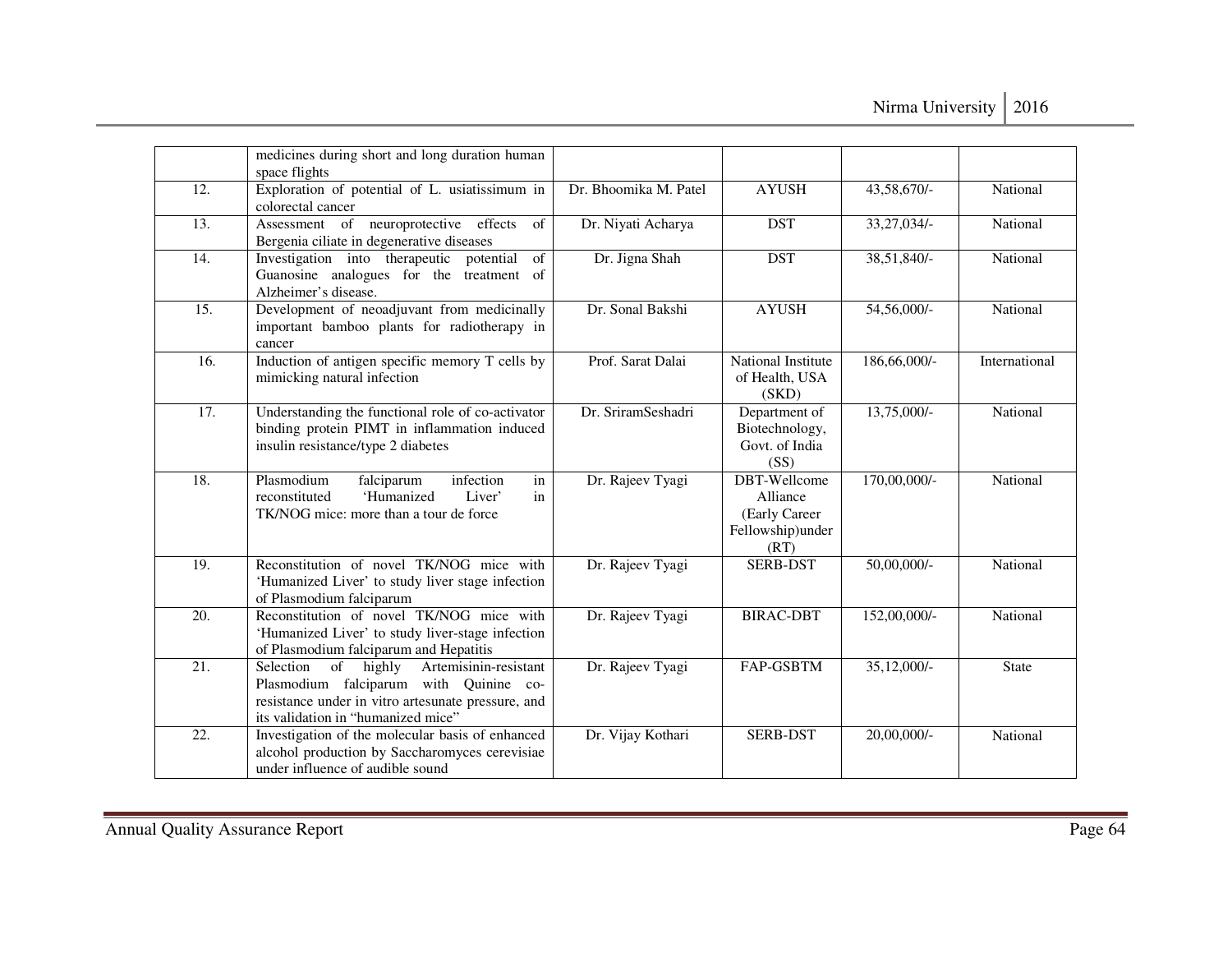|  | medicines during short and long duration human space flights |  |  |  |  |
|---|---|---|---|---|---|
| 12. | Exploration of potential of L. usiatissimum in colorectal cancer | Dr. Bhoomika M. Patel | AYUSH | 43,58,670/- | National |
| 13. | Assessment of neuroprotective effects of Bergenia ciliate in degenerative diseases | Dr. Niyati Acharya | DST | 33,27,034/- | National |
| 14. | Investigation into therapeutic potential of Guanosine analogues for the treatment of Alzheimer's disease. | Dr. Jigna Shah | DST | 38,51,840/- | National |
| 15. | Development of neoadjuvant from medicinally important bamboo plants for radiotherapy in cancer | Dr. Sonal Bakshi | AYUSH | 54,56,000/- | National |
| 16. | Induction of antigen specific memory T cells by mimicking natural infection | Prof. Sarat Dalai | National Institute of Health, USA (SKD) | 186,66,000/- | International |
| 17. | Understanding the functional role of co-activator binding protein PIMT in inflammation induced insulin resistance/type 2 diabetes | Dr. SriramSeshadri | Department of Biotechnology, Govt. of India (SS) | 13,75,000/- | National |
| 18. | Plasmodium falciparum infection in reconstituted 'Humanized Liver' in TK/NOG mice: more than a tour de force | Dr. Rajeev Tyagi | DBT-Wellcome Alliance (Early Career Fellowship)under (RT) | 170,00,000/- | National |
| 19. | Reconstitution of novel TK/NOG mice with 'Humanized Liver' to study liver stage infection of Plasmodium falciparum | Dr. Rajeev Tyagi | SERB-DST | 50,00,000/- | National |
| 20. | Reconstitution of novel TK/NOG mice with 'Humanized Liver' to study liver-stage infection of Plasmodium falciparum and Hepatitis | Dr. Rajeev Tyagi | BIRAC-DBT | 152,00,000/- | National |
| 21. | Selection of highly Artemisinin-resistant Plasmodium falciparum with Quinine co-resistance under in vitro artesunate pressure, and its validation in "humanized mice" | Dr. Rajeev Tyagi | FAP-GSBTM | 35,12,000/- | State |
| 22. | Investigation of the molecular basis of enhanced alcohol production by Saccharomyces cerevisiae under influence of audible sound | Dr. Vijay Kothari | SERB-DST | 20,00,000/- | National |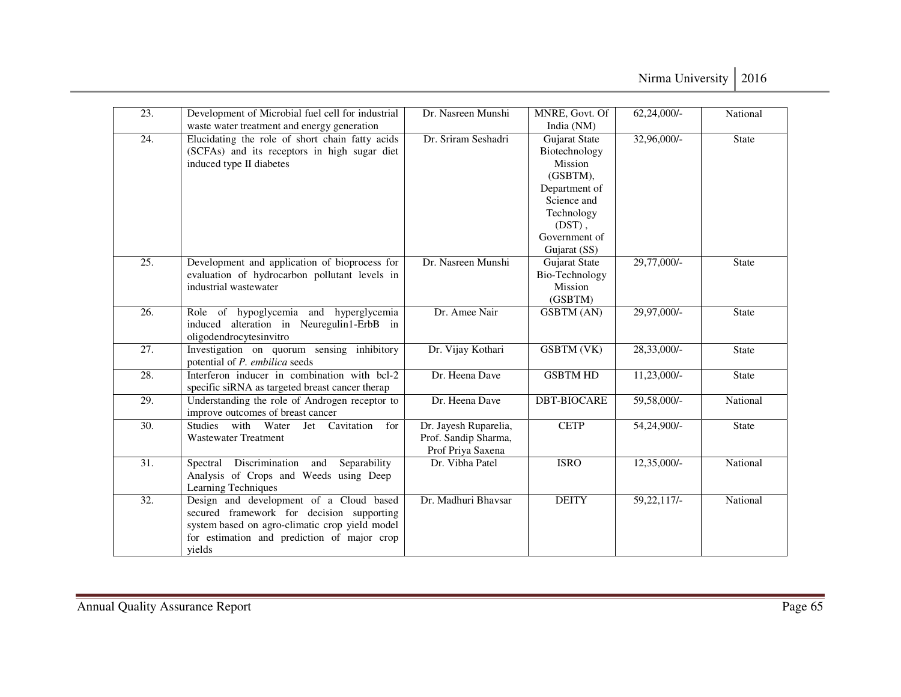| 23. | Development of Microbial fuel cell for industrial waste water treatment and energy generation | Dr. Nasreen Munshi | MNRE, Govt. Of India (NM) | 62,24,000/- | National |
|---|---|---|---|---|---|
| 24. | Elucidating the role of short chain fatty acids (SCFAs) and its receptors in high sugar diet induced type II diabetes | Dr. Sriram Seshadri | Gujarat State Biotechnology Mission (GSBTM), Department of Science and Technology (DST) , Government of Gujarat (SS) | 32,96,000/- | State |
| 25. | Development and application of bioprocess for evaluation of hydrocarbon pollutant levels in industrial wastewater | Dr. Nasreen Munshi | Gujarat State Bio-Technology Mission (GSBTM) | 29,77,000/- | State |
| 26. | Role of hypoglycemia and hyperglycemia induced alteration in Neuregulin1-ErbB in oligodendrocytesinvitro | Dr. Amee Nair | GSBTM (AN) | 29,97,000/- | State |
| 27. | Investigation on quorum sensing inhibitory potential of *P. embilica* seeds | Dr. Vijay Kothari | GSBTM (VK) | 28,33,000/- | State |
| 28. | Interferon inducer in combination with bcl-2 specific siRNA as targeted breast cancer therap | Dr. Heena Dave | GSBTM HD | 11,23,000/- | State |
| 29. | Understanding the role of Androgen receptor to improve outcomes of breast cancer | Dr. Heena Dave | DBT-BIOCARE | 59,58,000/- | National |
| 30. | Studies with Water Jet Cavitation for Wastewater Treatment | Dr. Jayesh Ruparelia, Prof. Sandip Sharma, Prof Priya Saxena | CETP | 54,24,900/- | State |
| 31. | Spectral Discrimination and Separability Analysis of Crops and Weeds using Deep Learning Techniques | Dr. Vibha Patel | ISRO | 12,35,000/- | National |
| 32. | Design and development of a Cloud based secured framework for decision supporting system based on agro-climatic crop yield model for estimation and prediction of major crop yields | Dr. Madhuri Bhavsar | DEITY | 59,22,117/- | National |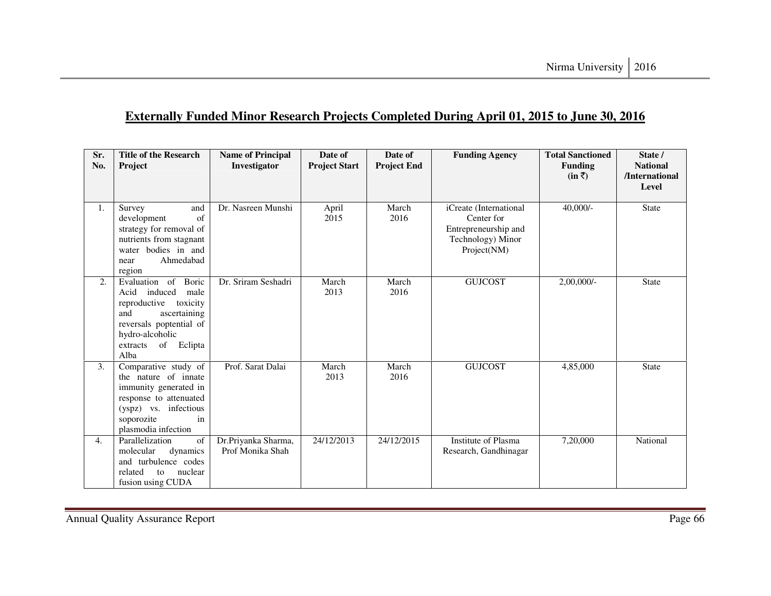## Externally Funded Minor Research Projects Completed During April 01, 2015 to June 30, 2016

| Sr. No. | Title of the Research Project | Name of Principal Investigator | Date of Project Start | Date of Project End | Funding Agency | Total Sanctioned Funding (in ₹) | State / National /International Level |
|---|---|---|---|---|---|---|---|
| 1. | Survey and development of strategy for removal of nutrients from stagnant water bodies in and near Ahmedabad region | Dr. Nasreen Munshi | April 2015 | March 2016 | iCreate (International Center for Entrepreneurship and Technology) Minor Project(NM) | 40,000/- | State |
| 2. | Evaluation of Boric Acid induced male reproductive toxicity and ascertaining reversals poptential of hydro-alcoholic extracts of Eclipta Alba | Dr. Sriram Seshadri | March 2013 | March 2016 | GUJCOST | 2,00,000/- | State |
| 3. | Comparative study of the nature of innate immunity generated in response to attenuated (yspz) vs. infectious soporozite in plasmodia infection | Prof. Sarat Dalai | March 2013 | March 2016 | GUJCOST | 4,85,000 | State |
| 4. | Parallelization of molecular dynamics and turbulence codes related to nuclear fusion using CUDA | Dr.Priyanka Sharma, Prof Monika Shah | 24/12/2013 | 24/12/2015 | Institute of Plasma Research, Gandhinagar | 7,20,000 | National |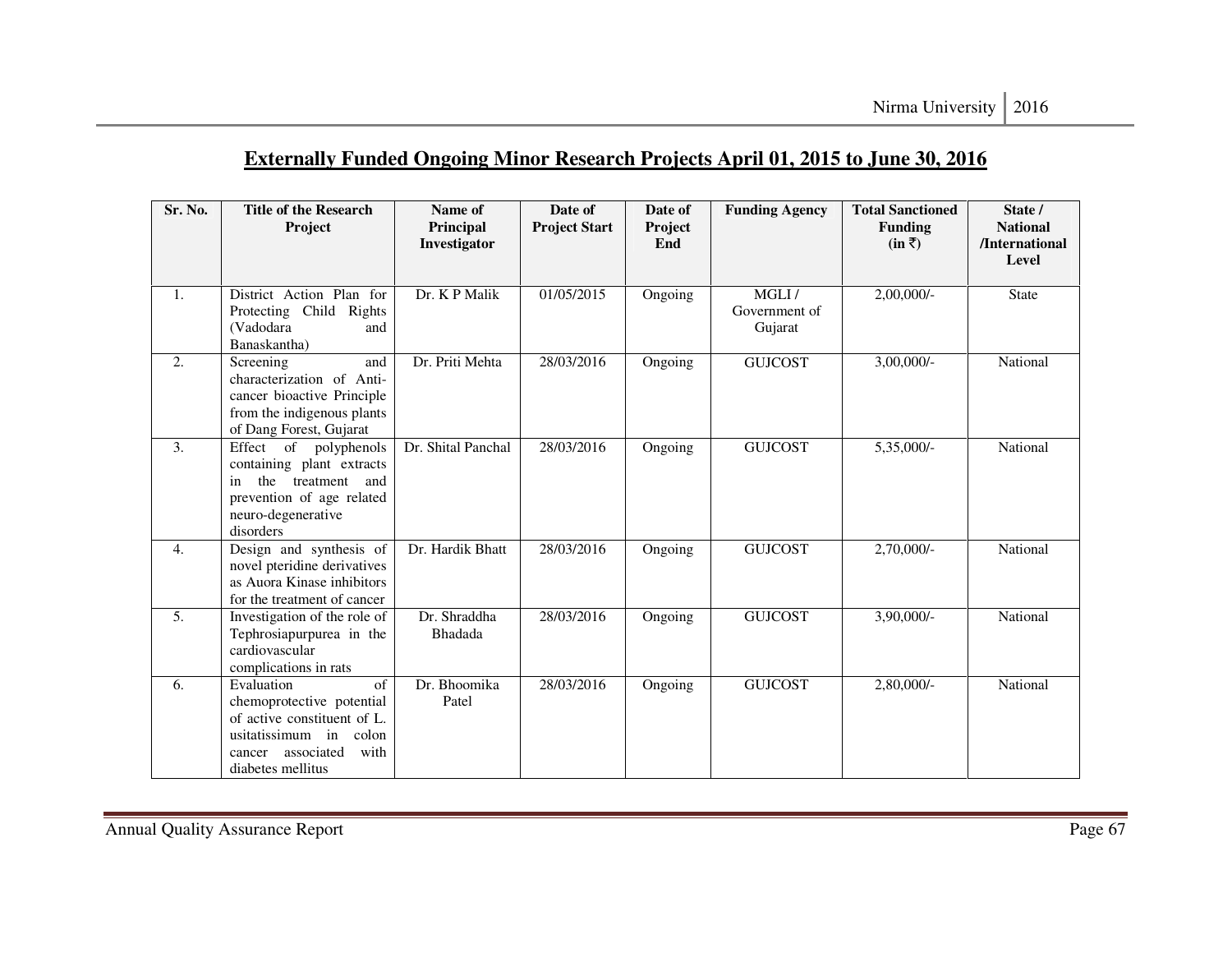## Externally Funded Ongoing Minor Research Projects April 01, 2015 to June 30, 2016

| Sr. No. | Title of the Research Project | Name of Principal Investigator | Date of Project Start | Date of Project End | Funding Agency | Total Sanctioned Funding (in ₹) | State / National /International Level |
|---|---|---|---|---|---|---|---|
| 1. | District Action Plan for Protecting Child Rights (Vadodara and Banaskantha) | Dr. K P Malik | 01/05/2015 | Ongoing | MGLI / Government of Gujarat | 2,00,000/- | State |
| 2. | Screening and characterization of Anti-cancer bioactive Principle from the indigenous plants of Dang Forest, Gujarat | Dr. Priti Mehta | 28/03/2016 | Ongoing | GUJCOST | 3,00,000/- | National |
| 3. | Effect of polyphenols containing plant extracts in the treatment and prevention of age related neuro-degenerative disorders | Dr. Shital Panchal | 28/03/2016 | Ongoing | GUJCOST | 5,35,000/- | National |
| 4. | Design and synthesis of novel pteridine derivatives as Auora Kinase inhibitors for the treatment of cancer | Dr. Hardik Bhatt | 28/03/2016 | Ongoing | GUJCOST | 2,70,000/- | National |
| 5. | Investigation of the role of Tephrosiapurpurea in the cardiovascular complications in rats | Dr. Shraddha Bhadada | 28/03/2016 | Ongoing | GUJCOST | 3,90,000/- | National |
| 6. | Evaluation of chemoprotective potential of active constituent of L. usitatissimum in colon cancer associated with diabetes mellitus | Dr. Bhoomika Patel | 28/03/2016 | Ongoing | GUJCOST | 2,80,000/- | National |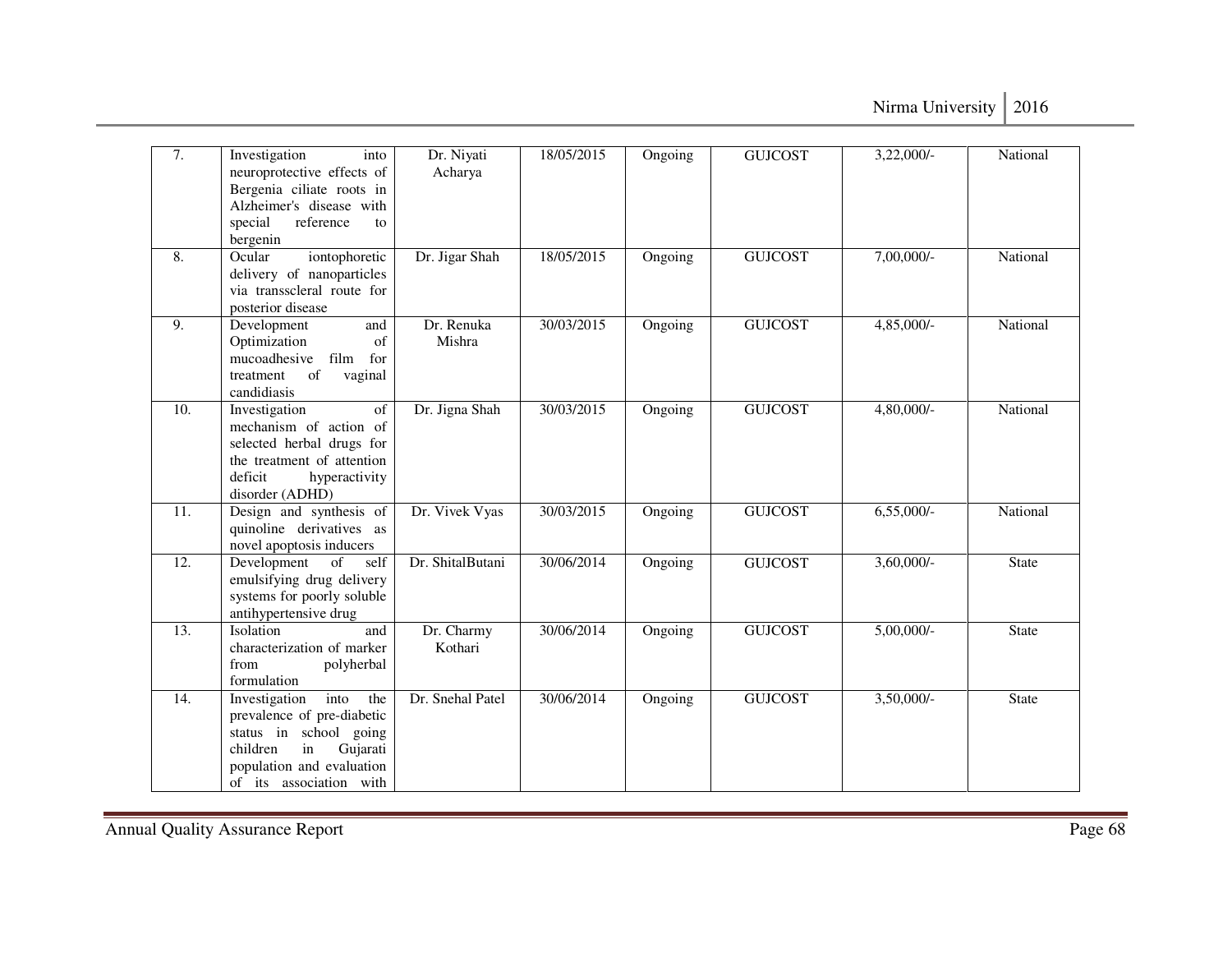| 7. | Investigation into neuroprotective effects of Bergenia ciliate roots in Alzheimer's disease with special reference to bergenin | Dr. Niyati Acharya | 18/05/2015 | Ongoing | GUJCOST | 3,22,000/- | National |
|---|---|---|---|---|---|---|---|
| 8. | Ocular iontophoretic delivery of nanoparticles via transscleral route for posterior disease | Dr. Jigar Shah | 18/05/2015 | Ongoing | GUJCOST | 7,00,000/- | National |
| 9. | Development and Optimization of mucoadhesive film for treatment of vaginal candidiasis | Dr. Renuka Mishra | 30/03/2015 | Ongoing | GUJCOST | 4,85,000/- | National |
| 10. | Investigation of mechanism of action of selected herbal drugs for the treatment of attention deficit hyperactivity disorder (ADHD) | Dr. Jigna Shah | 30/03/2015 | Ongoing | GUJCOST | 4,80,000/- | National |
| 11. | Design and synthesis of quinoline derivatives as novel apoptosis inducers | Dr. Vivek Vyas | 30/03/2015 | Ongoing | GUJCOST | 6,55,000/- | National |
| 12. | Development of self emulsifying drug delivery systems for poorly soluble antihypertensive drug | Dr. ShitalButani | 30/06/2014 | Ongoing | GUJCOST | 3,60,000/- | State |
| 13. | Isolation and characterization of marker from polyherbal formulation | Dr. Charmy Kothari | 30/06/2014 | Ongoing | GUJCOST | 5,00,000/- | State |
| 14. | Investigation into the prevalence of pre-diabetic status in school going children in Gujarati population and evaluation of its association with | Dr. Snehal Patel | 30/06/2014 | Ongoing | GUJCOST | 3,50,000/- | State |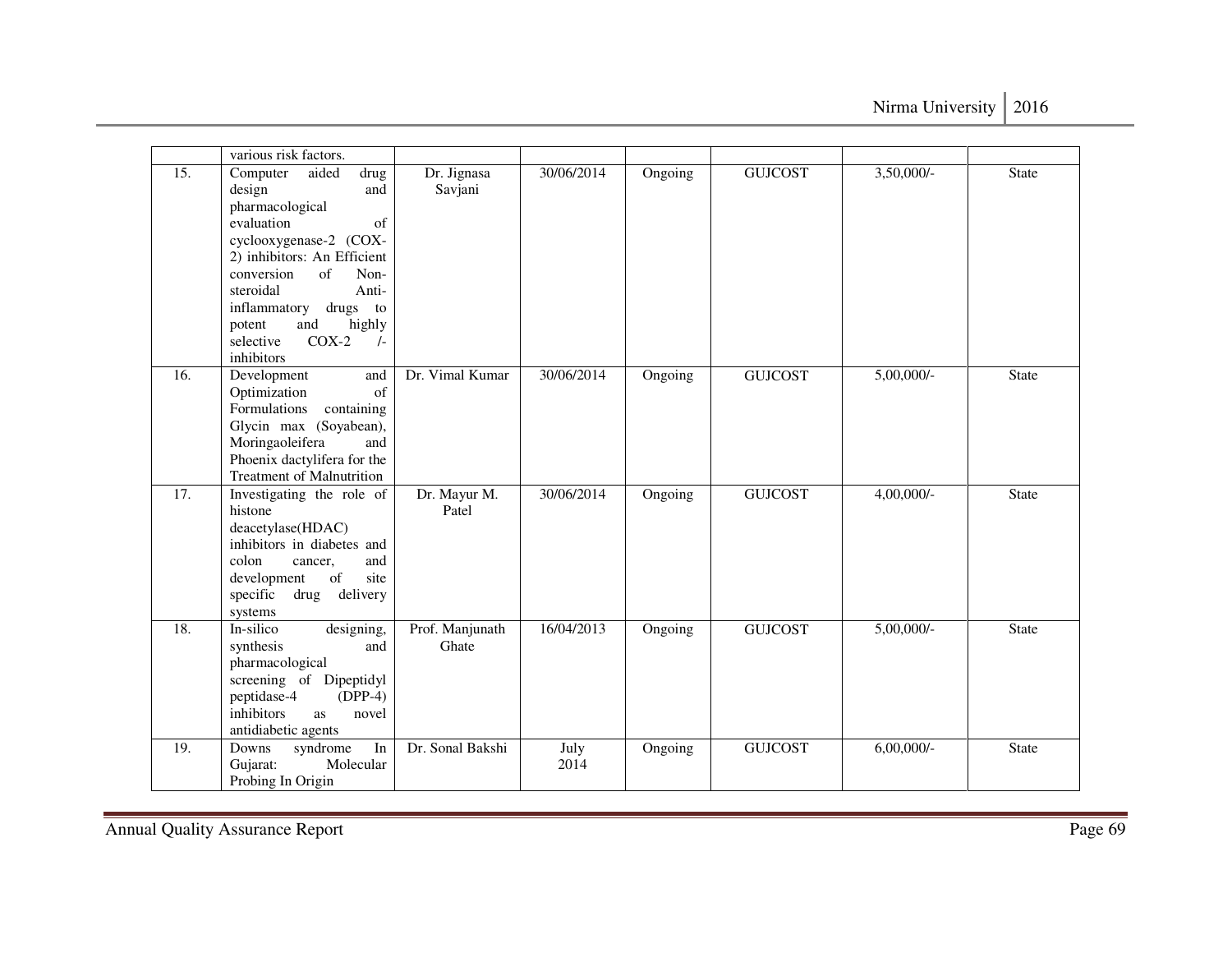| | | | | | | | |
|---|---|---|---|---|---|---|---|
| | various risk factors. | | | | | | |
| 15. | Computer aided drug design and pharmacological evaluation of cyclooxygenase-2 (COX-2) inhibitors: An Efficient conversion of Non-steroidal Anti-inflammatory drugs to potent and highly selective COX-2 /- inhibitors | Dr. Jignasa Savjani | 30/06/2014 | Ongoing | GUJCOST | 3,50,000/- | State |
| 16. | Development and Optimization of Formulations containing Glycin max (Soyabean), Moringaoleifera and Phoenix dactylifera for the Treatment of Malnutrition | Dr. Vimal Kumar | 30/06/2014 | Ongoing | GUJCOST | 5,00,000/- | State |
| 17. | Investigating the role of histone deacetylase(HDAC) inhibitors in diabetes and colon cancer, and development of site specific drug delivery systems | Dr. Mayur M. Patel | 30/06/2014 | Ongoing | GUJCOST | 4,00,000/- | State |
| 18. | In-silico designing, synthesis and pharmacological screening of Dipeptidyl peptidase-4 (DPP-4) inhibitors as novel antidiabetic agents | Prof. Manjunath Ghate | 16/04/2013 | Ongoing | GUJCOST | 5,00,000/- | State |
| 19. | Downs syndrome In Gujarat: Molecular Probing In Origin | Dr. Sonal Bakshi | July 2014 | Ongoing | GUJCOST | 6,00,000/- | State |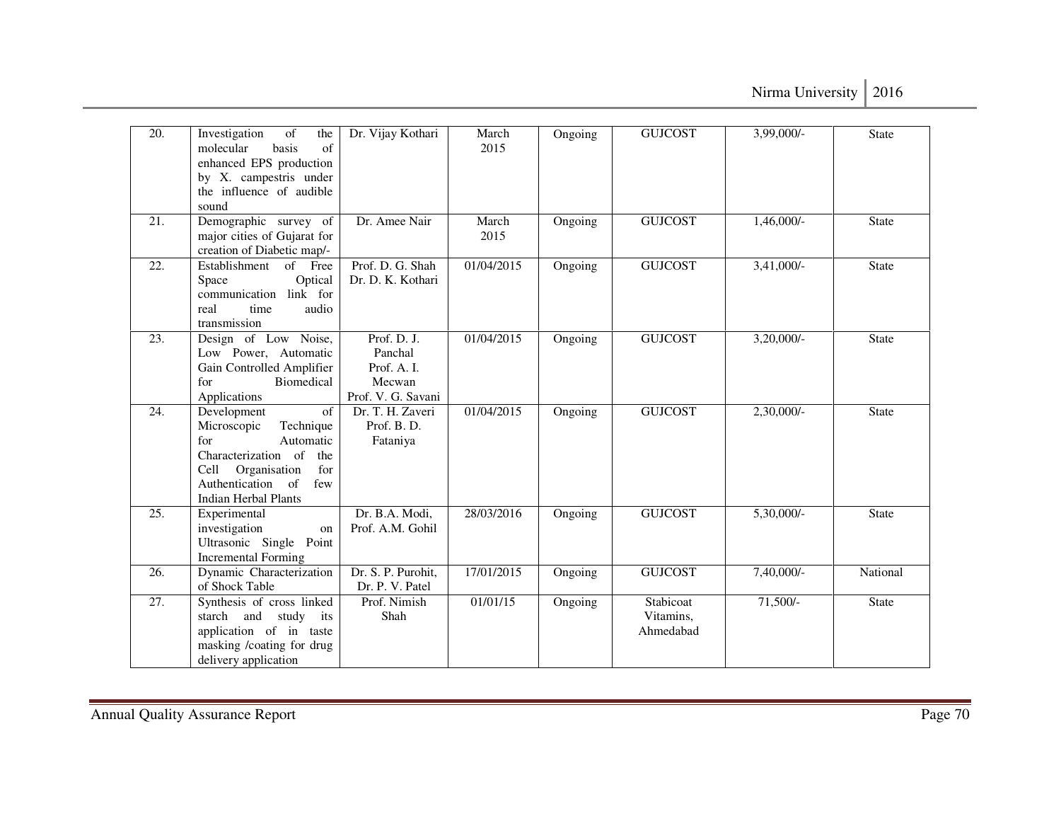| 20. | Investigation of the molecular basis of enhanced EPS production by X. campestris under the influence of audible sound | Dr. Vijay Kothari | March 2015 | Ongoing | GUJCOST | 3,99,000/- | State |
|---|---|---|---|---|---|---|---|
| 21. | Demographic survey of major cities of Gujarat for creation of Diabetic map/- | Dr. Amee Nair | March 2015 | Ongoing | GUJCOST | 1,46,000/- | State |
| 22. | Establishment of Free Space Optical communication link for real time audio transmission | Prof. D. G. Shah Dr. D. K. Kothari | 01/04/2015 | Ongoing | GUJCOST | 3,41,000/- | State |
| 23. | Design of Low Noise, Low Power, Automatic Gain Controlled Amplifier for Biomedical Applications | Prof. D. J. Panchal Prof. A. I. Mecwan Prof. V. G. Savani | 01/04/2015 | Ongoing | GUJCOST | 3,20,000/- | State |
| 24. | Development of Microscopic Technique for Automatic Characterization of the Cell Organisation for Authentication of few Indian Herbal Plants | Dr. T. H. Zaveri Prof. B. D. Fataniya | 01/04/2015 | Ongoing | GUJCOST | 2,30,000/- | State |
| 25. | Experimental investigation on Ultrasonic Single Point Incremental Forming | Dr. B.A. Modi, Prof. A.M. Gohil | 28/03/2016 | Ongoing | GUJCOST | 5,30,000/- | State |
| 26. | Dynamic Characterization of Shock Table | Dr. S. P. Purohit, Dr. P. V. Patel | 17/01/2015 | Ongoing | GUJCOST | 7,40,000/- | National |
| 27. | Synthesis of cross linked starch and study its application of in taste masking /coating for drug delivery application | Prof. Nimish Shah | 01/01/15 | Ongoing | Stabicoat Vitamins, Ahmedabad | 71,500/- | State |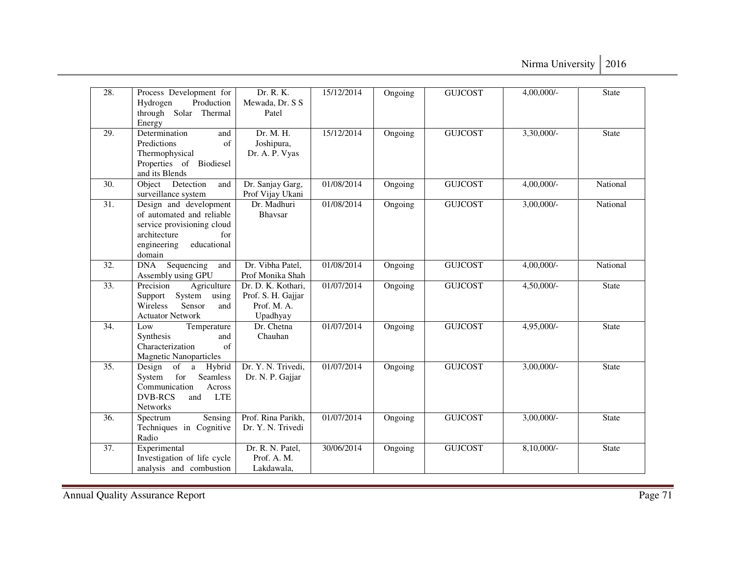| 28. | Process Development for Hydrogen Production through Solar Thermal Energy | Dr. R. K. Mewada, Dr. S S Patel | 15/12/2014 | Ongoing | GUJCOST | 4,00,000/- | State |
|---|---|---|---|---|---|---|---|
| 29. | Determination and Predictions of Thermophysical Properties of Biodiesel and its Blends | Dr. M. H. Joshipura, Dr. A. P. Vyas | 15/12/2014 | Ongoing | GUJCOST | 3,30,000/- | State |
| 30. | Object Detection and surveillance system | Dr. Sanjay Garg, Prof Vijay Ukani | 01/08/2014 | Ongoing | GUJCOST | 4,00,000/- | National |
| 31. | Design and development of automated and reliable service provisioning cloud architecture for engineering educational domain | Dr. Madhuri Bhavsar | 01/08/2014 | Ongoing | GUJCOST | 3,00,000/- | National |
| 32. | DNA Sequencing and Assembly using GPU | Dr. Vibha Patel, Prof Monika Shah | 01/08/2014 | Ongoing | GUJCOST | 4,00,000/- | National |
| 33. | Precision Agriculture Support System using Wireless Sensor and Actuator Network | Dr. D. K. Kothari, Prof. S. H. Gajjar Prof. M. A. Upadhyay | 01/07/2014 | Ongoing | GUJCOST | 4,50,000/- | State |
| 34. | Low Temperature Synthesis and Characterization of Magnetic Nanoparticles | Dr. Chetna Chauhan | 01/07/2014 | Ongoing | GUJCOST | 4,95,000/- | State |
| 35. | Design of a Hybrid System for Seamless Communication Across DVB-RCS and LTE Networks | Dr. Y. N. Trivedi, Dr. N. P. Gajjar | 01/07/2014 | Ongoing | GUJCOST | 3,00,000/- | State |
| 36. | Spectrum Sensing Techniques in Cognitive Radio | Prof. Rina Parikh, Dr. Y. N. Trivedi | 01/07/2014 | Ongoing | GUJCOST | 3,00,000/- | State |
| 37. | Experimental Investigation of life cycle analysis and combustion | Dr. R. N. Patel, Prof. A. M. Lakdawala, | 30/06/2014 | Ongoing | GUJCOST | 8,10,000/- | State |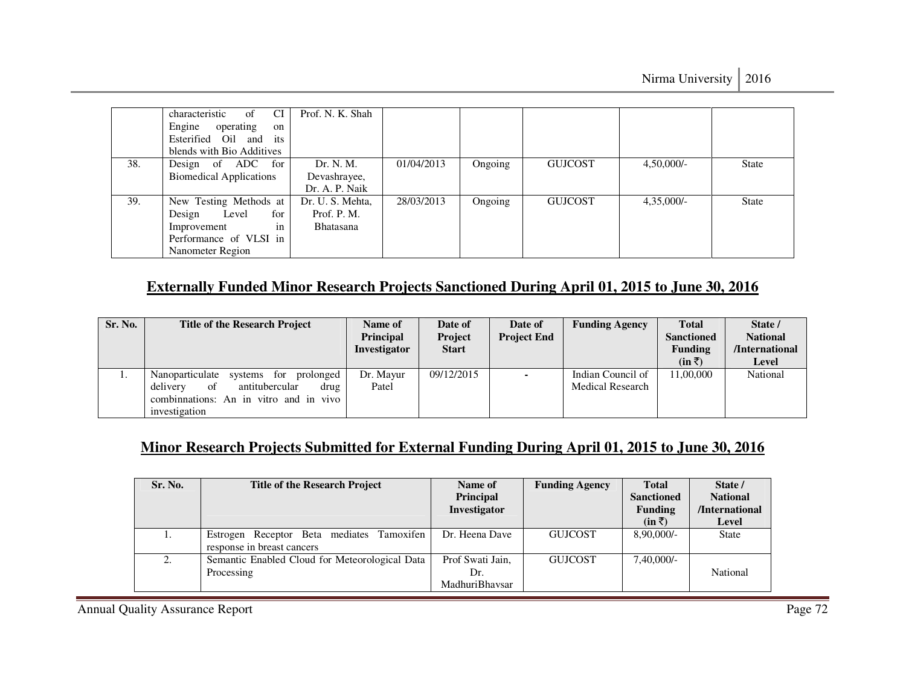| | | | | | | | |
|---|---|---|---|---|---|---|---|
| | characteristic of CI Engine operating on Esterified Oil and its blends with Bio Additives | Prof. N. K. Shah | | | | | |
| 38. | Design of ADC for Biomedical Applications | Dr. N. M. Devashrayee, Dr. A. P. Naik | 01/04/2013 | Ongoing | GUJCOST | 4,50,000/- | State |
| 39. | New Testing Methods at Design Level for Improvement in Performance of VLSI in Nanometer Region | Dr. U. S. Mehta, Prof. P. M. Bhatasana | 28/03/2013 | Ongoing | GUJCOST | 4,35,000/- | State |

## Externally Funded Minor Research Projects Sanctioned During April 01, 2015 to June 30, 2016

| Sr. No. | Title of the Research Project | Name of Principal Investigator | Date of Project Start | Date of Project End | Funding Agency | Total Sanctioned Funding (in ₹) | State / National /International Level |
|---|---|---|---|---|---|---|---|
| 1. | Nanoparticulate systems for prolonged delivery of antitubercular drug combinnations: An in vitro and in vivo investigation | Dr. Mayur Patel | 09/12/2015 | - | Indian Council of Medical Research | 11,00,000 | National |

## Minor Research Projects Submitted for External Funding During April 01, 2015 to June 30, 2016

| Sr. No. | Title of the Research Project | Name of Principal Investigator | Funding Agency | Total Sanctioned Funding (in ₹) | State / National /International Level |
|---|---|---|---|---|---|
| 1. | Estrogen Receptor Beta mediates Tamoxifen response in breast cancers | Dr. Heena Dave | GUJCOST | 8,90,000/- | State |
| 2. | Semantic Enabled Cloud for Meteorological Data Processing | Prof Swati Jain, Dr. MadhuriBhavsar | GUJCOST | 7,40,000/- | National |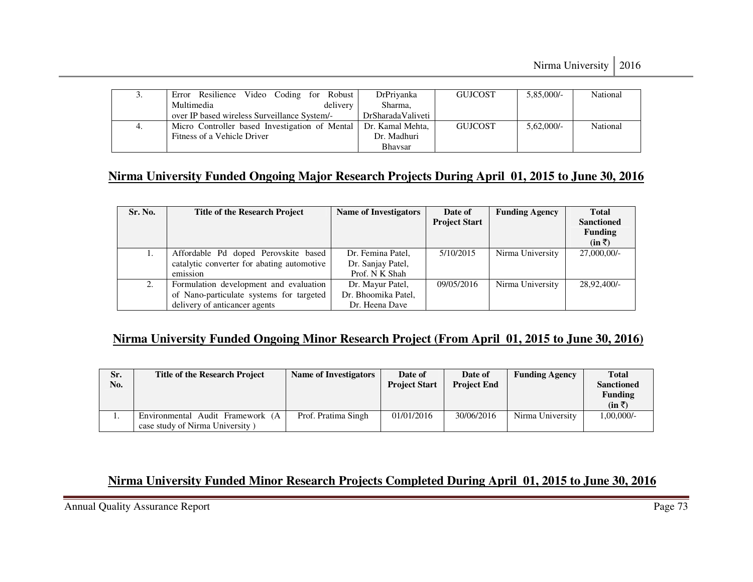| 3. | Error Resilience Video Coding for Robust Multimedia delivery over IP based wireless Surveillance System/- | DrPriyanka Sharma, DrSharadaValiveti | GUJCOST | 5,85,000/- | National |
|---|---|---|---|---|---|
| 4. | Micro Controller based Investigation of Mental Fitness of a Vehicle Driver | Dr. Kamal Mehta, Dr. Madhuri Bhavsar | GUJCOST | 5,62,000/- | National |

## Nirma University Funded Ongoing Major Research Projects During April 01, 2015 to June 30, 2016

| Sr. No. | Title of the Research Project | Name of Investigators | Date of Project Start | Funding Agency | Total Sanctioned Funding (in ₹) |
|---|---|---|---|---|---|
| 1. | Affordable Pd doped Perovskite based catalytic converter for abating automotive emission | Dr. Femina Patel, Dr. Sanjay Patel, Prof. N K Shah | 5/10/2015 | Nirma University | 27,000,00/- |
| 2. | Formulation development and evaluation of Nano-particulate systems for targeted delivery of anticancer agents | Dr. Mayur Patel, Dr. Bhoomika Patel, Dr. Heena Dave | 09/05/2016 | Nirma University | 28,92,400/- |

## Nirma University Funded Ongoing Minor Research Project (From April 01, 2015 to June 30, 2016)

| Sr. No. | Title of the Research Project | Name of Investigators | Date of Project Start | Date of Project End | Funding Agency | Total Sanctioned Funding (in ₹) |
|---|---|---|---|---|---|---|
| 1. | Environmental Audit Framework (A case study of Nirma University ) | Prof. Pratima Singh | 01/01/2016 | 30/06/2016 | Nirma University | 1,00,000/- |

## Nirma University Funded Minor Research Projects Completed During April 01, 2015 to June 30, 2016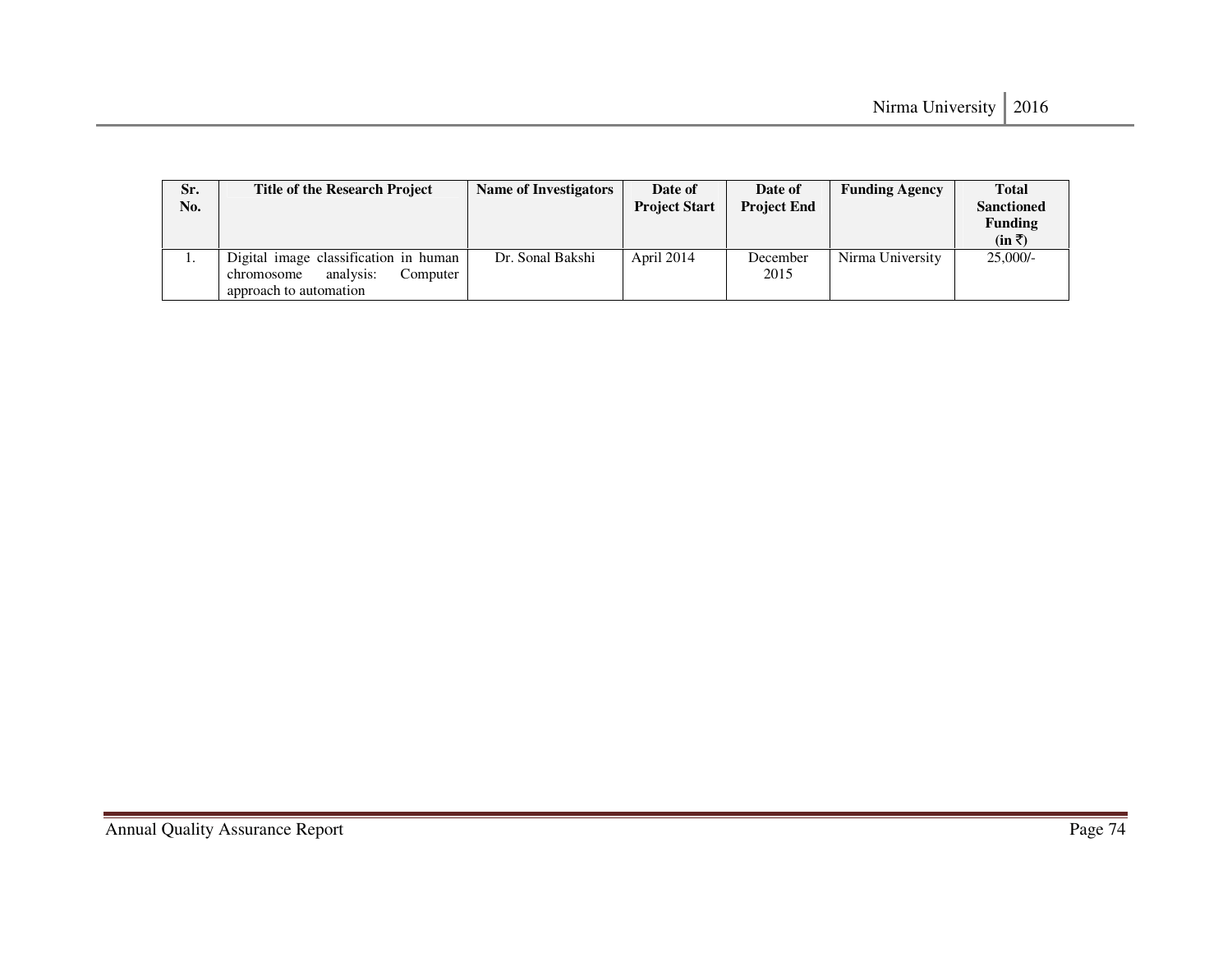| Sr. No. | Title of the Research Project | Name of Investigators | Date of Project Start | Date of Project End | Funding Agency | Total Sanctioned Funding (in ₹) |
|---|---|---|---|---|---|---|
| 1. | Digital image classification in human chromosome analysis: Computer approach to automation | Dr. Sonal Bakshi | April 2014 | December 2015 | Nirma University | 25,000/- |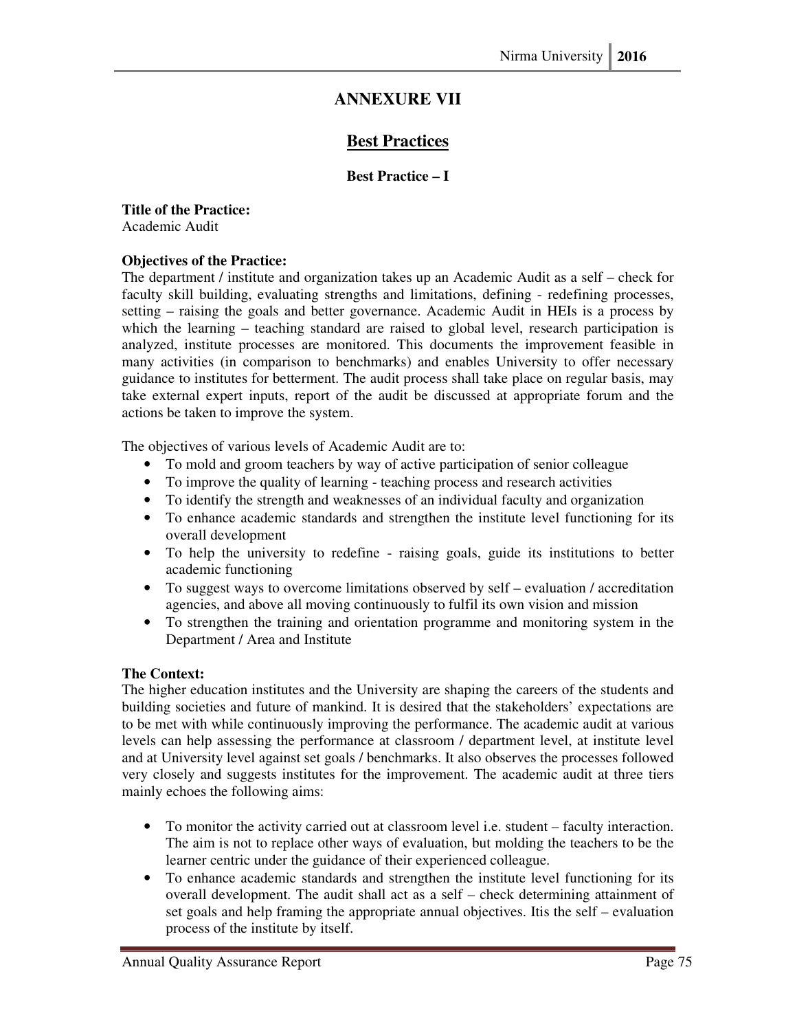# ANNEXURE VII

## Best Practices

### Best Practice – I

**Title of the Practice:**
Academic Audit

**Objectives of the Practice:**
The department / institute and organization takes up an Academic Audit as a self – check for faculty skill building, evaluating strengths and limitations, defining - redefining processes, setting – raising the goals and better governance. Academic Audit in HEIs is a process by which the learning – teaching standard are raised to global level, research participation is analyzed, institute processes are monitored. This documents the improvement feasible in many activities (in comparison to benchmarks) and enables University to offer necessary guidance to institutes for betterment. The audit process shall take place on regular basis, may take external expert inputs, report of the audit be discussed at appropriate forum and the actions be taken to improve the system.

The objectives of various levels of Academic Audit are to:

- To mold and groom teachers by way of active participation of senior colleague
- To improve the quality of learning - teaching process and research activities
- To identify the strength and weaknesses of an individual faculty and organization
- To enhance academic standards and strengthen the institute level functioning for its overall development
- To help the university to redefine - raising goals, guide its institutions to better academic functioning
- To suggest ways to overcome limitations observed by self – evaluation / accreditation agencies, and above all moving continuously to fulfil its own vision and mission
- To strengthen the training and orientation programme and monitoring system in the Department / Area and Institute

**The Context:**
The higher education institutes and the University are shaping the careers of the students and building societies and future of mankind. It is desired that the stakeholders' expectations are to be met with while continuously improving the performance. The academic audit at various levels can help assessing the performance at classroom / department level, at institute level and at University level against set goals / benchmarks. It also observes the processes followed very closely and suggests institutes for the improvement. The academic audit at three tiers mainly echoes the following aims:

- To monitor the activity carried out at classroom level i.e. student – faculty interaction. The aim is not to replace other ways of evaluation, but molding the teachers to be the learner centric under the guidance of their experienced colleague.
- To enhance academic standards and strengthen the institute level functioning for its overall development. The audit shall act as a self – check determining attainment of set goals and help framing the appropriate annual objectives. Itis the self – evaluation process of the institute by itself.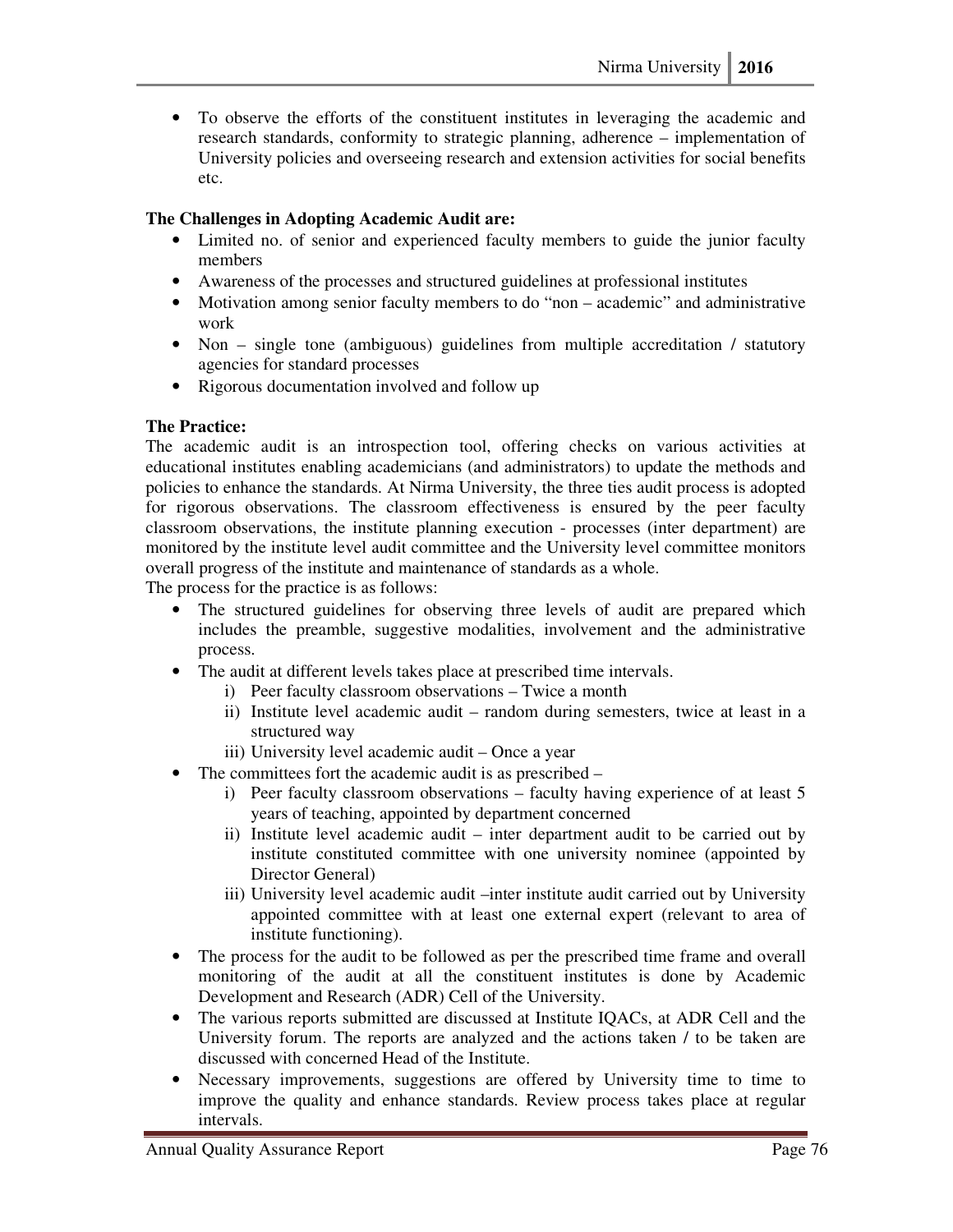- To observe the efforts of the constituent institutes in leveraging the academic and research standards, conformity to strategic planning, adherence – implementation of University policies and overseeing research and extension activities for social benefits etc.

**The Challenges in Adopting Academic Audit are:**

- Limited no. of senior and experienced faculty members to guide the junior faculty members
- Awareness of the processes and structured guidelines at professional institutes
- Motivation among senior faculty members to do "non – academic" and administrative work
- Non – single tone (ambiguous) guidelines from multiple accreditation / statutory agencies for standard processes
- Rigorous documentation involved and follow up

**The Practice:**

The academic audit is an introspection tool, offering checks on various activities at educational institutes enabling academicians (and administrators) to update the methods and policies to enhance the standards. At Nirma University, the three ties audit process is adopted for rigorous observations. The classroom effectiveness is ensured by the peer faculty classroom observations, the institute planning execution - processes (inter department) are monitored by the institute level audit committee and the University level committee monitors overall progress of the institute and maintenance of standards as a whole.

The process for the practice is as follows:

- The structured guidelines for observing three levels of audit are prepared which includes the preamble, suggestive modalities, involvement and the administrative process.
- The audit at different levels takes place at prescribed time intervals.
  i) Peer faculty classroom observations – Twice a month
  ii) Institute level academic audit – random during semesters, twice at least in a structured way
  iii) University level academic audit – Once a year
- The committees fort the academic audit is as prescribed –
  i) Peer faculty classroom observations – faculty having experience of at least 5 years of teaching, appointed by department concerned
  ii) Institute level academic audit – inter department audit to be carried out by institute constituted committee with one university nominee (appointed by Director General)
  iii) University level academic audit –inter institute audit carried out by University appointed committee with at least one external expert (relevant to area of institute functioning).
- The process for the audit to be followed as per the prescribed time frame and overall monitoring of the audit at all the constituent institutes is done by Academic Development and Research (ADR) Cell of the University.
- The various reports submitted are discussed at Institute IQACs, at ADR Cell and the University forum. The reports are analyzed and the actions taken / to be taken are discussed with concerned Head of the Institute.
- Necessary improvements, suggestions are offered by University time to time to improve the quality and enhance standards. Review process takes place at regular intervals.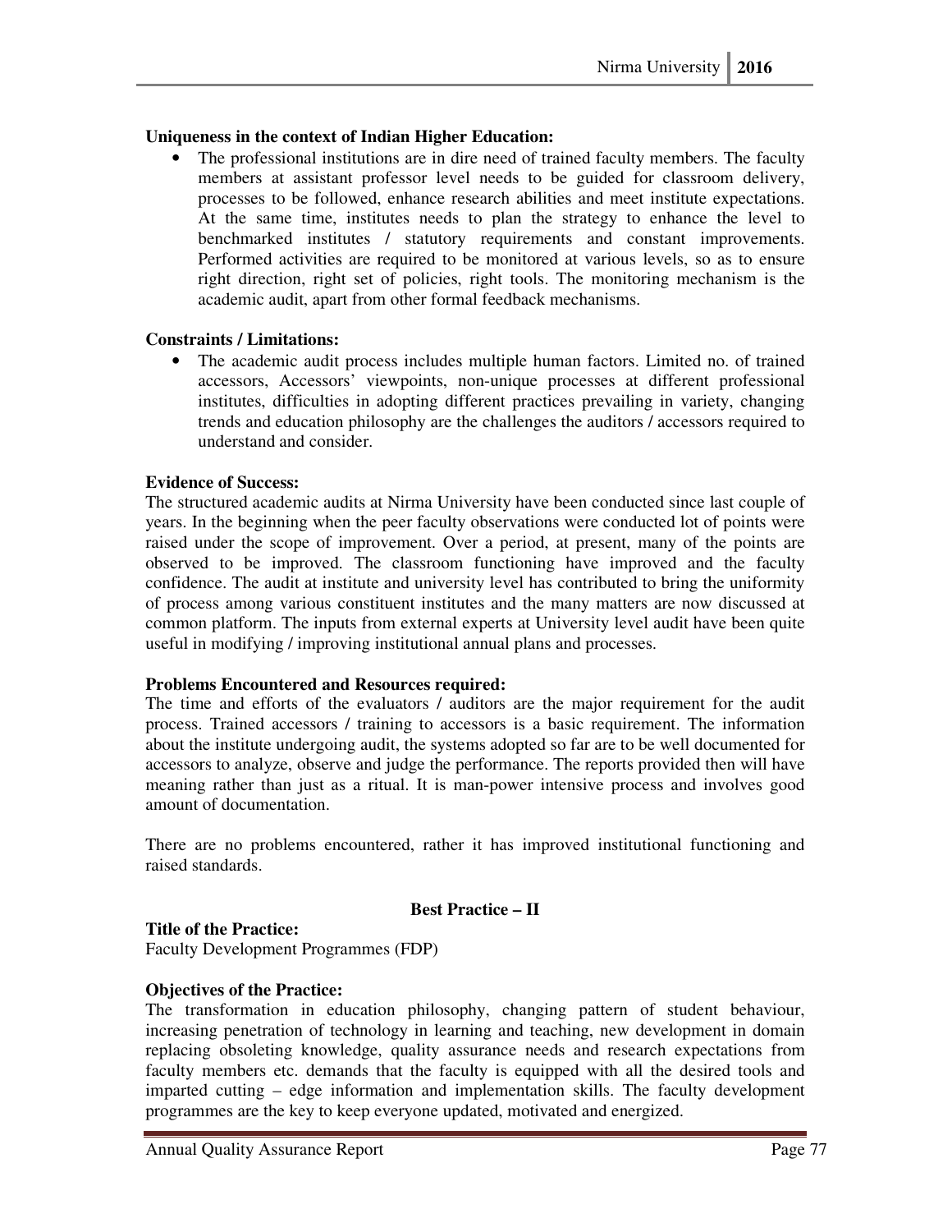**Uniqueness in the context of Indian Higher Education:**

- The professional institutions are in dire need of trained faculty members. The faculty members at assistant professor level needs to be guided for classroom delivery, processes to be followed, enhance research abilities and meet institute expectations. At the same time, institutes needs to plan the strategy to enhance the level to benchmarked institutes / statutory requirements and constant improvements. Performed activities are required to be monitored at various levels, so as to ensure right direction, right set of policies, right tools. The monitoring mechanism is the academic audit, apart from other formal feedback mechanisms.

**Constraints / Limitations:**

- The academic audit process includes multiple human factors. Limited no. of trained accessors, Accessors' viewpoints, non-unique processes at different professional institutes, difficulties in adopting different practices prevailing in variety, changing trends and education philosophy are the challenges the auditors / accessors required to understand and consider.

**Evidence of Success:**

The structured academic audits at Nirma University have been conducted since last couple of years. In the beginning when the peer faculty observations were conducted lot of points were raised under the scope of improvement. Over a period, at present, many of the points are observed to be improved. The classroom functioning have improved and the faculty confidence. The audit at institute and university level has contributed to bring the uniformity of process among various constituent institutes and the many matters are now discussed at common platform. The inputs from external experts at University level audit have been quite useful in modifying / improving institutional annual plans and processes.

**Problems Encountered and Resources required:**

The time and efforts of the evaluators / auditors are the major requirement for the audit process. Trained accessors / training to accessors is a basic requirement. The information about the institute undergoing audit, the systems adopted so far are to be well documented for accessors to analyze, observe and judge the performance. The reports provided then will have meaning rather than just as a ritual. It is man-power intensive process and involves good amount of documentation.

There are no problems encountered, rather it has improved institutional functioning and raised standards.

## Best Practice – II

**Title of the Practice:**

Faculty Development Programmes (FDP)

**Objectives of the Practice:**

The transformation in education philosophy, changing pattern of student behaviour, increasing penetration of technology in learning and teaching, new development in domain replacing obsoleting knowledge, quality assurance needs and research expectations from faculty members etc. demands that the faculty is equipped with all the desired tools and imparted cutting – edge information and implementation skills. The faculty development programmes are the key to keep everyone updated, motivated and energized.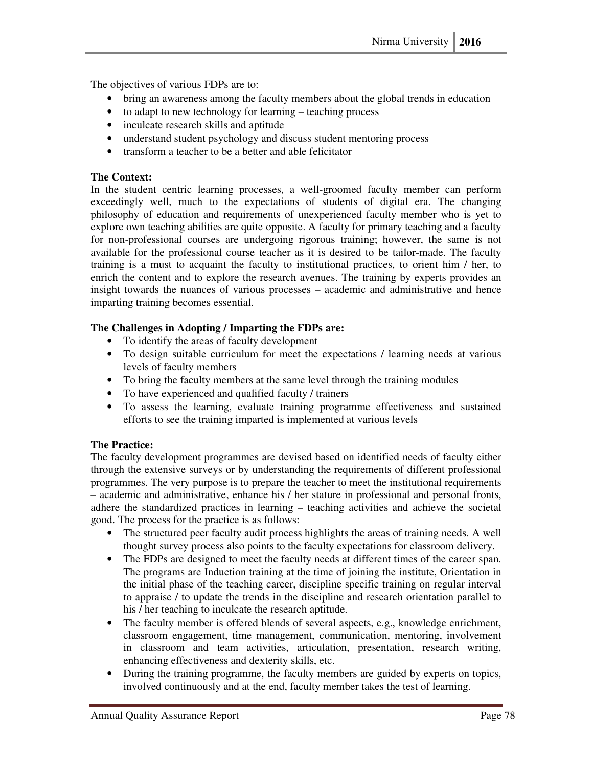The objectives of various FDPs are to:

- bring an awareness among the faculty members about the global trends in education
- to adapt to new technology for learning – teaching process
- inculcate research skills and aptitude
- understand student psychology and discuss student mentoring process
- transform a teacher to be a better and able felicitator

**The Context:**

In the student centric learning processes, a well-groomed faculty member can perform exceedingly well, much to the expectations of students of digital era. The changing philosophy of education and requirements of unexperienced faculty member who is yet to explore own teaching abilities are quite opposite. A faculty for primary teaching and a faculty for non-professional courses are undergoing rigorous training; however, the same is not available for the professional course teacher as it is desired to be tailor-made. The faculty training is a must to acquaint the faculty to institutional practices, to orient him / her, to enrich the content and to explore the research avenues. The training by experts provides an insight towards the nuances of various processes – academic and administrative and hence imparting training becomes essential.

**The Challenges in Adopting / Imparting the FDPs are:**

- To identify the areas of faculty development
- To design suitable curriculum for meet the expectations / learning needs at various levels of faculty members
- To bring the faculty members at the same level through the training modules
- To have experienced and qualified faculty / trainers
- To assess the learning, evaluate training programme effectiveness and sustained efforts to see the training imparted is implemented at various levels

**The Practice:**

The faculty development programmes are devised based on identified needs of faculty either through the extensive surveys or by understanding the requirements of different professional programmes. The very purpose is to prepare the teacher to meet the institutional requirements – academic and administrative, enhance his / her stature in professional and personal fronts, adhere the standardized practices in learning – teaching activities and achieve the societal good. The process for the practice is as follows:

- The structured peer faculty audit process highlights the areas of training needs. A well thought survey process also points to the faculty expectations for classroom delivery.
- The FDPs are designed to meet the faculty needs at different times of the career span. The programs are Induction training at the time of joining the institute, Orientation in the initial phase of the teaching career, discipline specific training on regular interval to appraise / to update the trends in the discipline and research orientation parallel to his / her teaching to inculcate the research aptitude.
- The faculty member is offered blends of several aspects, e.g., knowledge enrichment, classroom engagement, time management, communication, mentoring, involvement in classroom and team activities, articulation, presentation, research writing, enhancing effectiveness and dexterity skills, etc.
- During the training programme, the faculty members are guided by experts on topics, involved continuously and at the end, faculty member takes the test of learning.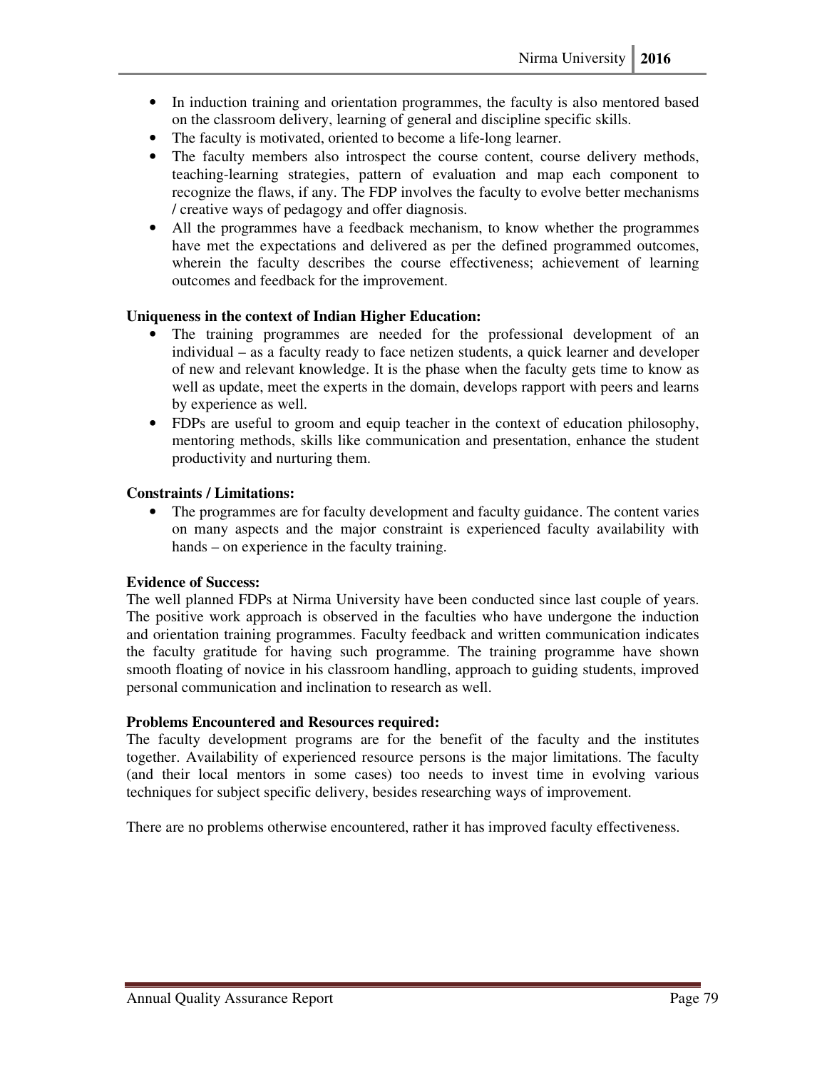- In induction training and orientation programmes, the faculty is also mentored based on the classroom delivery, learning of general and discipline specific skills.
- The faculty is motivated, oriented to become a life-long learner.
- The faculty members also introspect the course content, course delivery methods, teaching-learning strategies, pattern of evaluation and map each component to recognize the flaws, if any. The FDP involves the faculty to evolve better mechanisms / creative ways of pedagogy and offer diagnosis.
- All the programmes have a feedback mechanism, to know whether the programmes have met the expectations and delivered as per the defined programmed outcomes, wherein the faculty describes the course effectiveness; achievement of learning outcomes and feedback for the improvement.

**Uniqueness in the context of Indian Higher Education:**

- The training programmes are needed for the professional development of an individual – as a faculty ready to face netizen students, a quick learner and developer of new and relevant knowledge. It is the phase when the faculty gets time to know as well as update, meet the experts in the domain, develops rapport with peers and learns by experience as well.
- FDPs are useful to groom and equip teacher in the context of education philosophy, mentoring methods, skills like communication and presentation, enhance the student productivity and nurturing them.

**Constraints / Limitations:**

- The programmes are for faculty development and faculty guidance. The content varies on many aspects and the major constraint is experienced faculty availability with hands – on experience in the faculty training.

**Evidence of Success:**

The well planned FDPs at Nirma University have been conducted since last couple of years. The positive work approach is observed in the faculties who have undergone the induction and orientation training programmes. Faculty feedback and written communication indicates the faculty gratitude for having such programme. The training programme have shown smooth floating of novice in his classroom handling, approach to guiding students, improved personal communication and inclination to research as well.

**Problems Encountered and Resources required:**

The faculty development programs are for the benefit of the faculty and the institutes together. Availability of experienced resource persons is the major limitations. The faculty (and their local mentors in some cases) too needs to invest time in evolving various techniques for subject specific delivery, besides researching ways of improvement.

There are no problems otherwise encountered, rather it has improved faculty effectiveness.